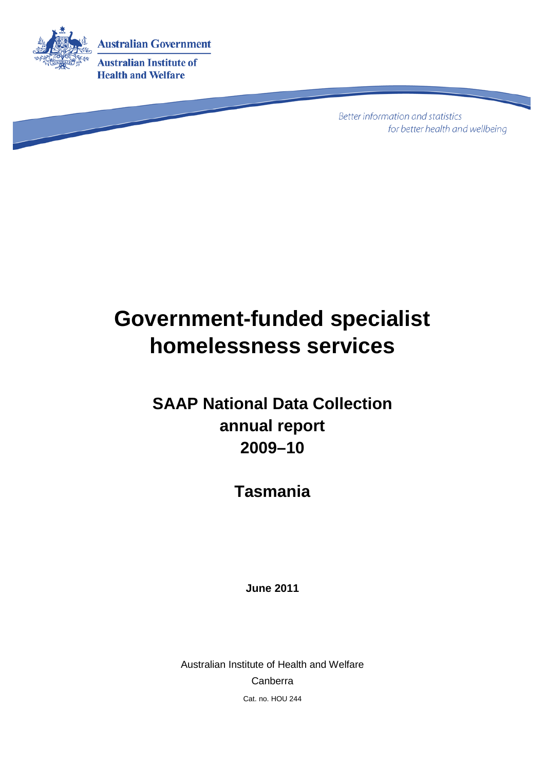Australian Government

Australian Institute of Health and Welfare

*Better information and statistics for better health and wellbeing*

# Government-funded specialist homelessness services

## SAAP National Data Collection annual report 2009–10

## Tasmania

**June 2011**

Australian Institute of Health and Welfare

Canberra

Cat. no. HOU 244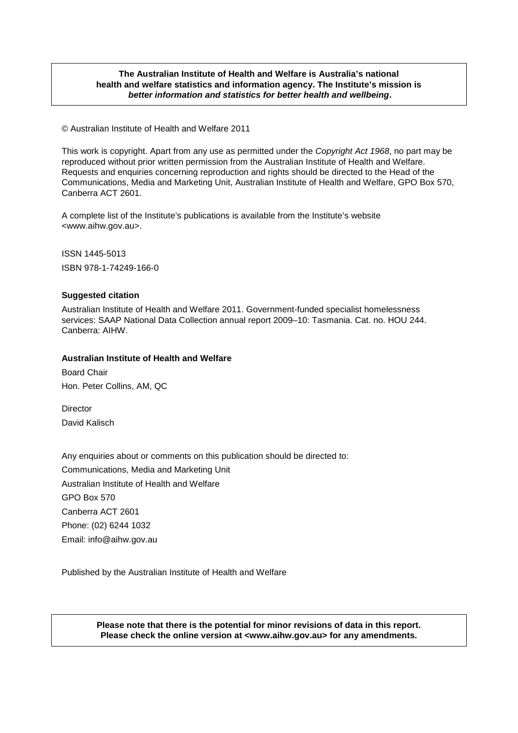**The Australian Institute of Health and Welfare is Australia's national health and welfare statistics and information agency. The Institute's mission is *better information and statistics for better health and wellbeing*.**

© Australian Institute of Health and Welfare 2011

This work is copyright. Apart from any use as permitted under the *Copyright Act 1968*, no part may be reproduced without prior written permission from the Australian Institute of Health and Welfare. Requests and enquiries concerning reproduction and rights should be directed to the Head of the Communications, Media and Marketing Unit, Australian Institute of Health and Welfare, GPO Box 570, Canberra ACT 2601.

A complete list of the Institute's publications is available from the Institute's website <www.aihw.gov.au>.

ISSN 1445-5013

ISBN 978-1-74249-166-0

**Suggested citation**

Australian Institute of Health and Welfare 2011. Government-funded specialist homelessness services: SAAP National Data Collection annual report 2009–10: Tasmania. Cat. no. HOU 244. Canberra: AIHW.

**Australian Institute of Health and Welfare**

Board Chair

Hon. Peter Collins, AM, QC

Director

David Kalisch

Any enquiries about or comments on this publication should be directed to:

Communications, Media and Marketing Unit

Australian Institute of Health and Welfare

GPO Box 570

Canberra ACT 2601

Phone: (02) 6244 1032

Email: info@aihw.gov.au

Published by the Australian Institute of Health and Welfare

**Please note that there is the potential for minor revisions of data in this report. Please check the online version at <www.aihw.gov.au> for any amendments.**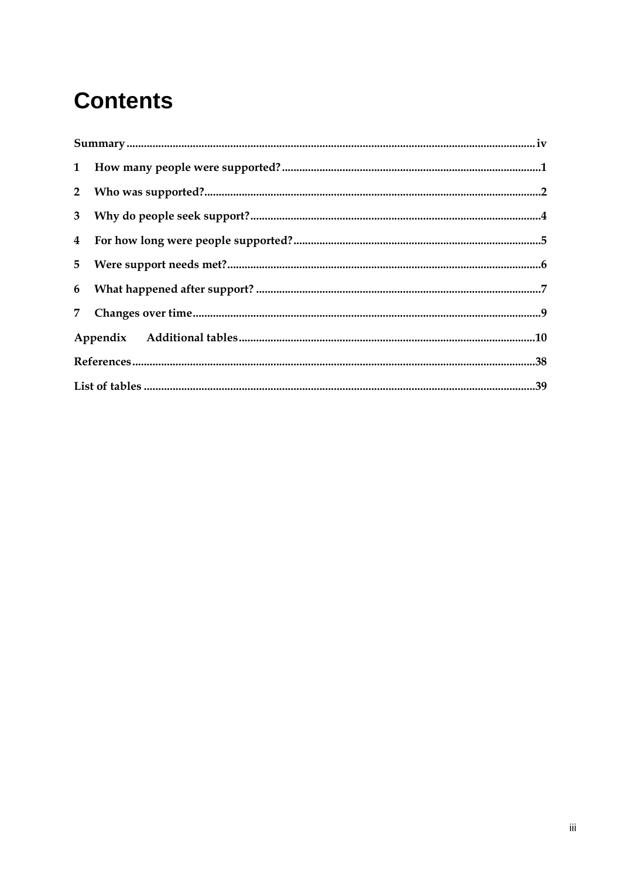# Contents

| | |
|---|---|
| Summary | iv |
| 1 How many people were supported? | 1 |
| 2 Who was supported? | 2 |
| 3 Why do people seek support? | 4 |
| 4 For how long were people supported? | 5 |
| 5 Were support needs met? | 6 |
| 6 What happened after support? | 7 |
| 7 Changes over time | 9 |
| Appendix Additional tables | 10 |
| References | 38 |
| List of tables | 39 |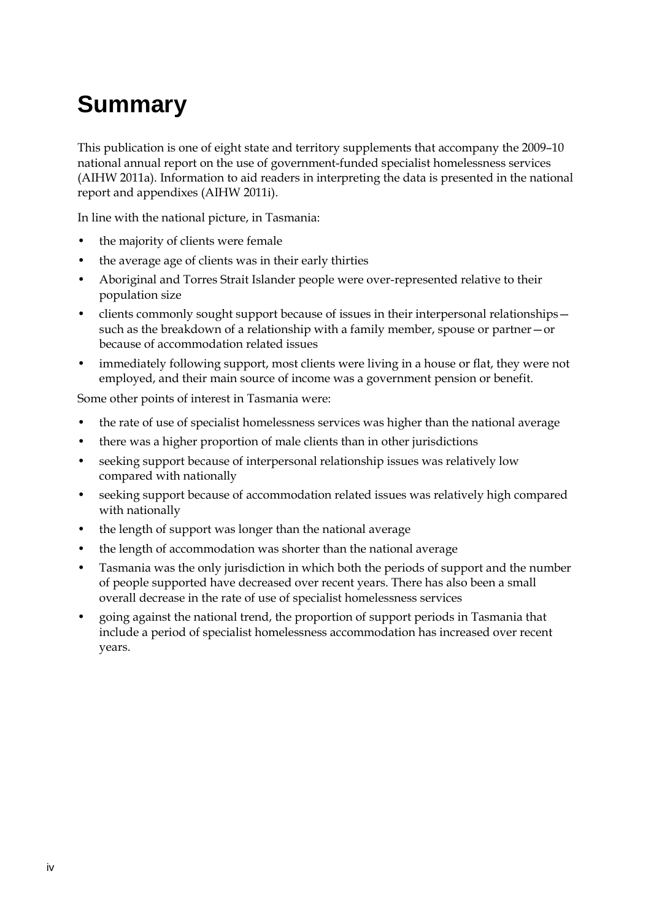# Summary

This publication is one of eight state and territory supplements that accompany the 2009–10 national annual report on the use of government-funded specialist homelessness services (AIHW 2011a). Information to aid readers in interpreting the data is presented in the national report and appendixes (AIHW 2011i).

In line with the national picture, in Tasmania:

- the majority of clients were female
- the average age of clients was in their early thirties
- Aboriginal and Torres Strait Islander people were over-represented relative to their population size
- clients commonly sought support because of issues in their interpersonal relationships—such as the breakdown of a relationship with a family member, spouse or partner—or because of accommodation related issues
- immediately following support, most clients were living in a house or flat, they were not employed, and their main source of income was a government pension or benefit.

Some other points of interest in Tasmania were:

- the rate of use of specialist homelessness services was higher than the national average
- there was a higher proportion of male clients than in other jurisdictions
- seeking support because of interpersonal relationship issues was relatively low compared with nationally
- seeking support because of accommodation related issues was relatively high compared with nationally
- the length of support was longer than the national average
- the length of accommodation was shorter than the national average
- Tasmania was the only jurisdiction in which both the periods of support and the number of people supported have decreased over recent years. There has also been a small overall decrease in the rate of use of specialist homelessness services
- going against the national trend, the proportion of support periods in Tasmania that include a period of specialist homelessness accommodation has increased over recent years.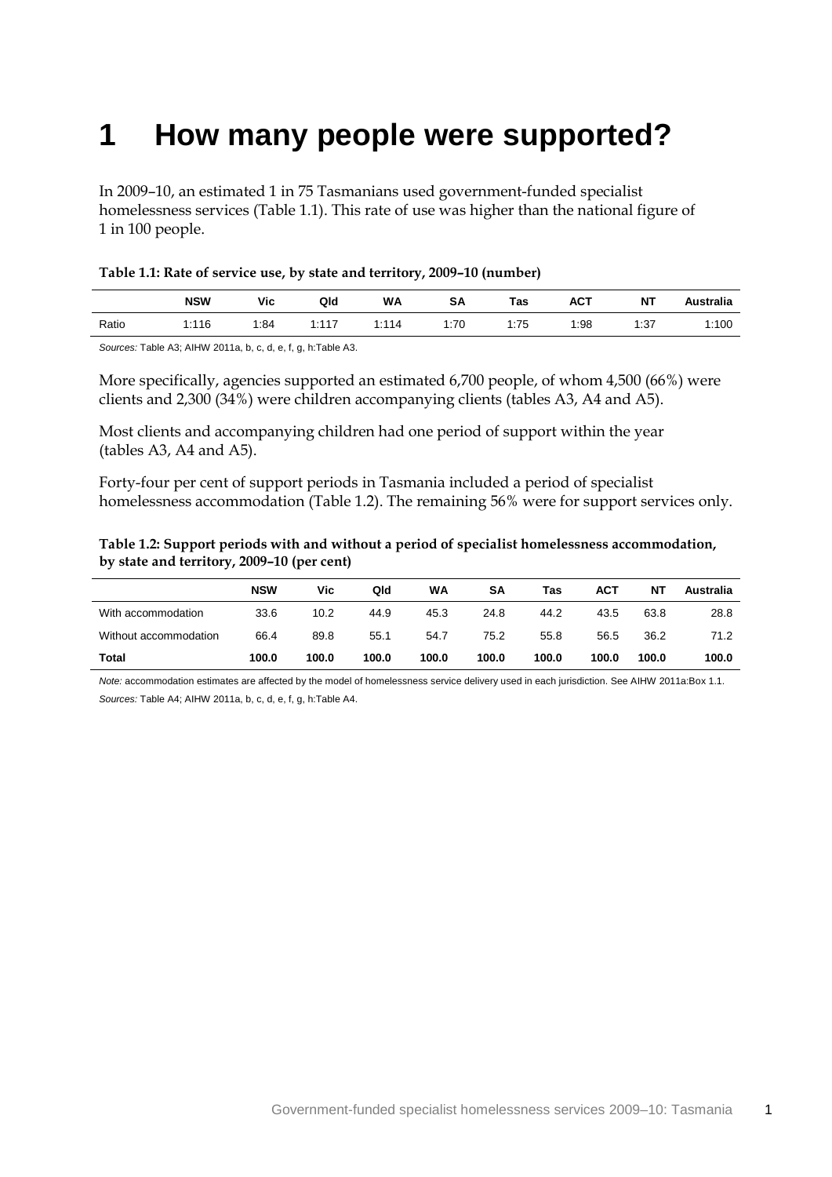# 1 How many people were supported?

In 2009–10, an estimated 1 in 75 Tasmanians used government-funded specialist homelessness services (Table 1.1). This rate of use was higher than the national figure of 1 in 100 people.

**Table 1.1: Rate of service use, by state and territory, 2009–10 (number)**

| | NSW | Vic | Qld | WA | SA | Tas | ACT | NT | Australia |
|---|---|---|---|---|---|---|---|---|---|
| Ratio | 1:116 | 1:84 | 1:117 | 1:114 | 1:70 | 1:75 | 1:98 | 1:37 | 1:100 |

*Sources:* Table A3; AIHW 2011a, b, c, d, e, f, g, h:Table A3.

More specifically, agencies supported an estimated 6,700 people, of whom 4,500 (66%) were clients and 2,300 (34%) were children accompanying clients (tables A3, A4 and A5).

Most clients and accompanying children had one period of support within the year (tables A3, A4 and A5).

Forty-four per cent of support periods in Tasmania included a period of specialist homelessness accommodation (Table 1.2). The remaining 56% were for support services only.

**Table 1.2: Support periods with and without a period of specialist homelessness accommodation, by state and territory, 2009–10 (per cent)**

| | NSW | Vic | Qld | WA | SA | Tas | ACT | NT | Australia |
|---|---|---|---|---|---|---|---|---|---|
| With accommodation | 33.6 | 10.2 | 44.9 | 45.3 | 24.8 | 44.2 | 43.5 | 63.8 | 28.8 |
| Without accommodation | 66.4 | 89.8 | 55.1 | 54.7 | 75.2 | 55.8 | 56.5 | 36.2 | 71.2 |
| **Total** | **100.0** | **100.0** | **100.0** | **100.0** | **100.0** | **100.0** | **100.0** | **100.0** | **100.0** |

*Note:* accommodation estimates are affected by the model of homelessness service delivery used in each jurisdiction. See AIHW 2011a:Box 1.1.

*Sources:* Table A4; AIHW 2011a, b, c, d, e, f, g, h:Table A4.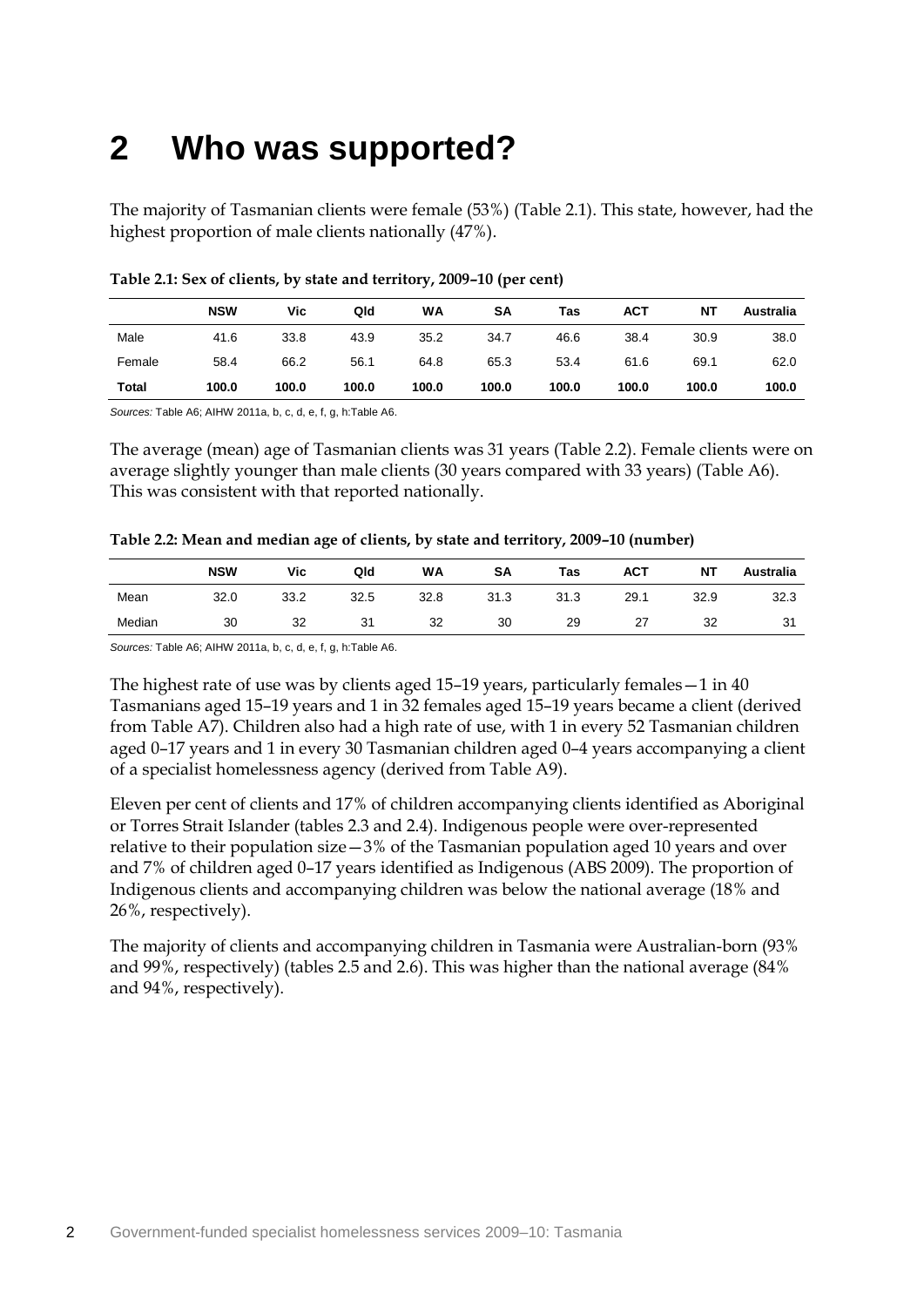# 2 Who was supported?

The majority of Tasmanian clients were female (53%) (Table 2.1). This state, however, had the highest proportion of male clients nationally (47%).

**Table 2.1: Sex of clients, by state and territory, 2009–10 (per cent)**

| | NSW | Vic | Qld | WA | SA | Tas | ACT | NT | Australia |
|---|---|---|---|---|---|---|---|---|---|
| Male | 41.6 | 33.8 | 43.9 | 35.2 | 34.7 | 46.6 | 38.4 | 30.9 | 38.0 |
| Female | 58.4 | 66.2 | 56.1 | 64.8 | 65.3 | 53.4 | 61.6 | 69.1 | 62.0 |
| **Total** | **100.0** | **100.0** | **100.0** | **100.0** | **100.0** | **100.0** | **100.0** | **100.0** | **100.0** |

*Sources:* Table A6; AIHW 2011a, b, c, d, e, f, g, h:Table A6.

The average (mean) age of Tasmanian clients was 31 years (Table 2.2). Female clients were on average slightly younger than male clients (30 years compared with 33 years) (Table A6). This was consistent with that reported nationally.

**Table 2.2: Mean and median age of clients, by state and territory, 2009–10 (number)**

| | NSW | Vic | Qld | WA | SA | Tas | ACT | NT | Australia |
|---|---|---|---|---|---|---|---|---|---|
| Mean | 32.0 | 33.2 | 32.5 | 32.8 | 31.3 | 31.3 | 29.1 | 32.9 | 32.3 |
| Median | 30 | 32 | 31 | 32 | 30 | 29 | 27 | 32 | 31 |

*Sources:* Table A6; AIHW 2011a, b, c, d, e, f, g, h:Table A6.

The highest rate of use was by clients aged 15–19 years, particularly females—1 in 40 Tasmanians aged 15–19 years and 1 in 32 females aged 15–19 years became a client (derived from Table A7). Children also had a high rate of use, with 1 in every 52 Tasmanian children aged 0–17 years and 1 in every 30 Tasmanian children aged 0–4 years accompanying a client of a specialist homelessness agency (derived from Table A9).

Eleven per cent of clients and 17% of children accompanying clients identified as Aboriginal or Torres Strait Islander (tables 2.3 and 2.4). Indigenous people were over-represented relative to their population size—3% of the Tasmanian population aged 10 years and over and 7% of children aged 0–17 years identified as Indigenous (ABS 2009). The proportion of Indigenous clients and accompanying children was below the national average (18% and 26%, respectively).

The majority of clients and accompanying children in Tasmania were Australian-born (93% and 99%, respectively) (tables 2.5 and 2.6). This was higher than the national average (84% and 94%, respectively).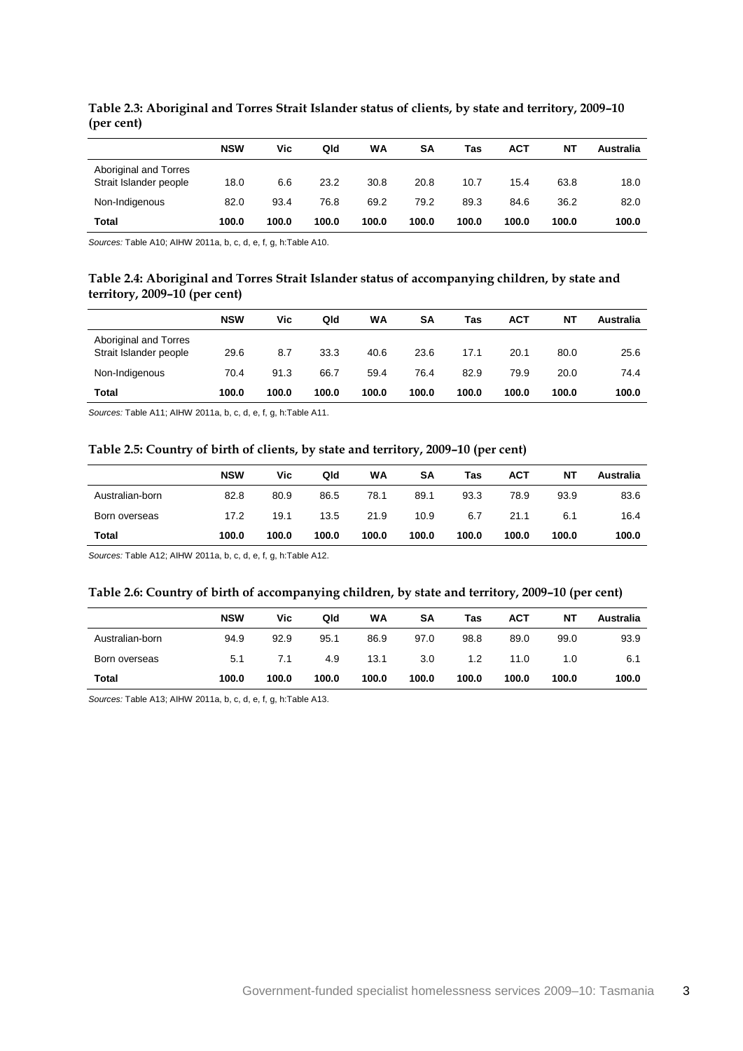**Table 2.3: Aboriginal and Torres Strait Islander status of clients, by state and territory, 2009–10 (per cent)**

| | NSW | Vic | Qld | WA | SA | Tas | ACT | NT | Australia |
|---|---|---|---|---|---|---|---|---|---|
| Aboriginal and Torres Strait Islander people | 18.0 | 6.6 | 23.2 | 30.8 | 20.8 | 10.7 | 15.4 | 63.8 | 18.0 |
| Non-Indigenous | 82.0 | 93.4 | 76.8 | 69.2 | 79.2 | 89.3 | 84.6 | 36.2 | 82.0 |
| **Total** | **100.0** | **100.0** | **100.0** | **100.0** | **100.0** | **100.0** | **100.0** | **100.0** | **100.0** |

*Sources:* Table A10; AIHW 2011a, b, c, d, e, f, g, h:Table A10.

**Table 2.4: Aboriginal and Torres Strait Islander status of accompanying children, by state and territory, 2009–10 (per cent)**

| | NSW | Vic | Qld | WA | SA | Tas | ACT | NT | Australia |
|---|---|---|---|---|---|---|---|---|---|
| Aboriginal and Torres Strait Islander people | 29.6 | 8.7 | 33.3 | 40.6 | 23.6 | 17.1 | 20.1 | 80.0 | 25.6 |
| Non-Indigenous | 70.4 | 91.3 | 66.7 | 59.4 | 76.4 | 82.9 | 79.9 | 20.0 | 74.4 |
| **Total** | **100.0** | **100.0** | **100.0** | **100.0** | **100.0** | **100.0** | **100.0** | **100.0** | **100.0** |

*Sources:* Table A11; AIHW 2011a, b, c, d, e, f, g, h:Table A11.

**Table 2.5: Country of birth of clients, by state and territory, 2009–10 (per cent)**

| | NSW | Vic | Qld | WA | SA | Tas | ACT | NT | Australia |
|---|---|---|---|---|---|---|---|---|---|
| Australian-born | 82.8 | 80.9 | 86.5 | 78.1 | 89.1 | 93.3 | 78.9 | 93.9 | 83.6 |
| Born overseas | 17.2 | 19.1 | 13.5 | 21.9 | 10.9 | 6.7 | 21.1 | 6.1 | 16.4 |
| **Total** | **100.0** | **100.0** | **100.0** | **100.0** | **100.0** | **100.0** | **100.0** | **100.0** | **100.0** |

*Sources:* Table A12; AIHW 2011a, b, c, d, e, f, g, h:Table A12.

**Table 2.6: Country of birth of accompanying children, by state and territory, 2009–10 (per cent)**

| | NSW | Vic | Qld | WA | SA | Tas | ACT | NT | Australia |
|---|---|---|---|---|---|---|---|---|---|
| Australian-born | 94.9 | 92.9 | 95.1 | 86.9 | 97.0 | 98.8 | 89.0 | 99.0 | 93.9 |
| Born overseas | 5.1 | 7.1 | 4.9 | 13.1 | 3.0 | 1.2 | 11.0 | 1.0 | 6.1 |
| **Total** | **100.0** | **100.0** | **100.0** | **100.0** | **100.0** | **100.0** | **100.0** | **100.0** | **100.0** |

*Sources:* Table A13; AIHW 2011a, b, c, d, e, f, g, h:Table A13.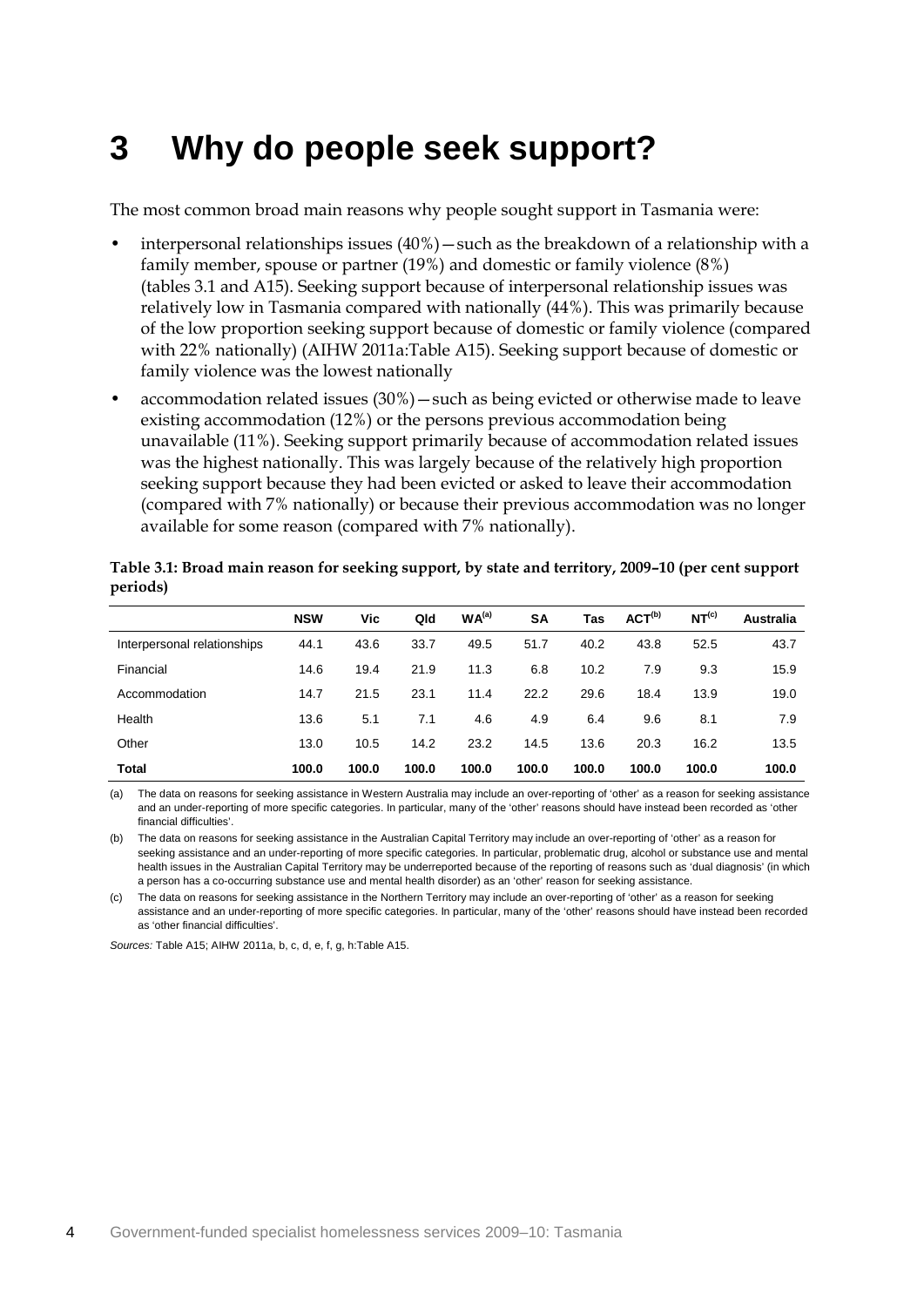# 3 Why do people seek support?

The most common broad main reasons why people sought support in Tasmania were:

- interpersonal relationships issues (40%)—such as the breakdown of a relationship with a family member, spouse or partner (19%) and domestic or family violence (8%) (tables 3.1 and A15). Seeking support because of interpersonal relationship issues was relatively low in Tasmania compared with nationally (44%). This was primarily because of the low proportion seeking support because of domestic or family violence (compared with 22% nationally) (AIHW 2011a:Table A15). Seeking support because of domestic or family violence was the lowest nationally
- accommodation related issues (30%)—such as being evicted or otherwise made to leave existing accommodation (12%) or the persons previous accommodation being unavailable (11%). Seeking support primarily because of accommodation related issues was the highest nationally. This was largely because of the relatively high proportion seeking support because they had been evicted or asked to leave their accommodation (compared with 7% nationally) or because their previous accommodation was no longer available for some reason (compared with 7% nationally).

**Table 3.1: Broad main reason for seeking support, by state and territory, 2009–10 (per cent support periods)**

| | NSW | Vic | Qld | WA[(a)] | SA | Tas | ACT[(b)] | NT[(c)] | Australia |
|---|---|---|---|---|---|---|---|---|---|
| Interpersonal relationships | 44.1 | 43.6 | 33.7 | 49.5 | 51.7 | 40.2 | 43.8 | 52.5 | 43.7 |
| Financial | 14.6 | 19.4 | 21.9 | 11.3 | 6.8 | 10.2 | 7.9 | 9.3 | 15.9 |
| Accommodation | 14.7 | 21.5 | 23.1 | 11.4 | 22.2 | 29.6 | 18.4 | 13.9 | 19.0 |
| Health | 13.6 | 5.1 | 7.1 | 4.6 | 4.9 | 6.4 | 9.6 | 8.1 | 7.9 |
| Other | 13.0 | 10.5 | 14.2 | 23.2 | 14.5 | 13.6 | 20.3 | 16.2 | 13.5 |
| **Total** | **100.0** | **100.0** | **100.0** | **100.0** | **100.0** | **100.0** | **100.0** | **100.0** | **100.0** |

(a) The data on reasons for seeking assistance in Western Australia may include an over-reporting of 'other' as a reason for seeking assistance and an under-reporting of more specific categories. In particular, many of the 'other' reasons should have instead been recorded as 'other financial difficulties'.

(b) The data on reasons for seeking assistance in the Australian Capital Territory may include an over-reporting of 'other' as a reason for seeking assistance and an under-reporting of more specific categories. In particular, problematic drug, alcohol or substance use and mental health issues in the Australian Capital Territory may be underreported because of the reporting of reasons such as 'dual diagnosis' (in which a person has a co-occurring substance use and mental health disorder) as an 'other' reason for seeking assistance.

(c) The data on reasons for seeking assistance in the Northern Territory may include an over-reporting of 'other' as a reason for seeking assistance and an under-reporting of more specific categories. In particular, many of the 'other' reasons should have instead been recorded as 'other financial difficulties'.

*Sources:* Table A15; AIHW 2011a, b, c, d, e, f, g, h:Table A15.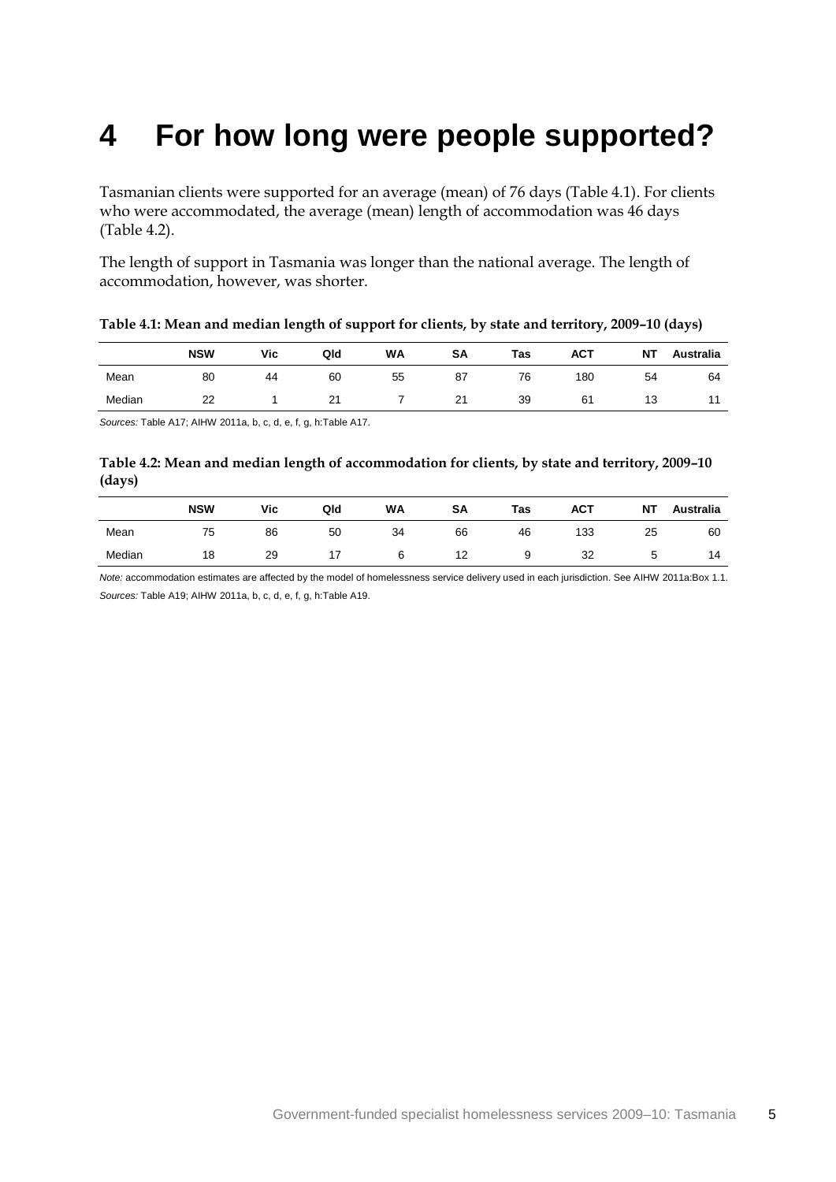# 4 For how long were people supported?

Tasmanian clients were supported for an average (mean) of 76 days (Table 4.1). For clients who were accommodated, the average (mean) length of accommodation was 46 days (Table 4.2).

The length of support in Tasmania was longer than the national average. The length of accommodation, however, was shorter.

**Table 4.1: Mean and median length of support for clients, by state and territory, 2009–10 (days)**

| | NSW | Vic | Qld | WA | SA | Tas | ACT | NT | Australia |
|---|---|---|---|---|---|---|---|---|---|
| Mean | 80 | 44 | 60 | 55 | 87 | 76 | 180 | 54 | 64 |
| Median | 22 | 1 | 21 | 7 | 21 | 39 | 61 | 13 | 11 |

*Sources:* Table A17; AIHW 2011a, b, c, d, e, f, g, h:Table A17.

**Table 4.2: Mean and median length of accommodation for clients, by state and territory, 2009–10 (days)**

| | NSW | Vic | Qld | WA | SA | Tas | ACT | NT | Australia |
|---|---|---|---|---|---|---|---|---|---|
| Mean | 75 | 86 | 50 | 34 | 66 | 46 | 133 | 25 | 60 |
| Median | 18 | 29 | 17 | 6 | 12 | 9 | 32 | 5 | 14 |

*Note:* accommodation estimates are affected by the model of homelessness service delivery used in each jurisdiction. See AIHW 2011a:Box 1.1.

*Sources:* Table A19; AIHW 2011a, b, c, d, e, f, g, h:Table A19.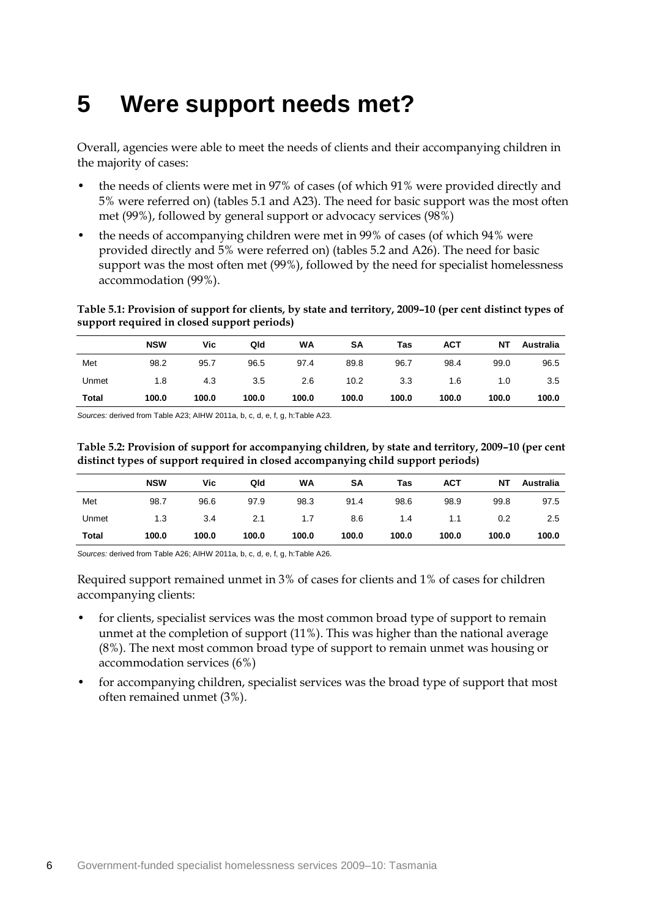# 5 Were support needs met?

Overall, agencies were able to meet the needs of clients and their accompanying children in the majority of cases:

- the needs of clients were met in 97% of cases (of which 91% were provided directly and 5% were referred on) (tables 5.1 and A23). The need for basic support was the most often met (99%), followed by general support or advocacy services (98%)
- the needs of accompanying children were met in 99% of cases (of which 94% were provided directly and 5% were referred on) (tables 5.2 and A26). The need for basic support was the most often met (99%), followed by the need for specialist homelessness accommodation (99%).

**Table 5.1: Provision of support for clients, by state and territory, 2009–10 (per cent distinct types of support required in closed support periods)**

| | NSW | Vic | Qld | WA | SA | Tas | ACT | NT | Australia |
|---|---|---|---|---|---|---|---|---|---|
| Met | 98.2 | 95.7 | 96.5 | 97.4 | 89.8 | 96.7 | 98.4 | 99.0 | 96.5 |
| Unmet | 1.8 | 4.3 | 3.5 | 2.6 | 10.2 | 3.3 | 1.6 | 1.0 | 3.5 |
| **Total** | **100.0** | **100.0** | **100.0** | **100.0** | **100.0** | **100.0** | **100.0** | **100.0** | **100.0** |

*Sources:* derived from Table A23; AIHW 2011a, b, c, d, e, f, g, h:Table A23.

**Table 5.2: Provision of support for accompanying children, by state and territory, 2009–10 (per cent distinct types of support required in closed accompanying child support periods)**

| | NSW | Vic | Qld | WA | SA | Tas | ACT | NT | Australia |
|---|---|---|---|---|---|---|---|---|---|
| Met | 98.7 | 96.6 | 97.9 | 98.3 | 91.4 | 98.6 | 98.9 | 99.8 | 97.5 |
| Unmet | 1.3 | 3.4 | 2.1 | 1.7 | 8.6 | 1.4 | 1.1 | 0.2 | 2.5 |
| **Total** | **100.0** | **100.0** | **100.0** | **100.0** | **100.0** | **100.0** | **100.0** | **100.0** | **100.0** |

*Sources:* derived from Table A26; AIHW 2011a, b, c, d, e, f, g, h:Table A26.

Required support remained unmet in 3% of cases for clients and 1% of cases for children accompanying clients:

- for clients, specialist services was the most common broad type of support to remain unmet at the completion of support (11%). This was higher than the national average (8%). The next most common broad type of support to remain unmet was housing or accommodation services (6%)
- for accompanying children, specialist services was the broad type of support that most often remained unmet (3%).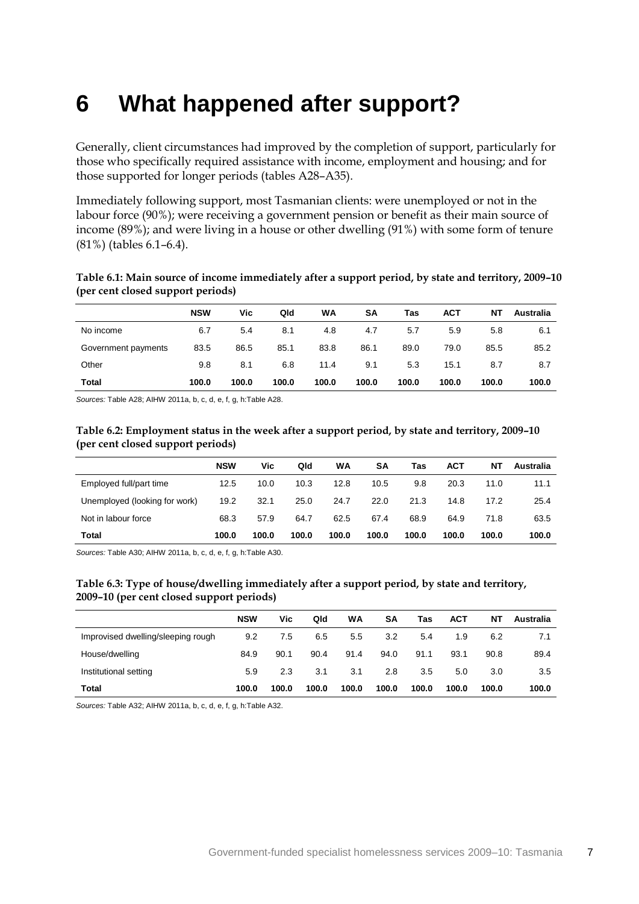# 6 What happened after support?

Generally, client circumstances had improved by the completion of support, particularly for those who specifically required assistance with income, employment and housing; and for those supported for longer periods (tables A28–A35).

Immediately following support, most Tasmanian clients: were unemployed or not in the labour force (90%); were receiving a government pension or benefit as their main source of income (89%); and were living in a house or other dwelling (91%) with some form of tenure (81%) (tables 6.1–6.4).

**Table 6.1: Main source of income immediately after a support period, by state and territory, 2009–10 (per cent closed support periods)**

| | NSW | Vic | Qld | WA | SA | Tas | ACT | NT | Australia |
|---|---|---|---|---|---|---|---|---|---|
| No income | 6.7 | 5.4 | 8.1 | 4.8 | 4.7 | 5.7 | 5.9 | 5.8 | 6.1 |
| Government payments | 83.5 | 86.5 | 85.1 | 83.8 | 86.1 | 89.0 | 79.0 | 85.5 | 85.2 |
| Other | 9.8 | 8.1 | 6.8 | 11.4 | 9.1 | 5.3 | 15.1 | 8.7 | 8.7 |
| **Total** | **100.0** | **100.0** | **100.0** | **100.0** | **100.0** | **100.0** | **100.0** | **100.0** | **100.0** |

*Sources:* Table A28; AIHW 2011a, b, c, d, e, f, g, h:Table A28.

**Table 6.2: Employment status in the week after a support period, by state and territory, 2009–10 (per cent closed support periods)**

| | NSW | Vic | Qld | WA | SA | Tas | ACT | NT | Australia |
|---|---|---|---|---|---|---|---|---|---|
| Employed full/part time | 12.5 | 10.0 | 10.3 | 12.8 | 10.5 | 9.8 | 20.3 | 11.0 | 11.1 |
| Unemployed (looking for work) | 19.2 | 32.1 | 25.0 | 24.7 | 22.0 | 21.3 | 14.8 | 17.2 | 25.4 |
| Not in labour force | 68.3 | 57.9 | 64.7 | 62.5 | 67.4 | 68.9 | 64.9 | 71.8 | 63.5 |
| **Total** | **100.0** | **100.0** | **100.0** | **100.0** | **100.0** | **100.0** | **100.0** | **100.0** | **100.0** |

*Sources:* Table A30; AIHW 2011a, b, c, d, e, f, g, h:Table A30.

**Table 6.3: Type of house/dwelling immediately after a support period, by state and territory, 2009–10 (per cent closed support periods)**

| | NSW | Vic | Qld | WA | SA | Tas | ACT | NT | Australia |
|---|---|---|---|---|---|---|---|---|---|
| Improvised dwelling/sleeping rough | 9.2 | 7.5 | 6.5 | 5.5 | 3.2 | 5.4 | 1.9 | 6.2 | 7.1 |
| House/dwelling | 84.9 | 90.1 | 90.4 | 91.4 | 94.0 | 91.1 | 93.1 | 90.8 | 89.4 |
| Institutional setting | 5.9 | 2.3 | 3.1 | 3.1 | 2.8 | 3.5 | 5.0 | 3.0 | 3.5 |
| **Total** | **100.0** | **100.0** | **100.0** | **100.0** | **100.0** | **100.0** | **100.0** | **100.0** | **100.0** |

*Sources:* Table A32; AIHW 2011a, b, c, d, e, f, g, h:Table A32.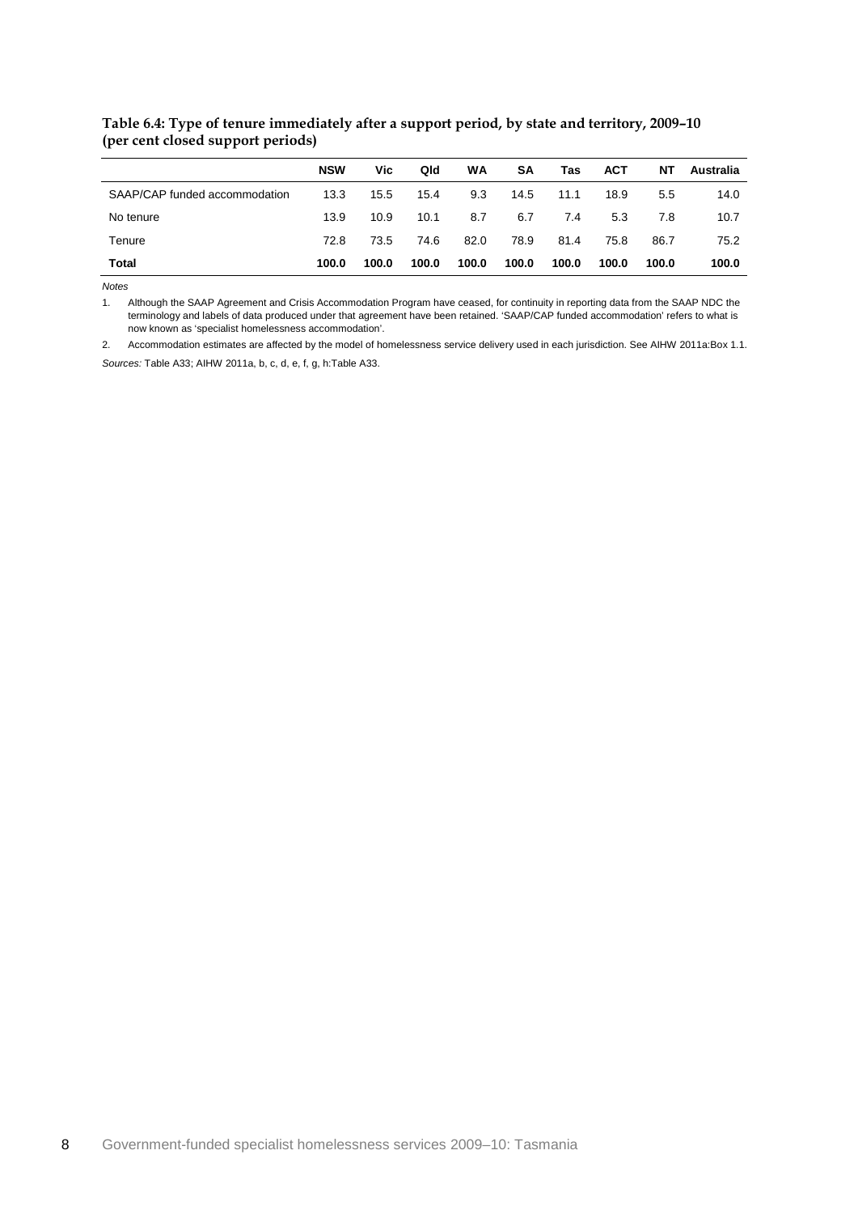**Table 6.4: Type of tenure immediately after a support period, by state and territory, 2009–10 (per cent closed support periods)**

| | NSW | Vic | Qld | WA | SA | Tas | ACT | NT | Australia |
|---|---|---|---|---|---|---|---|---|---|
| SAAP/CAP funded accommodation | 13.3 | 15.5 | 15.4 | 9.3 | 14.5 | 11.1 | 18.9 | 5.5 | 14.0 |
| No tenure | 13.9 | 10.9 | 10.1 | 8.7 | 6.7 | 7.4 | 5.3 | 7.8 | 10.7 |
| Tenure | 72.8 | 73.5 | 74.6 | 82.0 | 78.9 | 81.4 | 75.8 | 86.7 | 75.2 |
| **Total** | **100.0** | **100.0** | **100.0** | **100.0** | **100.0** | **100.0** | **100.0** | **100.0** | **100.0** |

*Notes*

1. Although the SAAP Agreement and Crisis Accommodation Program have ceased, for continuity in reporting data from the SAAP NDC the terminology and labels of data produced under that agreement have been retained. 'SAAP/CAP funded accommodation' refers to what is now known as 'specialist homelessness accommodation'.

2. Accommodation estimates are affected by the model of homelessness service delivery used in each jurisdiction. See AIHW 2011a:Box 1.1.

*Sources:* Table A33; AIHW 2011a, b, c, d, e, f, g, h:Table A33.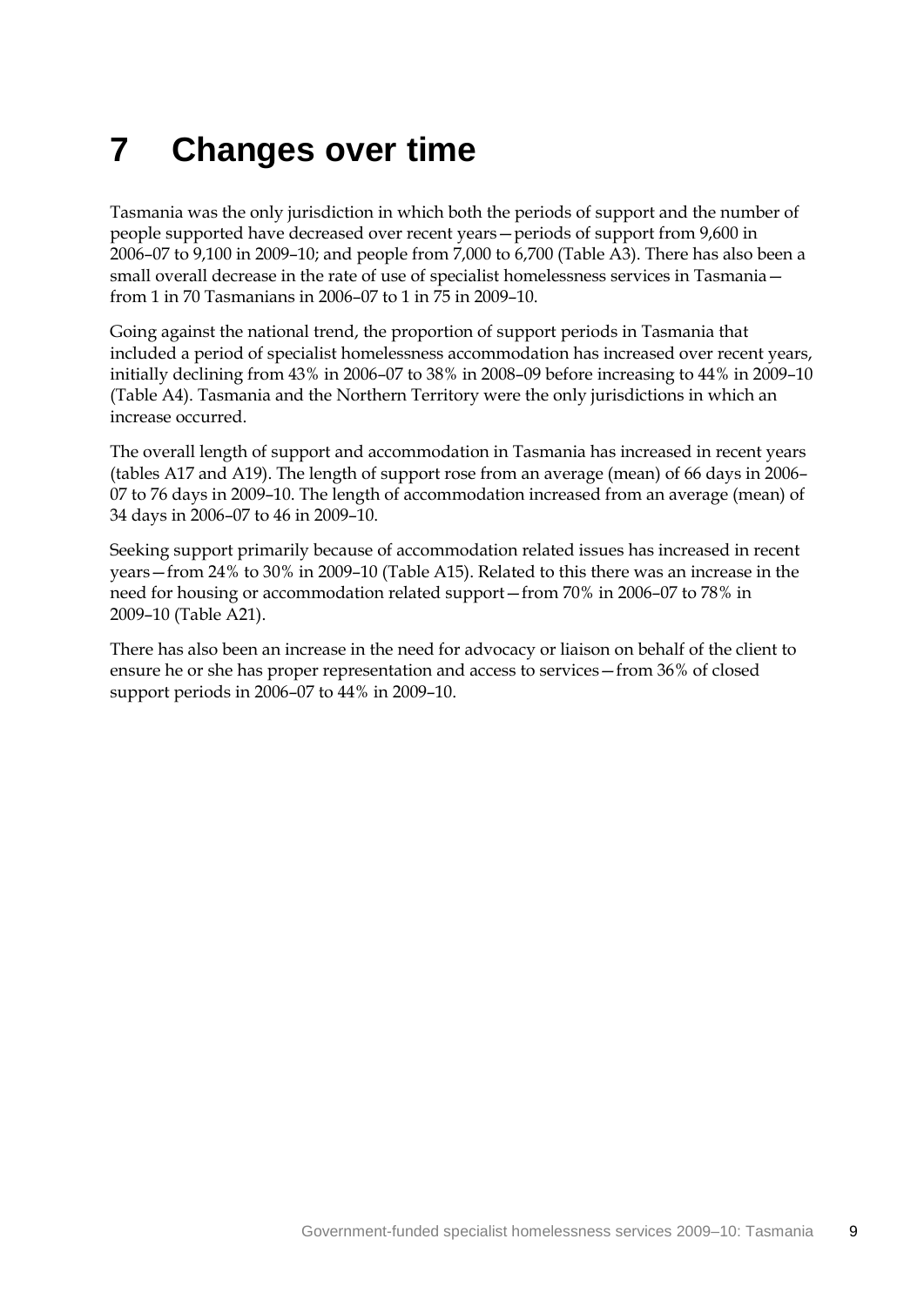# 7 Changes over time

Tasmania was the only jurisdiction in which both the periods of support and the number of people supported have decreased over recent years—periods of support from 9,600 in 2006–07 to 9,100 in 2009–10; and people from 7,000 to 6,700 (Table A3). There has also been a small overall decrease in the rate of use of specialist homelessness services in Tasmania—from 1 in 70 Tasmanians in 2006–07 to 1 in 75 in 2009–10.

Going against the national trend, the proportion of support periods in Tasmania that included a period of specialist homelessness accommodation has increased over recent years, initially declining from 43% in 2006–07 to 38% in 2008–09 before increasing to 44% in 2009–10 (Table A4). Tasmania and the Northern Territory were the only jurisdictions in which an increase occurred.

The overall length of support and accommodation in Tasmania has increased in recent years (tables A17 and A19). The length of support rose from an average (mean) of 66 days in 2006–07 to 76 days in 2009–10. The length of accommodation increased from an average (mean) of 34 days in 2006–07 to 46 in 2009–10.

Seeking support primarily because of accommodation related issues has increased in recent years—from 24% to 30% in 2009–10 (Table A15). Related to this there was an increase in the need for housing or accommodation related support—from 70% in 2006–07 to 78% in 2009–10 (Table A21).

There has also been an increase in the need for advocacy or liaison on behalf of the client to ensure he or she has proper representation and access to services—from 36% of closed support periods in 2006–07 to 44% in 2009–10.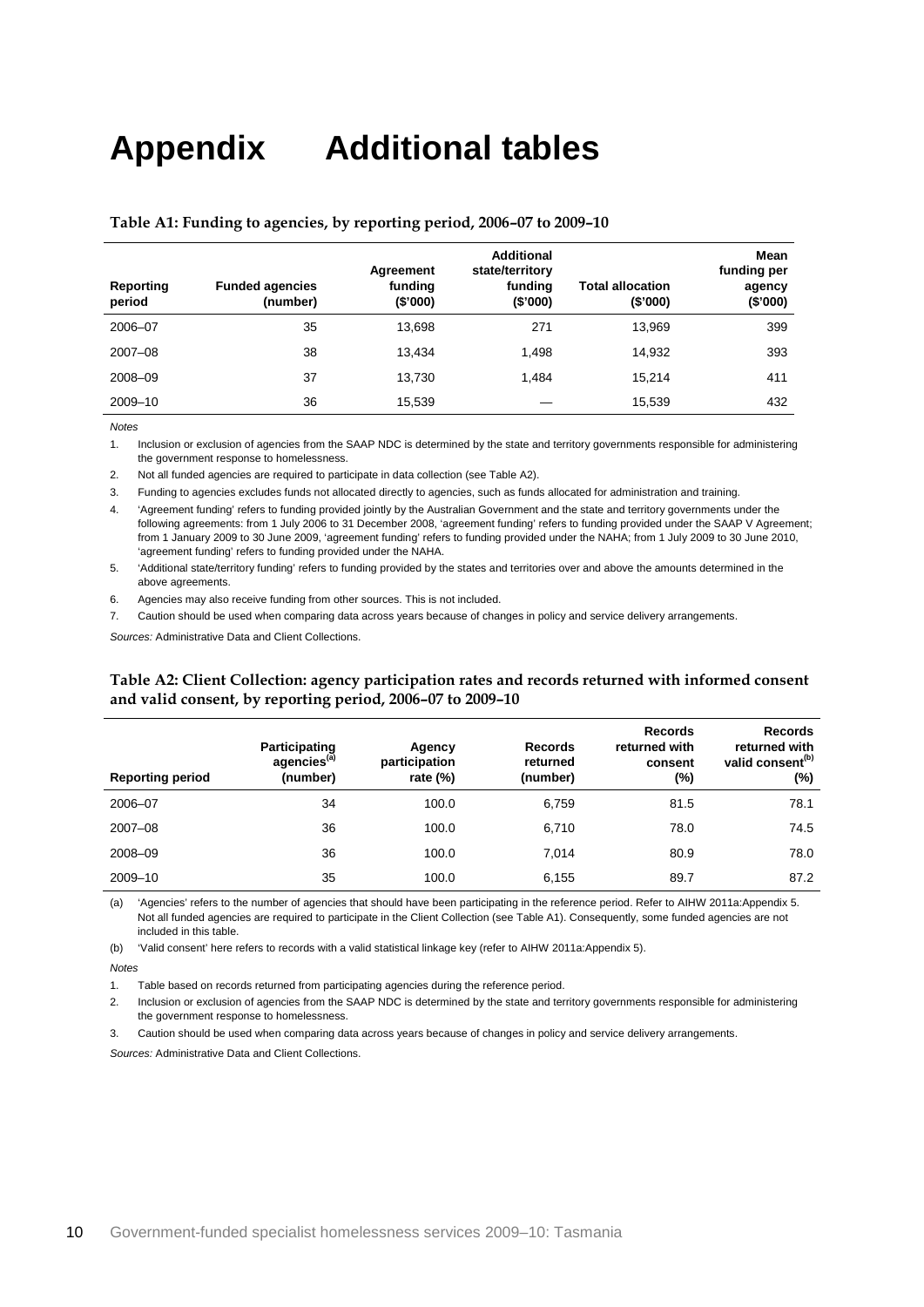# Appendix Additional tables

**Table A1: Funding to agencies, by reporting period, 2006–07 to 2009–10**

| Reporting period | Funded agencies (number) | Agreement funding ($'000) | Additional state/territory funding ($'000) | Total allocation ($'000) | Mean funding per agency ($'000) |
|---|---|---|---|---|---|
| 2006–07 | 35 | 13,698 | 271 | 13,969 | 399 |
| 2007–08 | 38 | 13,434 | 1,498 | 14,932 | 393 |
| 2008–09 | 37 | 13,730 | 1,484 | 15,214 | 411 |
| 2009–10 | 36 | 15,539 | — | 15,539 | 432 |

*Notes*

1. Inclusion or exclusion of agencies from the SAAP NDC is determined by the state and territory governments responsible for administering the government response to homelessness.
2. Not all funded agencies are required to participate in data collection (see Table A2).
3. Funding to agencies excludes funds not allocated directly to agencies, such as funds allocated for administration and training.
4. 'Agreement funding' refers to funding provided jointly by the Australian Government and the state and territory governments under the following agreements: from 1 July 2006 to 31 December 2008, 'agreement funding' refers to funding provided under the SAAP V Agreement; from 1 January 2009 to 30 June 2009, 'agreement funding' refers to funding provided under the NAHA; from 1 July 2009 to 30 June 2010, 'agreement funding' refers to funding provided under the NAHA.
5. 'Additional state/territory funding' refers to funding provided by the states and territories over and above the amounts determined in the above agreements.
6. Agencies may also receive funding from other sources. This is not included.
7. Caution should be used when comparing data across years because of changes in policy and service delivery arrangements.

*Sources:* Administrative Data and Client Collections.

**Table A2: Client Collection: agency participation rates and records returned with informed consent and valid consent, by reporting period, 2006–07 to 2009–10**

| Reporting period | Participating agencies[(a)] (number) | Agency participation rate (%) | Records returned (number) | Records returned with consent (%) | Records returned with valid consent[(b)] (%) |
|---|---|---|---|---|---|
| 2006–07 | 34 | 100.0 | 6,759 | 81.5 | 78.1 |
| 2007–08 | 36 | 100.0 | 6,710 | 78.0 | 74.5 |
| 2008–09 | 36 | 100.0 | 7,014 | 80.9 | 78.0 |
| 2009–10 | 35 | 100.0 | 6,155 | 89.7 | 87.2 |

(a) 'Agencies' refers to the number of agencies that should have been participating in the reference period. Refer to AIHW 2011a:Appendix 5. Not all funded agencies are required to participate in the Client Collection (see Table A1). Consequently, some funded agencies are not included in this table.

(b) 'Valid consent' here refers to records with a valid statistical linkage key (refer to AIHW 2011a:Appendix 5).

*Notes*

1. Table based on records returned from participating agencies during the reference period.
2. Inclusion or exclusion of agencies from the SAAP NDC is determined by the state and territory governments responsible for administering the government response to homelessness.
3. Caution should be used when comparing data across years because of changes in policy and service delivery arrangements.

*Sources:* Administrative Data and Client Collections.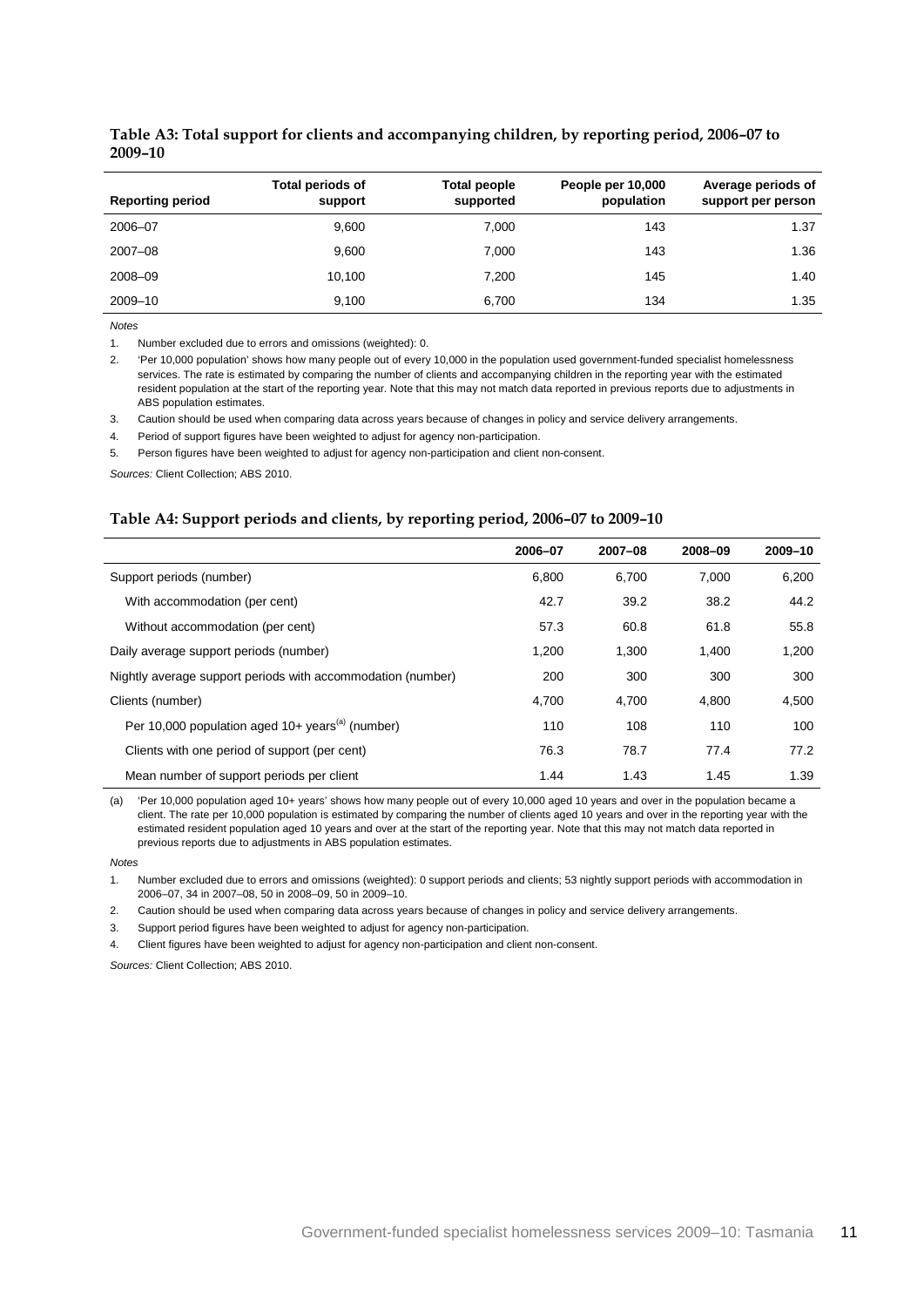**Table A3: Total support for clients and accompanying children, by reporting period, 2006–07 to 2009–10**

| Reporting period | Total periods of support | Total people supported | People per 10,000 population | Average periods of support per person |
|---|---|---|---|---|
| 2006–07 | 9,600 | 7,000 | 143 | 1.37 |
| 2007–08 | 9,600 | 7,000 | 143 | 1.36 |
| 2008–09 | 10,100 | 7,200 | 145 | 1.40 |
| 2009–10 | 9,100 | 6,700 | 134 | 1.35 |

*Notes*

1. Number excluded due to errors and omissions (weighted): 0.
2. 'Per 10,000 population' shows how many people out of every 10,000 in the population used government-funded specialist homelessness services. The rate is estimated by comparing the number of clients and accompanying children in the reporting year with the estimated resident population at the start of the reporting year. Note that this may not match data reported in previous reports due to adjustments in ABS population estimates.
3. Caution should be used when comparing data across years because of changes in policy and service delivery arrangements.
4. Period of support figures have been weighted to adjust for agency non-participation.
5. Person figures have been weighted to adjust for agency non-participation and client non-consent.

*Sources:* Client Collection; ABS 2010.

**Table A4: Support periods and clients, by reporting period, 2006–07 to 2009–10**

| | 2006–07 | 2007–08 | 2008–09 | 2009–10 |
|---|---|---|---|---|
| Support periods (number) | 6,800 | 6,700 | 7,000 | 6,200 |
| With accommodation (per cent) | 42.7 | 39.2 | 38.2 | 44.2 |
| Without accommodation (per cent) | 57.3 | 60.8 | 61.8 | 55.8 |
| Daily average support periods (number) | 1,200 | 1,300 | 1,400 | 1,200 |
| Nightly average support periods with accommodation (number) | 200 | 300 | 300 | 300 |
| Clients (number) | 4,700 | 4,700 | 4,800 | 4,500 |
| Per 10,000 population aged 10+ years[(a)] (number) | 110 | 108 | 110 | 100 |
| Clients with one period of support (per cent) | 76.3 | 78.7 | 77.4 | 77.2 |
| Mean number of support periods per client | 1.44 | 1.43 | 1.45 | 1.39 |

(a) 'Per 10,000 population aged 10+ years' shows how many people out of every 10,000 aged 10 years and over in the population became a client. The rate per 10,000 population is estimated by comparing the number of clients aged 10 years and over in the reporting year with the estimated resident population aged 10 years and over at the start of the reporting year. Note that this may not match data reported in previous reports due to adjustments in ABS population estimates.

*Notes*

1. Number excluded due to errors and omissions (weighted): 0 support periods and clients; 53 nightly support periods with accommodation in 2006–07, 34 in 2007–08, 50 in 2008–09, 50 in 2009–10.
2. Caution should be used when comparing data across years because of changes in policy and service delivery arrangements.
3. Support period figures have been weighted to adjust for agency non-participation.
4. Client figures have been weighted to adjust for agency non-participation and client non-consent.

*Sources:* Client Collection; ABS 2010.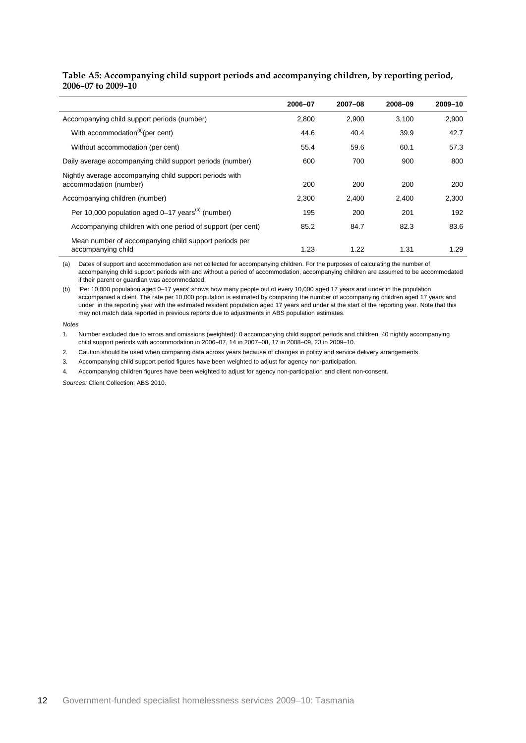**Table A5: Accompanying child support periods and accompanying children, by reporting period, 2006–07 to 2009–10**

| | 2006–07 | 2007–08 | 2008–09 | 2009–10 |
|---|---|---|---|---|
| Accompanying child support periods (number) | 2,800 | 2,900 | 3,100 | 2,900 |
| With accommodation[(a)](per cent) | 44.6 | 40.4 | 39.9 | 42.7 |
| Without accommodation (per cent) | 55.4 | 59.6 | 60.1 | 57.3 |
| Daily average accompanying child support periods (number) | 600 | 700 | 900 | 800 |
| Nightly average accompanying child support periods with accommodation (number) | 200 | 200 | 200 | 200 |
| Accompanying children (number) | 2,300 | 2,400 | 2,400 | 2,300 |
| Per 10,000 population aged 0–17 years[(b)] (number) | 195 | 200 | 201 | 192 |
| Accompanying children with one period of support (per cent) | 85.2 | 84.7 | 82.3 | 83.6 |
| Mean number of accompanying child support periods per accompanying child | 1.23 | 1.22 | 1.31 | 1.29 |

(a) Dates of support and accommodation are not collected for accompanying children. For the purposes of calculating the number of accompanying child support periods with and without a period of accommodation, accompanying children are assumed to be accommodated if their parent or guardian was accommodated.

(b) 'Per 10,000 population aged 0–17 years' shows how many people out of every 10,000 aged 17 years and under in the population accompanied a client. The rate per 10,000 population is estimated by comparing the number of accompanying children aged 17 years and under in the reporting year with the estimated resident population aged 17 years and under at the start of the reporting year. Note that this may not match data reported in previous reports due to adjustments in ABS population estimates.

*Notes*

1. Number excluded due to errors and omissions (weighted): 0 accompanying child support periods and children; 40 nightly accompanying child support periods with accommodation in 2006–07, 14 in 2007–08, 17 in 2008–09, 23 in 2009–10.
2. Caution should be used when comparing data across years because of changes in policy and service delivery arrangements.
3. Accompanying child support period figures have been weighted to adjust for agency non-participation.
4. Accompanying children figures have been weighted to adjust for agency non-participation and client non-consent.

*Sources:* Client Collection; ABS 2010.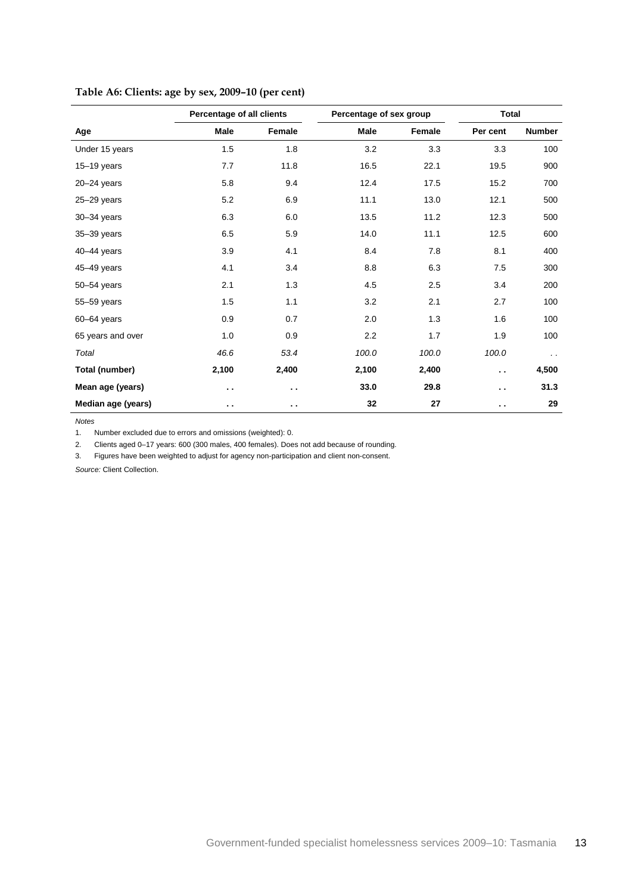**Table A6: Clients: age by sex, 2009–10 (per cent)**

| | Percentage of all clients | | Percentage of sex group | | Total | |
|---|---|---|---|---|---|---|
| **Age** | **Male** | **Female** | **Male** | **Female** | **Per cent** | **Number** |
| Under 15 years | 1.5 | 1.8 | 3.2 | 3.3 | 3.3 | 100 |
| 15–19 years | 7.7 | 11.8 | 16.5 | 22.1 | 19.5 | 900 |
| 20–24 years | 5.8 | 9.4 | 12.4 | 17.5 | 15.2 | 700 |
| 25–29 years | 5.2 | 6.9 | 11.1 | 13.0 | 12.1 | 500 |
| 30–34 years | 6.3 | 6.0 | 13.5 | 11.2 | 12.3 | 500 |
| 35–39 years | 6.5 | 5.9 | 14.0 | 11.1 | 12.5 | 600 |
| 40–44 years | 3.9 | 4.1 | 8.4 | 7.8 | 8.1 | 400 |
| 45–49 years | 4.1 | 3.4 | 8.8 | 6.3 | 7.5 | 300 |
| 50–54 years | 2.1 | 1.3 | 4.5 | 2.5 | 3.4 | 200 |
| 55–59 years | 1.5 | 1.1 | 3.2 | 2.1 | 2.7 | 100 |
| 60–64 years | 0.9 | 0.7 | 2.0 | 1.3 | 1.6 | 100 |
| 65 years and over | 1.0 | 0.9 | 2.2 | 1.7 | 1.9 | 100 |
| *Total* | *46.6* | *53.4* | *100.0* | *100.0* | *100.0* | . . |
| **Total (number)** | **2,100** | **2,400** | **2,100** | **2,400** | **. .** | **4,500** |
| **Mean age (years)** | **. .** | **. .** | **33.0** | **29.8** | **. .** | **31.3** |
| **Median age (years)** | **. .** | **. .** | **32** | **27** | **. .** | **29** |

*Notes*

1. Number excluded due to errors and omissions (weighted): 0.
2. Clients aged 0–17 years: 600 (300 males, 400 females). Does not add because of rounding.
3. Figures have been weighted to adjust for agency non-participation and client non-consent.

*Source:* Client Collection.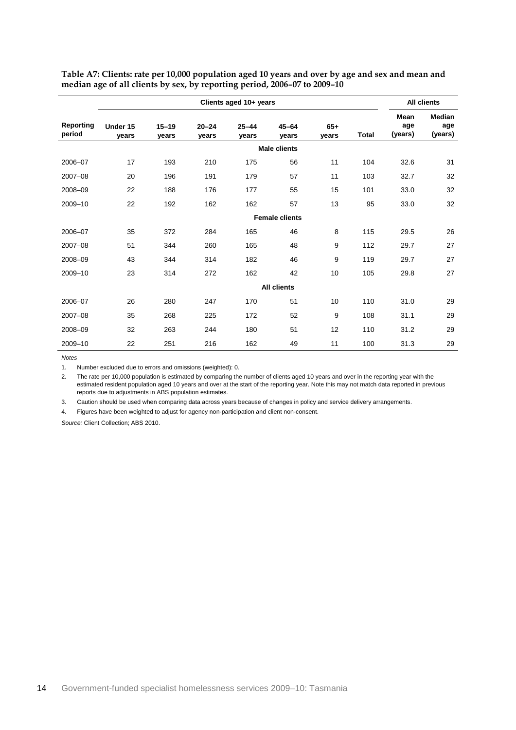**Table A7: Clients: rate per 10,000 population aged 10 years and over by age and sex and mean and median age of all clients by sex, by reporting period, 2006–07 to 2009–10**

| | Clients aged 10+ years | | | | | | | All clients | |
|---|---|---|---|---|---|---|---|---|---|
| Reporting period | Under 15 years | 15–19 years | 20–24 years | 25–44 years | 45–64 years | 65+ years | Total | Mean age (years) | Median age (years) |
| | | | | | **Male clients** | | | | |
| 2006–07 | 17 | 193 | 210 | 175 | 56 | 11 | 104 | 32.6 | 31 |
| 2007–08 | 20 | 196 | 191 | 179 | 57 | 11 | 103 | 32.7 | 32 |
| 2008–09 | 22 | 188 | 176 | 177 | 55 | 15 | 101 | 33.0 | 32 |
| 2009–10 | 22 | 192 | 162 | 162 | 57 | 13 | 95 | 33.0 | 32 |
| | | | | | **Female clients** | | | | |
| 2006–07 | 35 | 372 | 284 | 165 | 46 | 8 | 115 | 29.5 | 26 |
| 2007–08 | 51 | 344 | 260 | 165 | 48 | 9 | 112 | 29.7 | 27 |
| 2008–09 | 43 | 344 | 314 | 182 | 46 | 9 | 119 | 29.7 | 27 |
| 2009–10 | 23 | 314 | 272 | 162 | 42 | 10 | 105 | 29.8 | 27 |
| | | | | | **All clients** | | | | |
| 2006–07 | 26 | 280 | 247 | 170 | 51 | 10 | 110 | 31.0 | 29 |
| 2007–08 | 35 | 268 | 225 | 172 | 52 | 9 | 108 | 31.1 | 29 |
| 2008–09 | 32 | 263 | 244 | 180 | 51 | 12 | 110 | 31.2 | 29 |
| 2009–10 | 22 | 251 | 216 | 162 | 49 | 11 | 100 | 31.3 | 29 |

*Notes*

1. Number excluded due to errors and omissions (weighted): 0.
2. The rate per 10,000 population is estimated by comparing the number of clients aged 10 years and over in the reporting year with the estimated resident population aged 10 years and over at the start of the reporting year. Note this may not match data reported in previous reports due to adjustments in ABS population estimates.
3. Caution should be used when comparing data across years because of changes in policy and service delivery arrangements.
4. Figures have been weighted to adjust for agency non-participation and client non-consent.

*Source:* Client Collection; ABS 2010.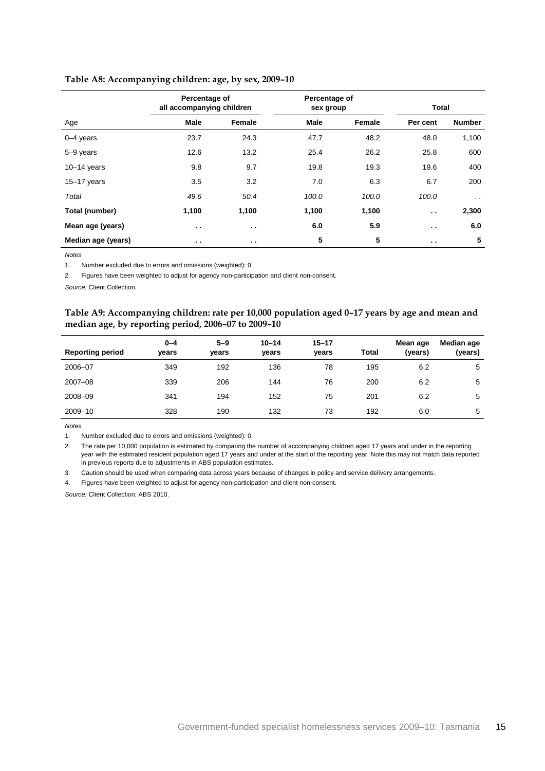**Table A8: Accompanying children: age, by sex, 2009–10**

| | Percentage of all accompanying children | | Percentage of sex group | | Total | |
|---|---|---|---|---|---|---|
| Age | Male | Female | Male | Female | Per cent | Number |
| 0–4 years | 23.7 | 24.3 | 47.7 | 48.2 | 48.0 | 1,100 |
| 5–9 years | 12.6 | 13.2 | 25.4 | 26.2 | 25.8 | 600 |
| 10–14 years | 9.8 | 9.7 | 19.8 | 19.3 | 19.6 | 400 |
| 15–17 years | 3.5 | 3.2 | 7.0 | 6.3 | 6.7 | 200 |
| *Total* | *49.6* | *50.4* | *100.0* | *100.0* | *100.0* | . . |
| **Total (number)** | **1,100** | **1,100** | **1,100** | **1,100** | **. .** | **2,300** |
| **Mean age (years)** | **. .** | **. .** | **6.0** | **5.9** | **. .** | **6.0** |
| **Median age (years)** | **. .** | **. .** | **5** | **5** | **. .** | **5** |

*Notes*

1. Number excluded due to errors and omissions (weighted): 0.
2. Figures have been weighted to adjust for agency non-participation and client non-consent.

*Source:* Client Collection.

**Table A9: Accompanying children: rate per 10,000 population aged 0–17 years by age and mean and median age, by reporting period, 2006–07 to 2009–10**

| Reporting period | 0–4 years | 5–9 years | 10–14 years | 15–17 years | Total | Mean age (years) | Median age (years) |
|---|---|---|---|---|---|---|---|
| 2006–07 | 349 | 192 | 136 | 78 | 195 | 6.2 | 5 |
| 2007–08 | 339 | 206 | 144 | 76 | 200 | 6.2 | 5 |
| 2008–09 | 341 | 194 | 152 | 75 | 201 | 6.2 | 5 |
| 2009–10 | 328 | 190 | 132 | 73 | 192 | 6.0 | 5 |

*Notes*

1. Number excluded due to errors and omissions (weighted): 0.
2. The rate per 10,000 population is estimated by comparing the number of accompanying children aged 17 years and under in the reporting year with the estimated resident population aged 17 years and under at the start of the reporting year. Note this may not match data reported in previous reports due to adjustments in ABS population estimates.
3. Caution should be used when comparing data across years because of changes in policy and service delivery arrangements.
4. Figures have been weighted to adjust for agency non-participation and client non-consent.

*Source:* Client Collection; ABS 2010.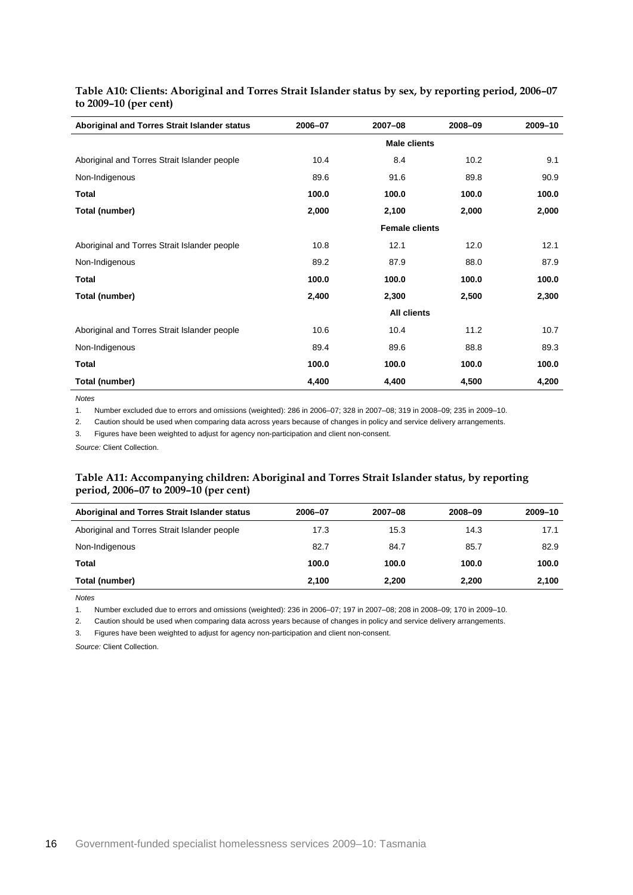**Table A10: Clients: Aboriginal and Torres Strait Islander status by sex, by reporting period, 2006–07 to 2009–10 (per cent)**

| Aboriginal and Torres Strait Islander status | 2006–07 | 2007–08 | 2008–09 | 2009–10 |
|---|---|---|---|---|
| | | **Male clients** | | |
| Aboriginal and Torres Strait Islander people | 10.4 | 8.4 | 10.2 | 9.1 |
| Non-Indigenous | 89.6 | 91.6 | 89.8 | 90.9 |
| **Total** | **100.0** | **100.0** | **100.0** | **100.0** |
| **Total (number)** | **2,000** | **2,100** | **2,000** | **2,000** |
| | | **Female clients** | | |
| Aboriginal and Torres Strait Islander people | 10.8 | 12.1 | 12.0 | 12.1 |
| Non-Indigenous | 89.2 | 87.9 | 88.0 | 87.9 |
| **Total** | **100.0** | **100.0** | **100.0** | **100.0** |
| **Total (number)** | **2,400** | **2,300** | **2,500** | **2,300** |
| | | **All clients** | | |
| Aboriginal and Torres Strait Islander people | 10.6 | 10.4 | 11.2 | 10.7 |
| Non-Indigenous | 89.4 | 89.6 | 88.8 | 89.3 |
| **Total** | **100.0** | **100.0** | **100.0** | **100.0** |
| **Total (number)** | **4,400** | **4,400** | **4,500** | **4,200** |

*Notes*

1. Number excluded due to errors and omissions (weighted): 286 in 2006–07; 328 in 2007–08; 319 in 2008–09; 235 in 2009–10.
2. Caution should be used when comparing data across years because of changes in policy and service delivery arrangements.
3. Figures have been weighted to adjust for agency non-participation and client non-consent.

*Source:* Client Collection.

**Table A11: Accompanying children: Aboriginal and Torres Strait Islander status, by reporting period, 2006–07 to 2009–10 (per cent)**

| Aboriginal and Torres Strait Islander status | 2006–07 | 2007–08 | 2008–09 | 2009–10 |
|---|---|---|---|---|
| Aboriginal and Torres Strait Islander people | 17.3 | 15.3 | 14.3 | 17.1 |
| Non-Indigenous | 82.7 | 84.7 | 85.7 | 82.9 |
| **Total** | **100.0** | **100.0** | **100.0** | **100.0** |
| **Total (number)** | **2,100** | **2,200** | **2,200** | **2,100** |

*Notes*

1. Number excluded due to errors and omissions (weighted): 236 in 2006–07; 197 in 2007–08; 208 in 2008–09; 170 in 2009–10.
2. Caution should be used when comparing data across years because of changes in policy and service delivery arrangements.
3. Figures have been weighted to adjust for agency non-participation and client non-consent.

*Source:* Client Collection.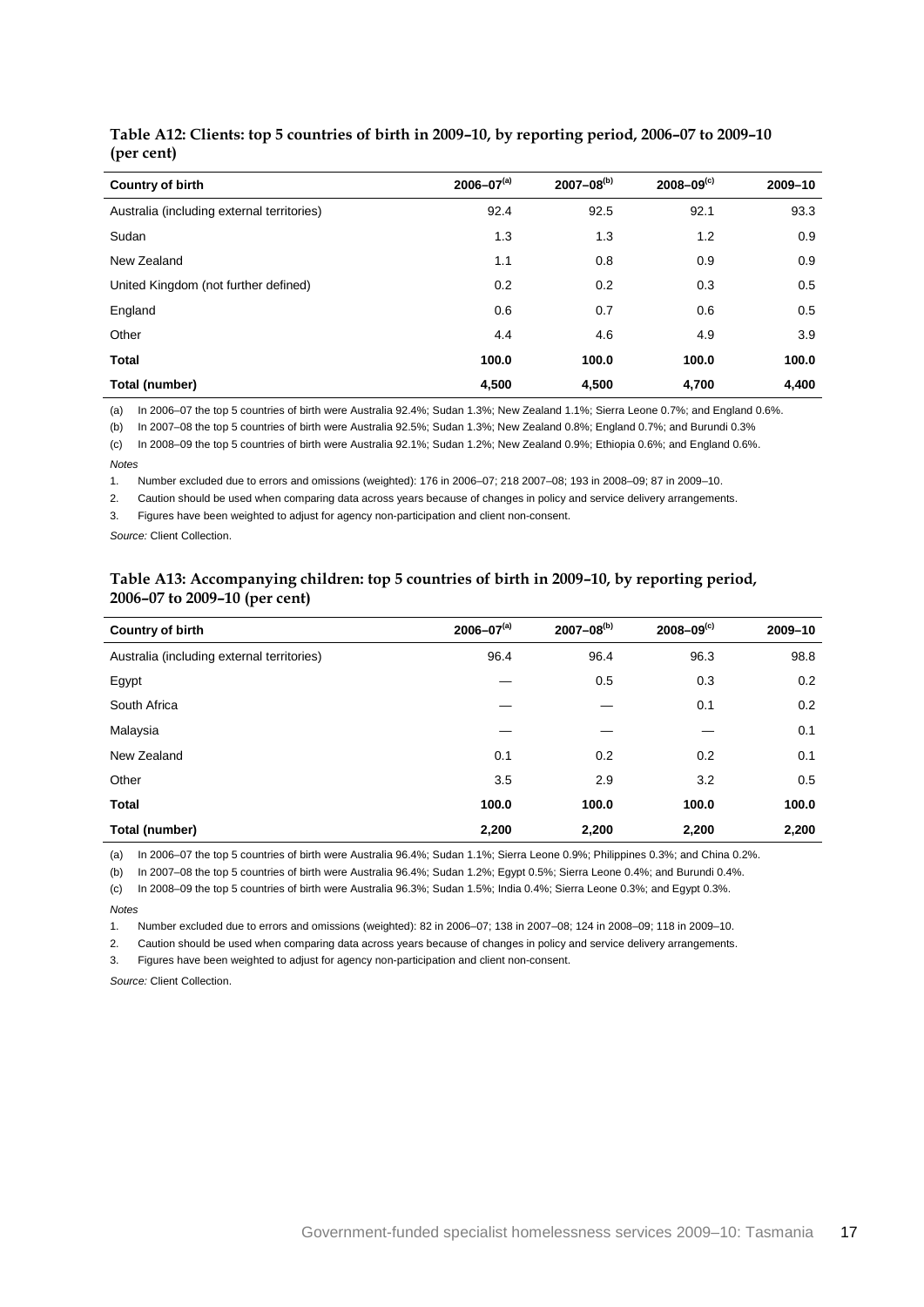**Table A12: Clients: top 5 countries of birth in 2009–10, by reporting period, 2006–07 to 2009–10 (per cent)**

| Country of birth | 2006–07[(a)] | 2007–08[(b)] | 2008–09[(c)] | 2009–10 |
|---|---|---|---|---|
| Australia (including external territories) | 92.4 | 92.5 | 92.1 | 93.3 |
| Sudan | 1.3 | 1.3 | 1.2 | 0.9 |
| New Zealand | 1.1 | 0.8 | 0.9 | 0.9 |
| United Kingdom (not further defined) | 0.2 | 0.2 | 0.3 | 0.5 |
| England | 0.6 | 0.7 | 0.6 | 0.5 |
| Other | 4.4 | 4.6 | 4.9 | 3.9 |
| **Total** | **100.0** | **100.0** | **100.0** | **100.0** |
| **Total (number)** | **4,500** | **4,500** | **4,700** | **4,400** |

(a) In 2006–07 the top 5 countries of birth were Australia 92.4%; Sudan 1.3%; New Zealand 1.1%; Sierra Leone 0.7%; and England 0.6%.

(b) In 2007–08 the top 5 countries of birth were Australia 92.5%; Sudan 1.3%; New Zealand 0.8%; England 0.7%; and Burundi 0.3%

(c) In 2008–09 the top 5 countries of birth were Australia 92.1%; Sudan 1.2%; New Zealand 0.9%; Ethiopia 0.6%; and England 0.6%.

*Notes*

1. Number excluded due to errors and omissions (weighted): 176 in 2006–07; 218 2007–08; 193 in 2008–09; 87 in 2009–10.
2. Caution should be used when comparing data across years because of changes in policy and service delivery arrangements.
3. Figures have been weighted to adjust for agency non-participation and client non-consent.

*Source:* Client Collection.

**Table A13: Accompanying children: top 5 countries of birth in 2009–10, by reporting period, 2006–07 to 2009–10 (per cent)**

| Country of birth | 2006–07[(a)] | 2007–08[(b)] | 2008–09[(c)] | 2009–10 |
|---|---|---|---|---|
| Australia (including external territories) | 96.4 | 96.4 | 96.3 | 98.8 |
| Egypt | — | 0.5 | 0.3 | 0.2 |
| South Africa | — | — | 0.1 | 0.2 |
| Malaysia | — | — | — | 0.1 |
| New Zealand | 0.1 | 0.2 | 0.2 | 0.1 |
| Other | 3.5 | 2.9 | 3.2 | 0.5 |
| **Total** | **100.0** | **100.0** | **100.0** | **100.0** |
| **Total (number)** | **2,200** | **2,200** | **2,200** | **2,200** |

(a) In 2006–07 the top 5 countries of birth were Australia 96.4%; Sudan 1.1%; Sierra Leone 0.9%; Philippines 0.3%; and China 0.2%.

(b) In 2007–08 the top 5 countries of birth were Australia 96.4%; Sudan 1.2%; Egypt 0.5%; Sierra Leone 0.4%; and Burundi 0.4%.

(c) In 2008–09 the top 5 countries of birth were Australia 96.3%; Sudan 1.5%; India 0.4%; Sierra Leone 0.3%; and Egypt 0.3%.

*Notes*

1. Number excluded due to errors and omissions (weighted): 82 in 2006–07; 138 in 2007–08; 124 in 2008–09; 118 in 2009–10.
2. Caution should be used when comparing data across years because of changes in policy and service delivery arrangements.
3. Figures have been weighted to adjust for agency non-participation and client non-consent.

*Source:* Client Collection.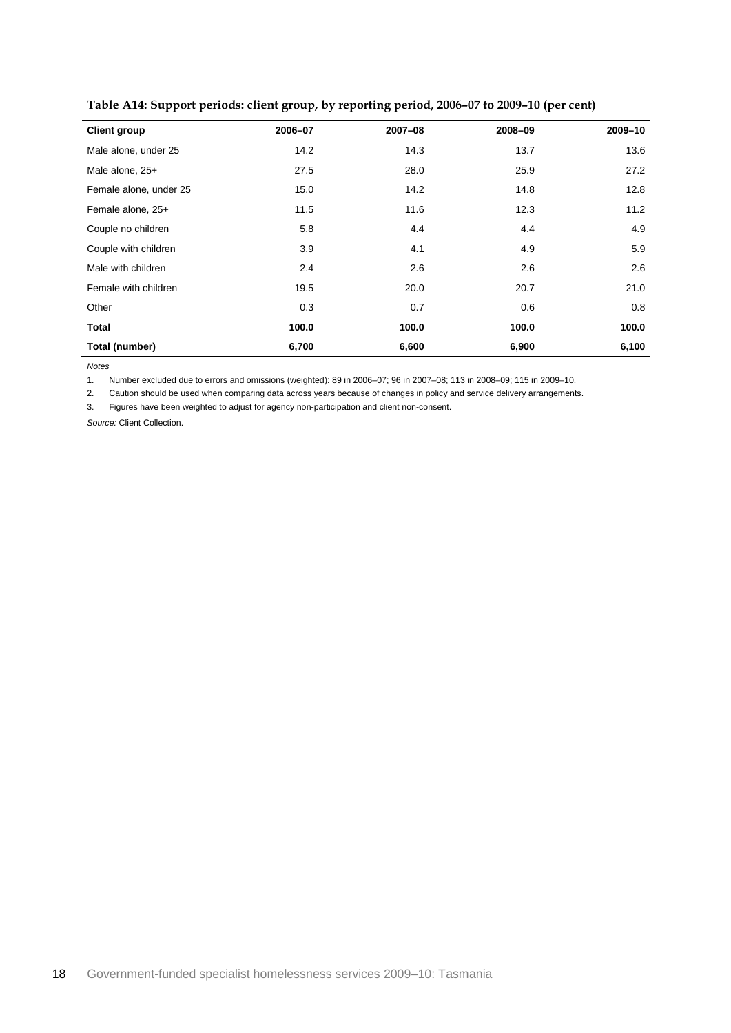**Table A14: Support periods: client group, by reporting period, 2006–07 to 2009–10 (per cent)**

| Client group | 2006–07 | 2007–08 | 2008–09 | 2009–10 |
|---|---|---|---|---|
| Male alone, under 25 | 14.2 | 14.3 | 13.7 | 13.6 |
| Male alone, 25+ | 27.5 | 28.0 | 25.9 | 27.2 |
| Female alone, under 25 | 15.0 | 14.2 | 14.8 | 12.8 |
| Female alone, 25+ | 11.5 | 11.6 | 12.3 | 11.2 |
| Couple no children | 5.8 | 4.4 | 4.4 | 4.9 |
| Couple with children | 3.9 | 4.1 | 4.9 | 5.9 |
| Male with children | 2.4 | 2.6 | 2.6 | 2.6 |
| Female with children | 19.5 | 20.0 | 20.7 | 21.0 |
| Other | 0.3 | 0.7 | 0.6 | 0.8 |
| **Total** | **100.0** | **100.0** | **100.0** | **100.0** |
| **Total (number)** | **6,700** | **6,600** | **6,900** | **6,100** |

*Notes*

1. Number excluded due to errors and omissions (weighted): 89 in 2006–07; 96 in 2007–08; 113 in 2008–09; 115 in 2009–10.
2. Caution should be used when comparing data across years because of changes in policy and service delivery arrangements.
3. Figures have been weighted to adjust for agency non-participation and client non-consent.

*Source:* Client Collection.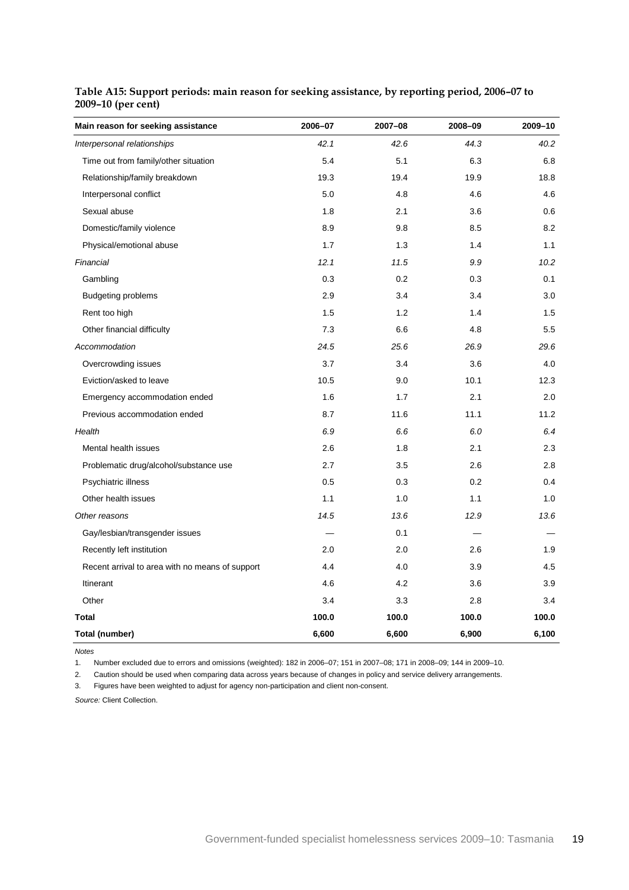**Table A15: Support periods: main reason for seeking assistance, by reporting period, 2006–07 to 2009–10 (per cent)**

| Main reason for seeking assistance | 2006–07 | 2007–08 | 2008–09 | 2009–10 |
|---|---|---|---|---|
| *Interpersonal relationships* | *42.1* | *42.6* | *44.3* | *40.2* |
| Time out from family/other situation | 5.4 | 5.1 | 6.3 | 6.8 |
| Relationship/family breakdown | 19.3 | 19.4 | 19.9 | 18.8 |
| Interpersonal conflict | 5.0 | 4.8 | 4.6 | 4.6 |
| Sexual abuse | 1.8 | 2.1 | 3.6 | 0.6 |
| Domestic/family violence | 8.9 | 9.8 | 8.5 | 8.2 |
| Physical/emotional abuse | 1.7 | 1.3 | 1.4 | 1.1 |
| *Financial* | *12.1* | *11.5* | *9.9* | *10.2* |
| Gambling | 0.3 | 0.2 | 0.3 | 0.1 |
| Budgeting problems | 2.9 | 3.4 | 3.4 | 3.0 |
| Rent too high | 1.5 | 1.2 | 1.4 | 1.5 |
| Other financial difficulty | 7.3 | 6.6 | 4.8 | 5.5 |
| *Accommodation* | *24.5* | *25.6* | *26.9* | *29.6* |
| Overcrowding issues | 3.7 | 3.4 | 3.6 | 4.0 |
| Eviction/asked to leave | 10.5 | 9.0 | 10.1 | 12.3 |
| Emergency accommodation ended | 1.6 | 1.7 | 2.1 | 2.0 |
| Previous accommodation ended | 8.7 | 11.6 | 11.1 | 11.2 |
| *Health* | *6.9* | *6.6* | *6.0* | *6.4* |
| Mental health issues | 2.6 | 1.8 | 2.1 | 2.3 |
| Problematic drug/alcohol/substance use | 2.7 | 3.5 | 2.6 | 2.8 |
| Psychiatric illness | 0.5 | 0.3 | 0.2 | 0.4 |
| Other health issues | 1.1 | 1.0 | 1.1 | 1.0 |
| *Other reasons* | *14.5* | *13.6* | *12.9* | *13.6* |
| Gay/lesbian/transgender issues | — | 0.1 | — | — |
| Recently left institution | 2.0 | 2.0 | 2.6 | 1.9 |
| Recent arrival to area with no means of support | 4.4 | 4.0 | 3.9 | 4.5 |
| Itinerant | 4.6 | 4.2 | 3.6 | 3.9 |
| Other | 3.4 | 3.3 | 2.8 | 3.4 |
| **Total** | **100.0** | **100.0** | **100.0** | **100.0** |
| **Total (number)** | **6,600** | **6,600** | **6,900** | **6,100** |

*Notes*

1. Number excluded due to errors and omissions (weighted): 182 in 2006–07; 151 in 2007–08; 171 in 2008–09; 144 in 2009–10.
2. Caution should be used when comparing data across years because of changes in policy and service delivery arrangements.
3. Figures have been weighted to adjust for agency non-participation and client non-consent.

*Source:* Client Collection.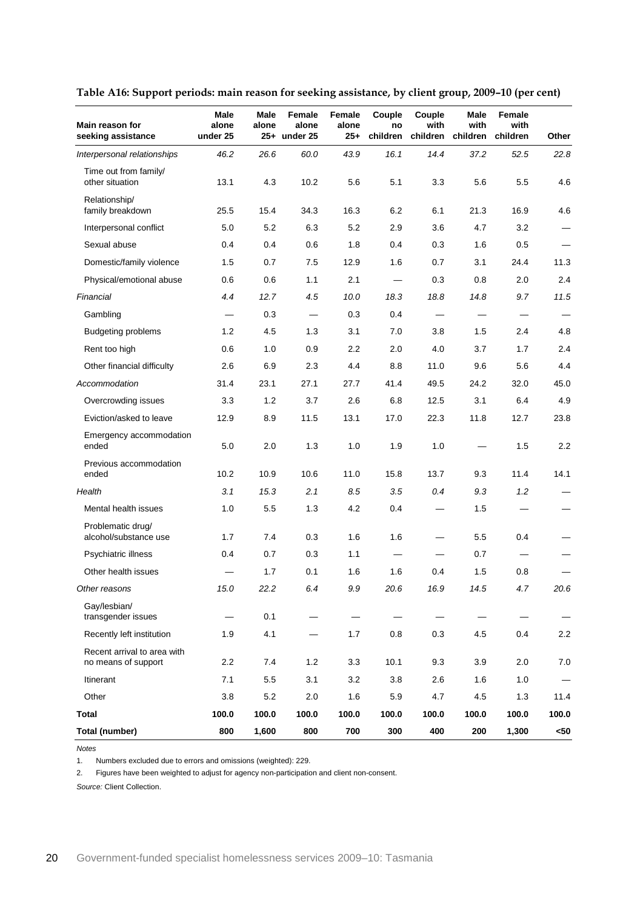**Table A16: Support periods: main reason for seeking assistance, by client group, 2009–10 (per cent)**

| Main reason for seeking assistance | Male alone under 25 | Male alone 25+ | Female alone under 25 | Female alone 25+ | Couple no children | Couple with children | Male with children | Female with children | Other |
|---|---|---|---|---|---|---|---|---|---|
| *Interpersonal relationships* | *46.2* | *26.6* | *60.0* | *43.9* | *16.1* | *14.4* | *37.2* | *52.5* | *22.8* |
| Time out from family/ other situation | 13.1 | 4.3 | 10.2 | 5.6 | 5.1 | 3.3 | 5.6 | 5.5 | 4.6 |
| Relationship/ family breakdown | 25.5 | 15.4 | 34.3 | 16.3 | 6.2 | 6.1 | 21.3 | 16.9 | 4.6 |
| Interpersonal conflict | 5.0 | 5.2 | 6.3 | 5.2 | 2.9 | 3.6 | 4.7 | 3.2 | — |
| Sexual abuse | 0.4 | 0.4 | 0.6 | 1.8 | 0.4 | 0.3 | 1.6 | 0.5 | — |
| Domestic/family violence | 1.5 | 0.7 | 7.5 | 12.9 | 1.6 | 0.7 | 3.1 | 24.4 | 11.3 |
| Physical/emotional abuse | 0.6 | 0.6 | 1.1 | 2.1 | — | 0.3 | 0.8 | 2.0 | 2.4 |
| *Financial* | *4.4* | *12.7* | *4.5* | *10.0* | *18.3* | *18.8* | *14.8* | *9.7* | *11.5* |
| Gambling | — | 0.3 | — | 0.3 | 0.4 | — | — | — | — |
| Budgeting problems | 1.2 | 4.5 | 1.3 | 3.1 | 7.0 | 3.8 | 1.5 | 2.4 | 4.8 |
| Rent too high | 0.6 | 1.0 | 0.9 | 2.2 | 2.0 | 4.0 | 3.7 | 1.7 | 2.4 |
| Other financial difficulty | 2.6 | 6.9 | 2.3 | 4.4 | 8.8 | 11.0 | 9.6 | 5.6 | 4.4 |
| *Accommodation* | 31.4 | 23.1 | 27.1 | 27.7 | 41.4 | 49.5 | 24.2 | 32.0 | 45.0 |
| Overcrowding issues | 3.3 | 1.2 | 3.7 | 2.6 | 6.8 | 12.5 | 3.1 | 6.4 | 4.9 |
| Eviction/asked to leave | 12.9 | 8.9 | 11.5 | 13.1 | 17.0 | 22.3 | 11.8 | 12.7 | 23.8 |
| Emergency accommodation ended | 5.0 | 2.0 | 1.3 | 1.0 | 1.9 | 1.0 | — | 1.5 | 2.2 |
| Previous accommodation ended | 10.2 | 10.9 | 10.6 | 11.0 | 15.8 | 13.7 | 9.3 | 11.4 | 14.1 |
| *Health* | *3.1* | *15.3* | *2.1* | *8.5* | *3.5* | *0.4* | *9.3* | *1.2* | — |
| Mental health issues | 1.0 | 5.5 | 1.3 | 4.2 | 0.4 | — | 1.5 | — | — |
| Problematic drug/ alcohol/substance use | 1.7 | 7.4 | 0.3 | 1.6 | 1.6 | — | 5.5 | 0.4 | — |
| Psychiatric illness | 0.4 | 0.7 | 0.3 | 1.1 | — | — | 0.7 | — | — |
| Other health issues | — | 1.7 | 0.1 | 1.6 | 1.6 | 0.4 | 1.5 | 0.8 | — |
| *Other reasons* | *15.0* | *22.2* | *6.4* | *9.9* | *20.6* | *16.9* | *14.5* | *4.7* | *20.6* |
| Gay/lesbian/ transgender issues | — | 0.1 | — | — | — | — | — | — | — |
| Recently left institution | 1.9 | 4.1 | — | 1.7 | 0.8 | 0.3 | 4.5 | 0.4 | 2.2 |
| Recent arrival to area with no means of support | 2.2 | 7.4 | 1.2 | 3.3 | 10.1 | 9.3 | 3.9 | 2.0 | 7.0 |
| Itinerant | 7.1 | 5.5 | 3.1 | 3.2 | 3.8 | 2.6 | 1.6 | 1.0 | — |
| Other | 3.8 | 5.2 | 2.0 | 1.6 | 5.9 | 4.7 | 4.5 | 1.3 | 11.4 |
| **Total** | **100.0** | **100.0** | **100.0** | **100.0** | **100.0** | **100.0** | **100.0** | **100.0** | **100.0** |
| **Total (number)** | **800** | **1,600** | **800** | **700** | **300** | **400** | **200** | **1,300** | **<50** |

*Notes*

1. Numbers excluded due to errors and omissions (weighted): 229.
2. Figures have been weighted to adjust for agency non-participation and client non-consent.

*Source:* Client Collection.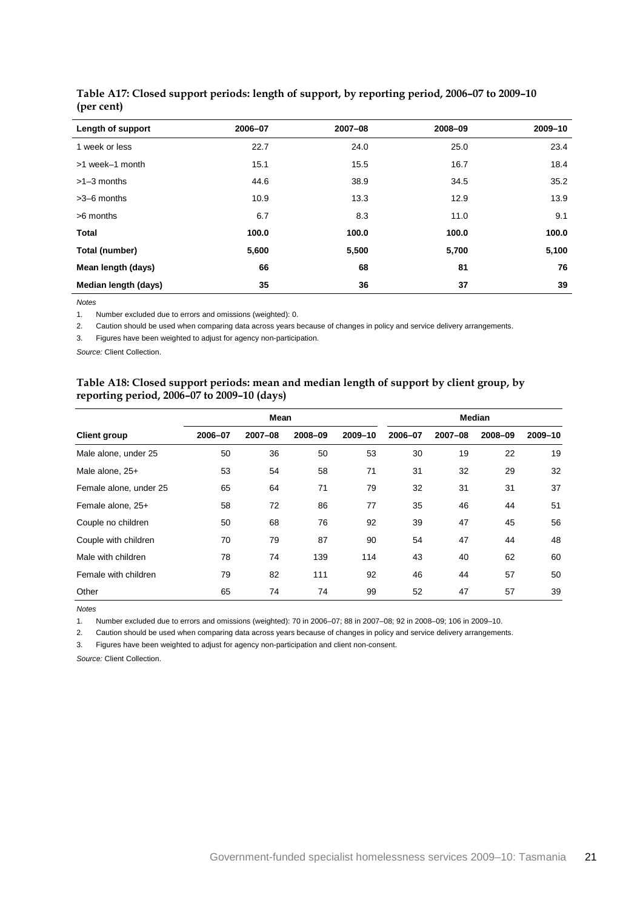**Table A17: Closed support periods: length of support, by reporting period, 2006–07 to 2009–10 (per cent)**

| Length of support | 2006–07 | 2007–08 | 2008–09 | 2009–10 |
|---|---|---|---|---|
| 1 week or less | 22.7 | 24.0 | 25.0 | 23.4 |
| >1 week–1 month | 15.1 | 15.5 | 16.7 | 18.4 |
| >1–3 months | 44.6 | 38.9 | 34.5 | 35.2 |
| >3–6 months | 10.9 | 13.3 | 12.9 | 13.9 |
| >6 months | 6.7 | 8.3 | 11.0 | 9.1 |
| **Total** | **100.0** | **100.0** | **100.0** | **100.0** |
| **Total (number)** | **5,600** | **5,500** | **5,700** | **5,100** |
| **Mean length (days)** | **66** | **68** | **81** | **76** |
| **Median length (days)** | **35** | **36** | **37** | **39** |

*Notes*

1. Number excluded due to errors and omissions (weighted): 0.
2. Caution should be used when comparing data across years because of changes in policy and service delivery arrangements.
3. Figures have been weighted to adjust for agency non-participation.

*Source:* Client Collection.

**Table A18: Closed support periods: mean and median length of support by client group, by reporting period, 2006–07 to 2009–10 (days)**

| | Mean | | | | Median | | | |
|---|---|---|---|---|---|---|---|---|
| **Client group** | **2006–07** | **2007–08** | **2008–09** | **2009–10** | **2006–07** | **2007–08** | **2008–09** | **2009–10** |
| Male alone, under 25 | 50 | 36 | 50 | 53 | 30 | 19 | 22 | 19 |
| Male alone, 25+ | 53 | 54 | 58 | 71 | 31 | 32 | 29 | 32 |
| Female alone, under 25 | 65 | 64 | 71 | 79 | 32 | 31 | 31 | 37 |
| Female alone, 25+ | 58 | 72 | 86 | 77 | 35 | 46 | 44 | 51 |
| Couple no children | 50 | 68 | 76 | 92 | 39 | 47 | 45 | 56 |
| Couple with children | 70 | 79 | 87 | 90 | 54 | 47 | 44 | 48 |
| Male with children | 78 | 74 | 139 | 114 | 43 | 40 | 62 | 60 |
| Female with children | 79 | 82 | 111 | 92 | 46 | 44 | 57 | 50 |
| Other | 65 | 74 | 74 | 99 | 52 | 47 | 57 | 39 |

*Notes*

1. Number excluded due to errors and omissions (weighted): 70 in 2006–07; 88 in 2007–08; 92 in 2008–09; 106 in 2009–10.
2. Caution should be used when comparing data across years because of changes in policy and service delivery arrangements.
3. Figures have been weighted to adjust for agency non-participation and client non-consent.

*Source:* Client Collection.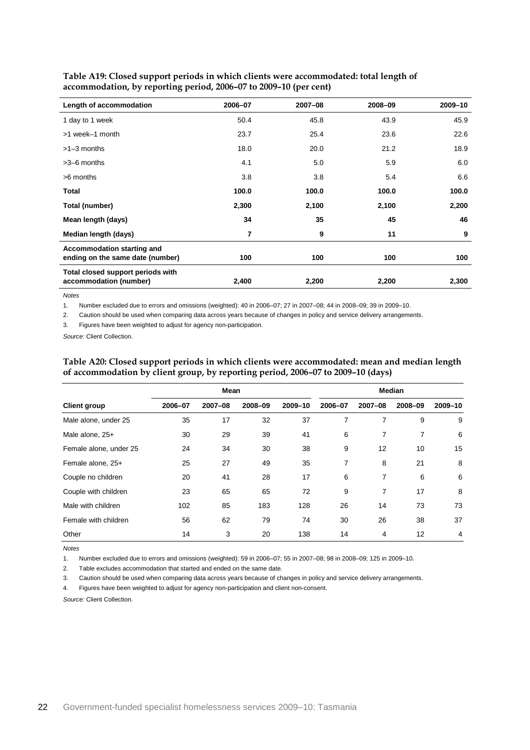**Table A19: Closed support periods in which clients were accommodated: total length of accommodation, by reporting period, 2006–07 to 2009–10 (per cent)**

| Length of accommodation | 2006–07 | 2007–08 | 2008–09 | 2009–10 |
|---|---|---|---|---|
| 1 day to 1 week | 50.4 | 45.8 | 43.9 | 45.9 |
| >1 week–1 month | 23.7 | 25.4 | 23.6 | 22.6 |
| >1–3 months | 18.0 | 20.0 | 21.2 | 18.9 |
| >3–6 months | 4.1 | 5.0 | 5.9 | 6.0 |
| >6 months | 3.8 | 3.8 | 5.4 | 6.6 |
| **Total** | **100.0** | **100.0** | **100.0** | **100.0** |
| **Total (number)** | **2,300** | **2,100** | **2,100** | **2,200** |
| **Mean length (days)** | **34** | **35** | **45** | **46** |
| **Median length (days)** | **7** | **9** | **11** | **9** |
| **Accommodation starting and ending on the same date (number)** | **100** | **100** | **100** | **100** |
| **Total closed support periods with accommodation (number)** | **2,400** | **2,200** | **2,200** | **2,300** |

*Notes*

1. Number excluded due to errors and omissions (weighted): 40 in 2006–07; 27 in 2007–08; 44 in 2008–09; 39 in 2009–10.
2. Caution should be used when comparing data across years because of changes in policy and service delivery arrangements.
3. Figures have been weighted to adjust for agency non-participation.

*Source:* Client Collection.

**Table A20: Closed support periods in which clients were accommodated: mean and median length of accommodation by client group, by reporting period, 2006–07 to 2009–10 (days)**

| | Mean | | | | Median | | | |
|---|---|---|---|---|---|---|---|---|
| **Client group** | **2006–07** | **2007–08** | **2008–09** | **2009–10** | **2006–07** | **2007–08** | **2008–09** | **2009–10** |
| Male alone, under 25 | 35 | 17 | 32 | 37 | 7 | 7 | 9 | 9 |
| Male alone, 25+ | 30 | 29 | 39 | 41 | 6 | 7 | 7 | 6 |
| Female alone, under 25 | 24 | 34 | 30 | 38 | 9 | 12 | 10 | 15 |
| Female alone, 25+ | 25 | 27 | 49 | 35 | 7 | 8 | 21 | 8 |
| Couple no children | 20 | 41 | 28 | 17 | 6 | 7 | 6 | 6 |
| Couple with children | 23 | 65 | 65 | 72 | 9 | 7 | 17 | 8 |
| Male with children | 102 | 85 | 183 | 128 | 26 | 14 | 73 | 73 |
| Female with children | 56 | 62 | 79 | 74 | 30 | 26 | 38 | 37 |
| Other | 14 | 3 | 20 | 138 | 14 | 4 | 12 | 4 |

*Notes*

1. Number excluded due to errors and omissions (weighted): 59 in 2006–07; 55 in 2007–08; 98 in 2008–09; 125 in 2009–10.
2. Table excludes accommodation that started and ended on the same date.
3. Caution should be used when comparing data across years because of changes in policy and service delivery arrangements.
4. Figures have been weighted to adjust for agency non-participation and client non-consent.

*Source:* Client Collection.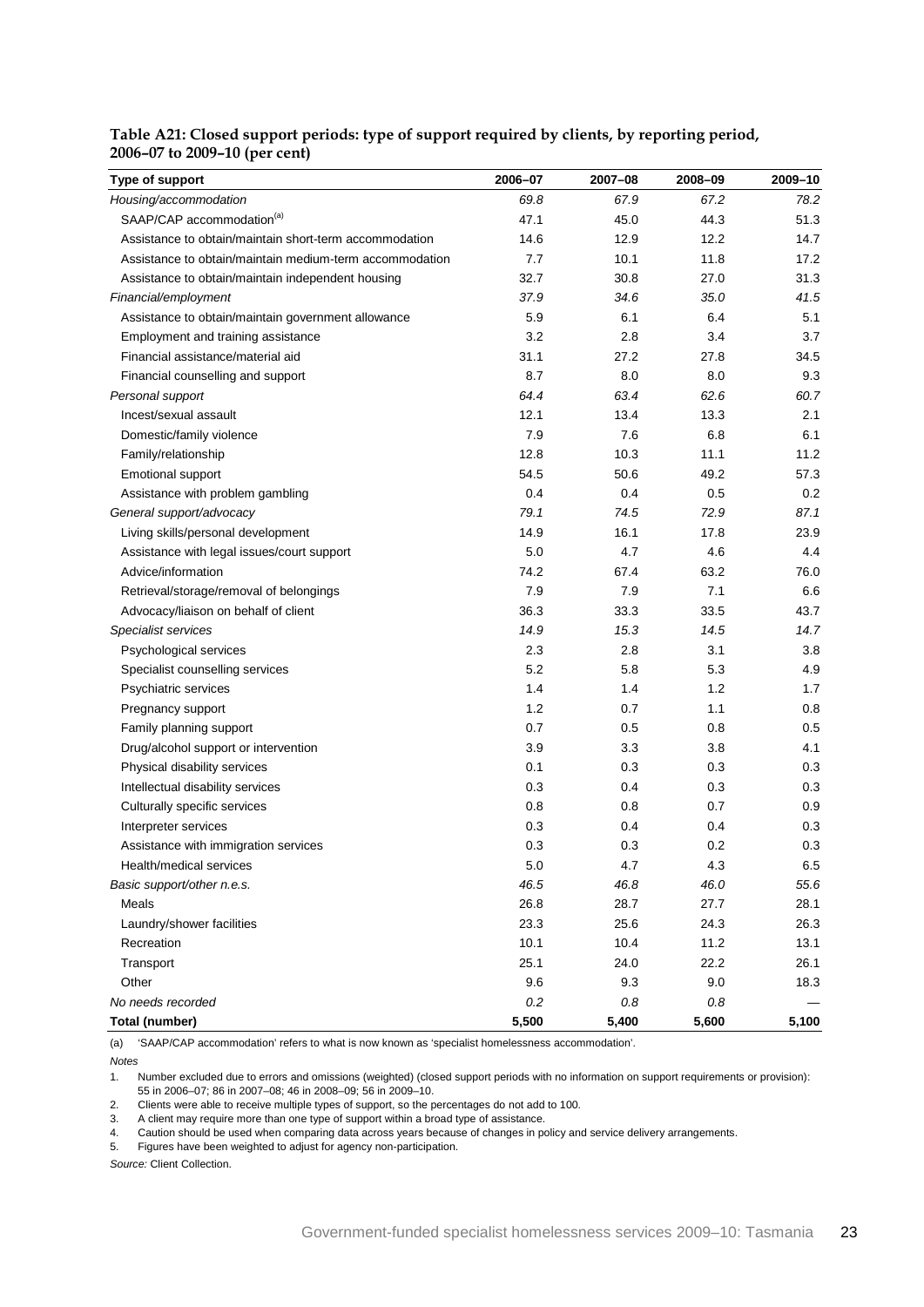**Table A21: Closed support periods: type of support required by clients, by reporting period, 2006–07 to 2009–10 (per cent)**

| Type of support | 2006–07 | 2007–08 | 2008–09 | 2009–10 |
|---|---|---|---|---|
| *Housing/accommodation* | *69.8* | *67.9* | *67.2* | *78.2* |
| SAAP/CAP accommodation[(a)] | 47.1 | 45.0 | 44.3 | 51.3 |
| Assistance to obtain/maintain short-term accommodation | 14.6 | 12.9 | 12.2 | 14.7 |
| Assistance to obtain/maintain medium-term accommodation | 7.7 | 10.1 | 11.8 | 17.2 |
| Assistance to obtain/maintain independent housing | 32.7 | 30.8 | 27.0 | 31.3 |
| *Financial/employment* | *37.9* | *34.6* | *35.0* | *41.5* |
| Assistance to obtain/maintain government allowance | 5.9 | 6.1 | 6.4 | 5.1 |
| Employment and training assistance | 3.2 | 2.8 | 3.4 | 3.7 |
| Financial assistance/material aid | 31.1 | 27.2 | 27.8 | 34.5 |
| Financial counselling and support | 8.7 | 8.0 | 8.0 | 9.3 |
| *Personal support* | *64.4* | *63.4* | *62.6* | *60.7* |
| Incest/sexual assault | 12.1 | 13.4 | 13.3 | 2.1 |
| Domestic/family violence | 7.9 | 7.6 | 6.8 | 6.1 |
| Family/relationship | 12.8 | 10.3 | 11.1 | 11.2 |
| Emotional support | 54.5 | 50.6 | 49.2 | 57.3 |
| Assistance with problem gambling | 0.4 | 0.4 | 0.5 | 0.2 |
| *General support/advocacy* | *79.1* | *74.5* | *72.9* | *87.1* |
| Living skills/personal development | 14.9 | 16.1 | 17.8 | 23.9 |
| Assistance with legal issues/court support | 5.0 | 4.7 | 4.6 | 4.4 |
| Advice/information | 74.2 | 67.4 | 63.2 | 76.0 |
| Retrieval/storage/removal of belongings | 7.9 | 7.9 | 7.1 | 6.6 |
| Advocacy/liaison on behalf of client | 36.3 | 33.3 | 33.5 | 43.7 |
| *Specialist services* | *14.9* | *15.3* | *14.5* | *14.7* |
| Psychological services | 2.3 | 2.8 | 3.1 | 3.8 |
| Specialist counselling services | 5.2 | 5.8 | 5.3 | 4.9 |
| Psychiatric services | 1.4 | 1.4 | 1.2 | 1.7 |
| Pregnancy support | 1.2 | 0.7 | 1.1 | 0.8 |
| Family planning support | 0.7 | 0.5 | 0.8 | 0.5 |
| Drug/alcohol support or intervention | 3.9 | 3.3 | 3.8 | 4.1 |
| Physical disability services | 0.1 | 0.3 | 0.3 | 0.3 |
| Intellectual disability services | 0.3 | 0.4 | 0.3 | 0.3 |
| Culturally specific services | 0.8 | 0.8 | 0.7 | 0.9 |
| Interpreter services | 0.3 | 0.4 | 0.4 | 0.3 |
| Assistance with immigration services | 0.3 | 0.3 | 0.2 | 0.3 |
| Health/medical services | 5.0 | 4.7 | 4.3 | 6.5 |
| *Basic support/other n.e.s.* | *46.5* | *46.8* | *46.0* | *55.6* |
| Meals | 26.8 | 28.7 | 27.7 | 28.1 |
| Laundry/shower facilities | 23.3 | 25.6 | 24.3 | 26.3 |
| Recreation | 10.1 | 10.4 | 11.2 | 13.1 |
| Transport | 25.1 | 24.0 | 22.2 | 26.1 |
| Other | 9.6 | 9.3 | 9.0 | 18.3 |
| *No needs recorded* | *0.2* | *0.8* | *0.8* | — |
| **Total (number)** | **5,500** | **5,400** | **5,600** | **5,100** |

(a) 'SAAP/CAP accommodation' refers to what is now known as 'specialist homelessness accommodation'.

*Notes*

1. Number excluded due to errors and omissions (weighted) (closed support periods with no information on support requirements or provision): 55 in 2006–07; 86 in 2007–08; 46 in 2008–09; 56 in 2009–10.
2. Clients were able to receive multiple types of support, so the percentages do not add to 100.
3. A client may require more than one type of support within a broad type of assistance.
4. Caution should be used when comparing data across years because of changes in policy and service delivery arrangements.
5. Figures have been weighted to adjust for agency non-participation.

*Source:* Client Collection.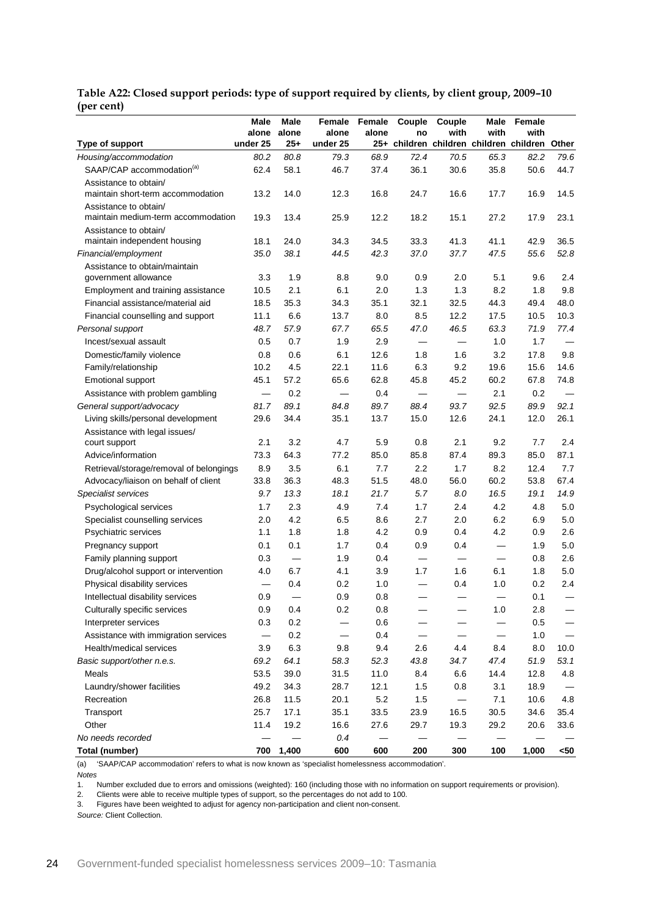**Table A22: Closed support periods: type of support required by clients, by client group, 2009–10 (per cent)**

| Type of support | Male alone under 25 | Male alone 25+ | Female alone under 25 | Female alone 25+ | Couple no children | Couple with children | Male with children | Female with children | Other |
|---|---|---|---|---|---|---|---|---|---|
| *Housing/accommodation* | *80.2* | *80.8* | *79.3* | *68.9* | *72.4* | *70.5* | *65.3* | *82.2* | *79.6* |
| SAAP/CAP accommodation[(a)] | 62.4 | 58.1 | 46.7 | 37.4 | 36.1 | 30.6 | 35.8 | 50.6 | 44.7 |
| Assistance to obtain/ maintain short-term accommodation | 13.2 | 14.0 | 12.3 | 16.8 | 24.7 | 16.6 | 17.7 | 16.9 | 14.5 |
| Assistance to obtain/ maintain medium-term accommodation | 19.3 | 13.4 | 25.9 | 12.2 | 18.2 | 15.1 | 27.2 | 17.9 | 23.1 |
| Assistance to obtain/ maintain independent housing | 18.1 | 24.0 | 34.3 | 34.5 | 33.3 | 41.3 | 41.1 | 42.9 | 36.5 |
| *Financial/employment* | *35.0* | *38.1* | *44.5* | *42.3* | *37.0* | *37.7* | *47.5* | *55.6* | *52.8* |
| Assistance to obtain/maintain government allowance | 3.3 | 1.9 | 8.8 | 9.0 | 0.9 | 2.0 | 5.1 | 9.6 | 2.4 |
| Employment and training assistance | 10.5 | 2.1 | 6.1 | 2.0 | 1.3 | 1.3 | 8.2 | 1.8 | 9.8 |
| Financial assistance/material aid | 18.5 | 35.3 | 34.3 | 35.1 | 32.1 | 32.5 | 44.3 | 49.4 | 48.0 |
| Financial counselling and support | 11.1 | 6.6 | 13.7 | 8.0 | 8.5 | 12.2 | 17.5 | 10.5 | 10.3 |
| *Personal support* | *48.7* | *57.9* | *67.7* | *65.5* | *47.0* | *46.5* | *63.3* | *71.9* | *77.4* |
| Incest/sexual assault | 0.5 | 0.7 | 1.9 | 2.9 | — | — | 1.0 | 1.7 | — |
| Domestic/family violence | 0.8 | 0.6 | 6.1 | 12.6 | 1.8 | 1.6 | 3.2 | 17.8 | 9.8 |
| Family/relationship | 10.2 | 4.5 | 22.1 | 11.6 | 6.3 | 9.2 | 19.6 | 15.6 | 14.6 |
| Emotional support | 45.1 | 57.2 | 65.6 | 62.8 | 45.8 | 45.2 | 60.2 | 67.8 | 74.8 |
| Assistance with problem gambling | — | 0.2 | — | 0.4 | — | — | 2.1 | 0.2 | — |
| *General support/advocacy* | *81.7* | *89.1* | *84.8* | *89.7* | *88.4* | *93.7* | *92.5* | *89.9* | *92.1* |
| Living skills/personal development | 29.6 | 34.4 | 35.1 | 13.7 | 15.0 | 12.6 | 24.1 | 12.0 | 26.1 |
| Assistance with legal issues/ court support | 2.1 | 3.2 | 4.7 | 5.9 | 0.8 | 2.1 | 9.2 | 7.7 | 2.4 |
| Advice/information | 73.3 | 64.3 | 77.2 | 85.0 | 85.8 | 87.4 | 89.3 | 85.0 | 87.1 |
| Retrieval/storage/removal of belongings | 8.9 | 3.5 | 6.1 | 7.7 | 2.2 | 1.7 | 8.2 | 12.4 | 7.7 |
| Advocacy/liaison on behalf of client | 33.8 | 36.3 | 48.3 | 51.5 | 48.0 | 56.0 | 60.2 | 53.8 | 67.4 |
| *Specialist services* | *9.7* | *13.3* | *18.1* | *21.7* | *5.7* | *8.0* | *16.5* | *19.1* | *14.9* |
| Psychological services | 1.7 | 2.3 | 4.9 | 7.4 | 1.7 | 2.4 | 4.2 | 4.8 | 5.0 |
| Specialist counselling services | 2.0 | 4.2 | 6.5 | 8.6 | 2.7 | 2.0 | 6.2 | 6.9 | 5.0 |
| Psychiatric services | 1.1 | 1.8 | 1.8 | 4.2 | 0.9 | 0.4 | 4.2 | 0.9 | 2.6 |
| Pregnancy support | 0.1 | 0.1 | 1.7 | 0.4 | 0.9 | 0.4 | — | 1.9 | 5.0 |
| Family planning support | 0.3 | — | 1.9 | 0.4 | — | — | — | 0.8 | 2.6 |
| Drug/alcohol support or intervention | 4.0 | 6.7 | 4.1 | 3.9 | 1.7 | 1.6 | 6.1 | 1.8 | 5.0 |
| Physical disability services | — | 0.4 | 0.2 | 1.0 | — | 0.4 | 1.0 | 0.2 | 2.4 |
| Intellectual disability services | 0.9 | — | 0.9 | 0.8 | — | — | — | 0.1 | — |
| Culturally specific services | 0.9 | 0.4 | 0.2 | 0.8 | — | — | 1.0 | 2.8 | — |
| Interpreter services | 0.3 | 0.2 | — | 0.6 | — | — | — | 0.5 | — |
| Assistance with immigration services | — | 0.2 | — | 0.4 | — | — | — | 1.0 | — |
| Health/medical services | 3.9 | 6.3 | 9.8 | 9.4 | 2.6 | 4.4 | 8.4 | 8.0 | 10.0 |
| *Basic support/other n.e.s.* | *69.2* | *64.1* | *58.3* | *52.3* | *43.8* | *34.7* | *47.4* | *51.9* | *53.1* |
| Meals | 53.5 | 39.0 | 31.5 | 11.0 | 8.4 | 6.6 | 14.4 | 12.8 | 4.8 |
| Laundry/shower facilities | 49.2 | 34.3 | 28.7 | 12.1 | 1.5 | 0.8 | 3.1 | 18.9 | — |
| Recreation | 26.8 | 11.5 | 20.1 | 5.2 | 1.5 | — | 7.1 | 10.6 | 4.8 |
| Transport | 25.7 | 17.1 | 35.1 | 33.5 | 23.9 | 16.5 | 30.5 | 34.6 | 35.4 |
| Other | 11.4 | 19.2 | 16.6 | 27.6 | 29.7 | 19.3 | 29.2 | 20.6 | 33.6 |
| *No needs recorded* | — | — | *0.4* | — | — | — | — | — | — |
| **Total (number)** | **700** | **1,400** | **600** | **600** | **200** | **300** | **100** | **1,000** | **<50** |

(a) 'SAAP/CAP accommodation' refers to what is now known as 'specialist homelessness accommodation'.

*Notes*

1. Number excluded due to errors and omissions (weighted): 160 (including those with no information on support requirements or provision).
2. Clients were able to receive multiple types of support, so the percentages do not add to 100.
3. Figures have been weighted to adjust for agency non-participation and client non-consent.

*Source:* Client Collection.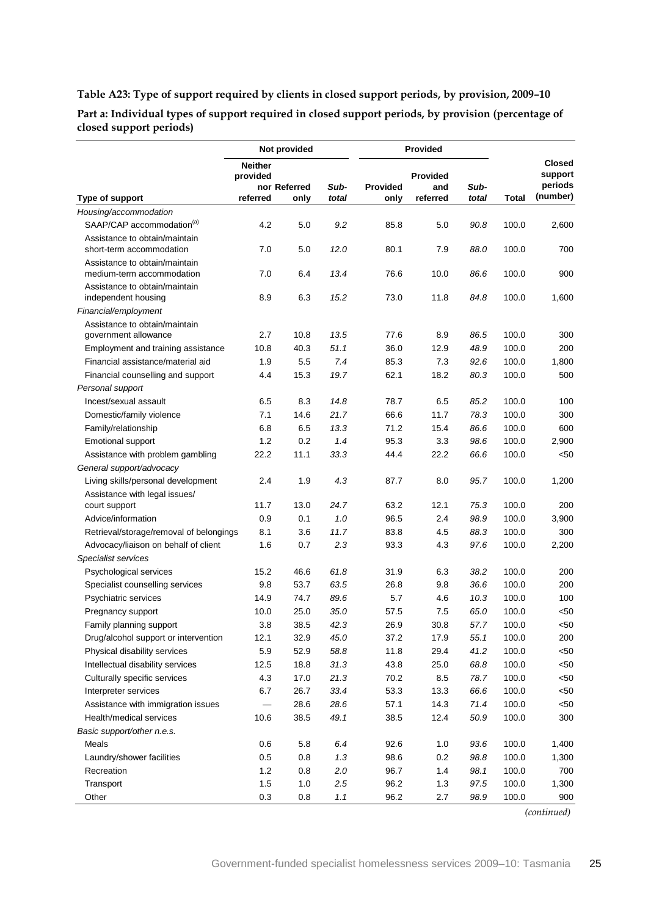**Table A23: Type of support required by clients in closed support periods, by provision, 2009–10**

**Part a: Individual types of support required in closed support periods, by provision (percentage of closed support periods)**

| Type of support | Not provided | | | Provided | | | Total | Closed support periods (number) |
|---|---|---|---|---|---|---|---|---|
| | Neither provided nor referred | Referred only | *Sub-total* | Provided only | Provided and referred | *Sub-total* | | |
| *Housing/accommodation* | | | | | | | | |
| SAAP/CAP accommodation[(a)] | 4.2 | 5.0 | *9.2* | 85.8 | 5.0 | *90.8* | 100.0 | 2,600 |
| Assistance to obtain/maintain short-term accommodation | 7.0 | 5.0 | *12.0* | 80.1 | 7.9 | *88.0* | 100.0 | 700 |
| Assistance to obtain/maintain medium-term accommodation | 7.0 | 6.4 | *13.4* | 76.6 | 10.0 | *86.6* | 100.0 | 900 |
| Assistance to obtain/maintain independent housing | 8.9 | 6.3 | *15.2* | 73.0 | 11.8 | *84.8* | 100.0 | 1,600 |
| *Financial/employment* | | | | | | | | |
| Assistance to obtain/maintain government allowance | 2.7 | 10.8 | *13.5* | 77.6 | 8.9 | *86.5* | 100.0 | 300 |
| Employment and training assistance | 10.8 | 40.3 | *51.1* | 36.0 | 12.9 | *48.9* | 100.0 | 200 |
| Financial assistance/material aid | 1.9 | 5.5 | *7.4* | 85.3 | 7.3 | *92.6* | 100.0 | 1,800 |
| Financial counselling and support | 4.4 | 15.3 | *19.7* | 62.1 | 18.2 | *80.3* | 100.0 | 500 |
| *Personal support* | | | | | | | | |
| Incest/sexual assault | 6.5 | 8.3 | *14.8* | 78.7 | 6.5 | *85.2* | 100.0 | 100 |
| Domestic/family violence | 7.1 | 14.6 | *21.7* | 66.6 | 11.7 | *78.3* | 100.0 | 300 |
| Family/relationship | 6.8 | 6.5 | *13.3* | 71.2 | 15.4 | *86.6* | 100.0 | 600 |
| Emotional support | 1.2 | 0.2 | *1.4* | 95.3 | 3.3 | *98.6* | 100.0 | 2,900 |
| Assistance with problem gambling | 22.2 | 11.1 | *33.3* | 44.4 | 22.2 | *66.6* | 100.0 | <50 |
| *General support/advocacy* | | | | | | | | |
| Living skills/personal development | 2.4 | 1.9 | *4.3* | 87.7 | 8.0 | *95.7* | 100.0 | 1,200 |
| Assistance with legal issues/ court support | 11.7 | 13.0 | *24.7* | 63.2 | 12.1 | *75.3* | 100.0 | 200 |
| Advice/information | 0.9 | 0.1 | *1.0* | 96.5 | 2.4 | *98.9* | 100.0 | 3,900 |
| Retrieval/storage/removal of belongings | 8.1 | 3.6 | *11.7* | 83.8 | 4.5 | *88.3* | 100.0 | 300 |
| Advocacy/liaison on behalf of client | 1.6 | 0.7 | *2.3* | 93.3 | 4.3 | *97.6* | 100.0 | 2,200 |
| *Specialist services* | | | | | | | | |
| Psychological services | 15.2 | 46.6 | *61.8* | 31.9 | 6.3 | *38.2* | 100.0 | 200 |
| Specialist counselling services | 9.8 | 53.7 | *63.5* | 26.8 | 9.8 | *36.6* | 100.0 | 200 |
| Psychiatric services | 14.9 | 74.7 | *89.6* | 5.7 | 4.6 | *10.3* | 100.0 | 100 |
| Pregnancy support | 10.0 | 25.0 | *35.0* | 57.5 | 7.5 | *65.0* | 100.0 | <50 |
| Family planning support | 3.8 | 38.5 | *42.3* | 26.9 | 30.8 | *57.7* | 100.0 | <50 |
| Drug/alcohol support or intervention | 12.1 | 32.9 | *45.0* | 37.2 | 17.9 | *55.1* | 100.0 | 200 |
| Physical disability services | 5.9 | 52.9 | *58.8* | 11.8 | 29.4 | *41.2* | 100.0 | <50 |
| Intellectual disability services | 12.5 | 18.8 | *31.3* | 43.8 | 25.0 | *68.8* | 100.0 | <50 |
| Culturally specific services | 4.3 | 17.0 | *21.3* | 70.2 | 8.5 | *78.7* | 100.0 | <50 |
| Interpreter services | 6.7 | 26.7 | *33.4* | 53.3 | 13.3 | *66.6* | 100.0 | <50 |
| Assistance with immigration issues | — | 28.6 | *28.6* | 57.1 | 14.3 | *71.4* | 100.0 | <50 |
| Health/medical services | 10.6 | 38.5 | *49.1* | 38.5 | 12.4 | *50.9* | 100.0 | 300 |
| *Basic support/other n.e.s.* | | | | | | | | |
| Meals | 0.6 | 5.8 | *6.4* | 92.6 | 1.0 | *93.6* | 100.0 | 1,400 |
| Laundry/shower facilities | 0.5 | 0.8 | *1.3* | 98.6 | 0.2 | *98.8* | 100.0 | 1,300 |
| Recreation | 1.2 | 0.8 | *2.0* | 96.7 | 1.4 | *98.1* | 100.0 | 700 |
| Transport | 1.5 | 1.0 | *2.5* | 96.2 | 1.3 | *97.5* | 100.0 | 1,300 |
| Other | 0.3 | 0.8 | *1.1* | 96.2 | 2.7 | *98.9* | 100.0 | 900 |

*(continued)*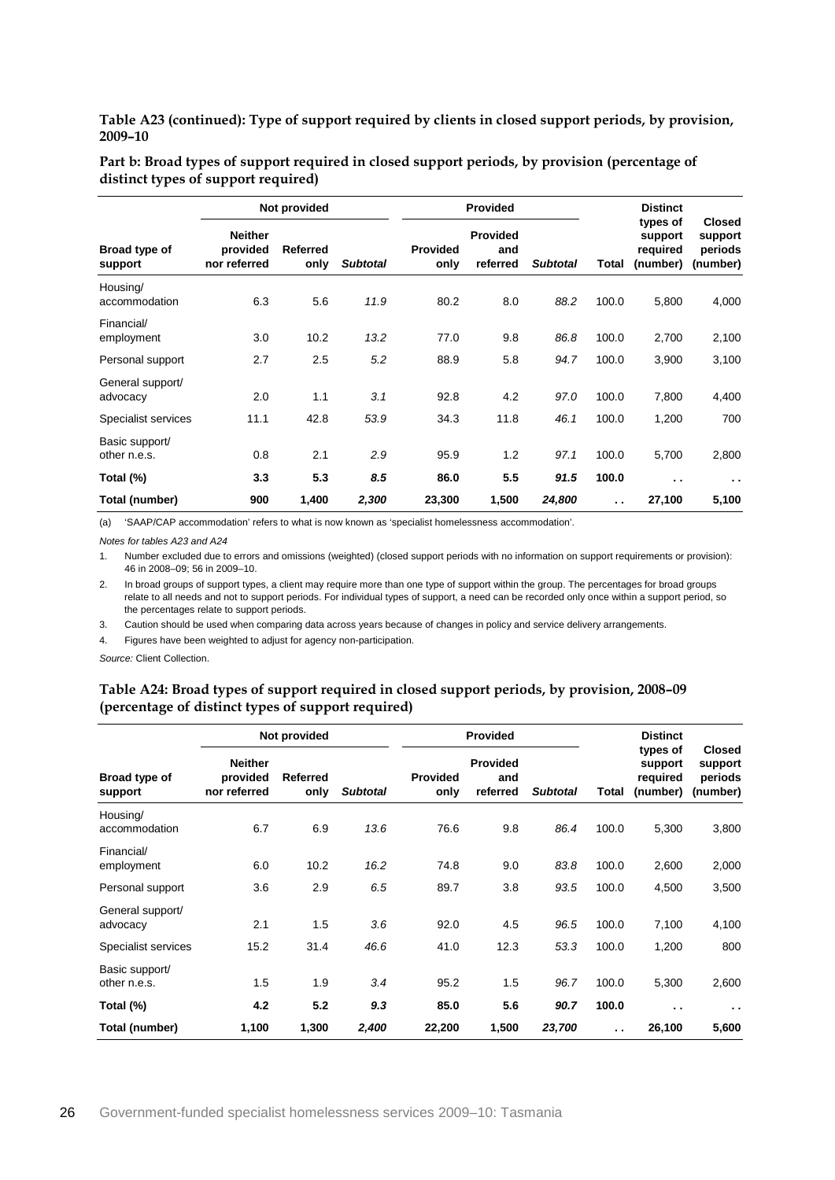**Table A23 (continued): Type of support required by clients in closed support periods, by provision, 2009–10**

**Part b: Broad types of support required in closed support periods, by provision (percentage of distinct types of support required)**

| Broad type of support | Not provided | | | Provided | | | Total | Distinct types of support required (number) | Closed support periods (number) |
|---|---|---|---|---|---|---|---|---|---|
| | Neither provided nor referred | Referred only | *Subtotal* | Provided only | Provided and referred | *Subtotal* | | | |
| Housing/ accommodation | 6.3 | 5.6 | *11.9* | 80.2 | 8.0 | *88.2* | 100.0 | 5,800 | 4,000 |
| Financial/ employment | 3.0 | 10.2 | *13.2* | 77.0 | 9.8 | *86.8* | 100.0 | 2,700 | 2,100 |
| Personal support | 2.7 | 2.5 | *5.2* | 88.9 | 5.8 | *94.7* | 100.0 | 3,900 | 3,100 |
| General support/ advocacy | 2.0 | 1.1 | *3.1* | 92.8 | 4.2 | *97.0* | 100.0 | 7,800 | 4,400 |
| Specialist services | 11.1 | 42.8 | *53.9* | 34.3 | 11.8 | *46.1* | 100.0 | 1,200 | 700 |
| Basic support/ other n.e.s. | 0.8 | 2.1 | *2.9* | 95.9 | 1.2 | *97.1* | 100.0 | 5,700 | 2,800 |
| **Total (%)** | **3.3** | **5.3** | ***8.5*** | **86.0** | **5.5** | ***91.5*** | **100.0** | **. .** | **. .** |
| **Total (number)** | **900** | **1,400** | ***2,300*** | **23,300** | **1,500** | ***24,800*** | **. .** | **27,100** | **5,100** |

(a) 'SAAP/CAP accommodation' refers to what is now known as 'specialist homelessness accommodation'.

*Notes for tables A23 and A24*

1. Number excluded due to errors and omissions (weighted) (closed support periods with no information on support requirements or provision): 46 in 2008–09; 56 in 2009–10.
2. In broad groups of support types, a client may require more than one type of support within the group. The percentages for broad groups relate to all needs and not to support periods. For individual types of support, a need can be recorded only once within a support period, so the percentages relate to support periods.
3. Caution should be used when comparing data across years because of changes in policy and service delivery arrangements.
4. Figures have been weighted to adjust for agency non-participation.

*Source:* Client Collection.

**Table A24: Broad types of support required in closed support periods, by provision, 2008–09 (percentage of distinct types of support required)**

| Broad type of support | Not provided | | | Provided | | | Total | Distinct types of support required (number) | Closed support periods (number) |
|---|---|---|---|---|---|---|---|---|---|
| | Neither provided nor referred | Referred only | *Subtotal* | Provided only | Provided and referred | *Subtotal* | | | |
| Housing/ accommodation | 6.7 | 6.9 | *13.6* | 76.6 | 9.8 | *86.4* | 100.0 | 5,300 | 3,800 |
| Financial/ employment | 6.0 | 10.2 | *16.2* | 74.8 | 9.0 | *83.8* | 100.0 | 2,600 | 2,000 |
| Personal support | 3.6 | 2.9 | *6.5* | 89.7 | 3.8 | *93.5* | 100.0 | 4,500 | 3,500 |
| General support/ advocacy | 2.1 | 1.5 | *3.6* | 92.0 | 4.5 | *96.5* | 100.0 | 7,100 | 4,100 |
| Specialist services | 15.2 | 31.4 | *46.6* | 41.0 | 12.3 | *53.3* | 100.0 | 1,200 | 800 |
| Basic support/ other n.e.s. | 1.5 | 1.9 | *3.4* | 95.2 | 1.5 | *96.7* | 100.0 | 5,300 | 2,600 |
| **Total (%)** | **4.2** | **5.2** | ***9.3*** | **85.0** | **5.6** | ***90.7*** | **100.0** | **. .** | **. .** |
| **Total (number)** | **1,100** | **1,300** | ***2,400*** | **22,200** | **1,500** | ***23,700*** | **. .** | **26,100** | **5,600** |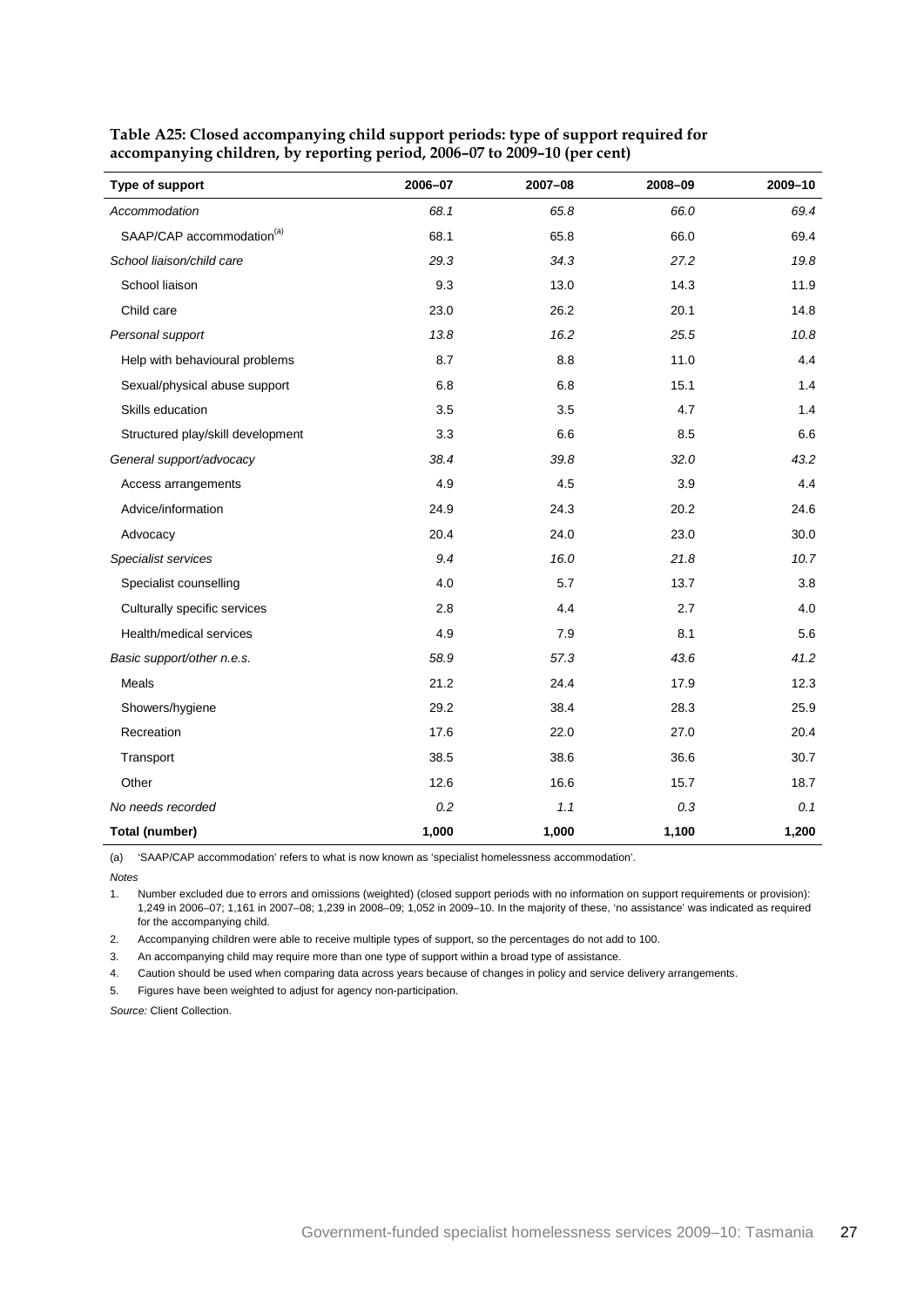**Table A25: Closed accompanying child support periods: type of support required for accompanying children, by reporting period, 2006–07 to 2009–10 (per cent)**

| Type of support | 2006–07 | 2007–08 | 2008–09 | 2009–10 |
|---|---|---|---|---|
| *Accommodation* | *68.1* | *65.8* | *66.0* | *69.4* |
| SAAP/CAP accommodation[(a)] | 68.1 | 65.8 | 66.0 | 69.4 |
| *School liaison/child care* | *29.3* | *34.3* | *27.2* | *19.8* |
| School liaison | 9.3 | 13.0 | 14.3 | 11.9 |
| Child care | 23.0 | 26.2 | 20.1 | 14.8 |
| *Personal support* | *13.8* | *16.2* | *25.5* | *10.8* |
| Help with behavioural problems | 8.7 | 8.8 | 11.0 | 4.4 |
| Sexual/physical abuse support | 6.8 | 6.8 | 15.1 | 1.4 |
| Skills education | 3.5 | 3.5 | 4.7 | 1.4 |
| Structured play/skill development | 3.3 | 6.6 | 8.5 | 6.6 |
| *General support/advocacy* | *38.4* | *39.8* | *32.0* | *43.2* |
| Access arrangements | 4.9 | 4.5 | 3.9 | 4.4 |
| Advice/information | 24.9 | 24.3 | 20.2 | 24.6 |
| Advocacy | 20.4 | 24.0 | 23.0 | 30.0 |
| *Specialist services* | *9.4* | *16.0* | *21.8* | *10.7* |
| Specialist counselling | 4.0 | 5.7 | 13.7 | 3.8 |
| Culturally specific services | 2.8 | 4.4 | 2.7 | 4.0 |
| Health/medical services | 4.9 | 7.9 | 8.1 | 5.6 |
| *Basic support/other n.e.s.* | *58.9* | *57.3* | *43.6* | *41.2* |
| Meals | 21.2 | 24.4 | 17.9 | 12.3 |
| Showers/hygiene | 29.2 | 38.4 | 28.3 | 25.9 |
| Recreation | 17.6 | 22.0 | 27.0 | 20.4 |
| Transport | 38.5 | 38.6 | 36.6 | 30.7 |
| Other | 12.6 | 16.6 | 15.7 | 18.7 |
| *No needs recorded* | *0.2* | *1.1* | *0.3* | *0.1* |
| **Total (number)** | **1,000** | **1,000** | **1,100** | **1,200** |

(a) 'SAAP/CAP accommodation' refers to what is now known as 'specialist homelessness accommodation'.

*Notes*

1. Number excluded due to errors and omissions (weighted) (closed support periods with no information on support requirements or provision): 1,249 in 2006–07; 1,161 in 2007–08; 1,239 in 2008–09; 1,052 in 2009–10. In the majority of these, 'no assistance' was indicated as required for the accompanying child.
2. Accompanying children were able to receive multiple types of support, so the percentages do not add to 100.
3. An accompanying child may require more than one type of support within a broad type of assistance.
4. Caution should be used when comparing data across years because of changes in policy and service delivery arrangements.
5. Figures have been weighted to adjust for agency non-participation.

*Source:* Client Collection.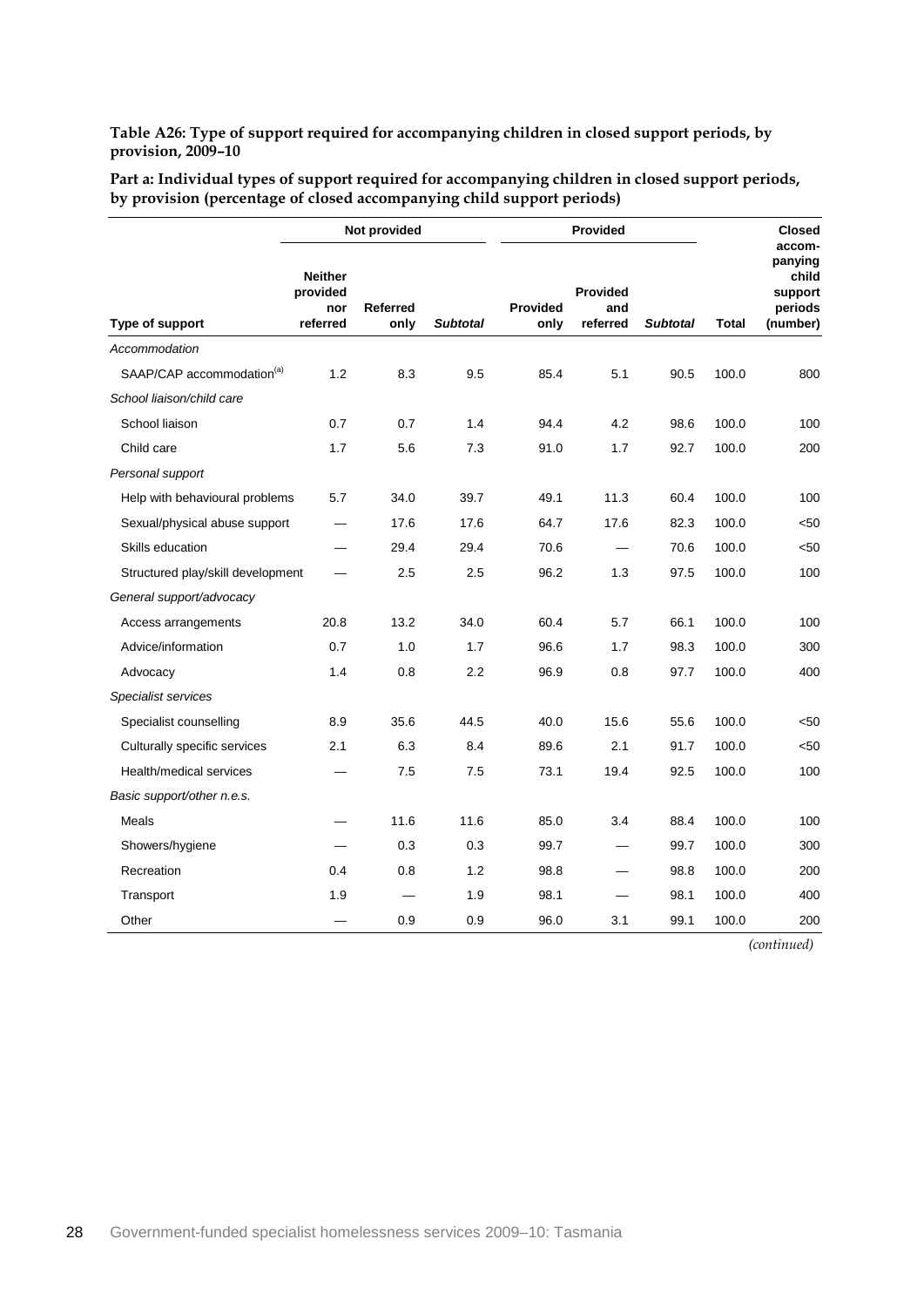**Table A26: Type of support required for accompanying children in closed support periods, by provision, 2009–10**

**Part a: Individual types of support required for accompanying children in closed support periods, by provision (percentage of closed accompanying child support periods)**

| | Not provided | | | Provided | | | | Closed accom-panying child support periods |
|---|---|---|---|---|---|---|---|---|
| Type of support | Neither provided nor referred | Referred only | *Subtotal* | Provided only | Provided and referred | *Subtotal* | Total | (number) |
| *Accommodation* | | | | | | | | |
| SAAP/CAP accommodation[(a)] | 1.2 | 8.3 | 9.5 | 85.4 | 5.1 | 90.5 | 100.0 | 800 |
| *School liaison/child care* | | | | | | | | |
| School liaison | 0.7 | 0.7 | 1.4 | 94.4 | 4.2 | 98.6 | 100.0 | 100 |
| Child care | 1.7 | 5.6 | 7.3 | 91.0 | 1.7 | 92.7 | 100.0 | 200 |
| *Personal support* | | | | | | | | |
| Help with behavioural problems | 5.7 | 34.0 | 39.7 | 49.1 | 11.3 | 60.4 | 100.0 | 100 |
| Sexual/physical abuse support | — | 17.6 | 17.6 | 64.7 | 17.6 | 82.3 | 100.0 | <50 |
| Skills education | — | 29.4 | 29.4 | 70.6 | — | 70.6 | 100.0 | <50 |
| Structured play/skill development | — | 2.5 | 2.5 | 96.2 | 1.3 | 97.5 | 100.0 | 100 |
| *General support/advocacy* | | | | | | | | |
| Access arrangements | 20.8 | 13.2 | 34.0 | 60.4 | 5.7 | 66.1 | 100.0 | 100 |
| Advice/information | 0.7 | 1.0 | 1.7 | 96.6 | 1.7 | 98.3 | 100.0 | 300 |
| Advocacy | 1.4 | 0.8 | 2.2 | 96.9 | 0.8 | 97.7 | 100.0 | 400 |
| *Specialist services* | | | | | | | | |
| Specialist counselling | 8.9 | 35.6 | 44.5 | 40.0 | 15.6 | 55.6 | 100.0 | <50 |
| Culturally specific services | 2.1 | 6.3 | 8.4 | 89.6 | 2.1 | 91.7 | 100.0 | <50 |
| Health/medical services | — | 7.5 | 7.5 | 73.1 | 19.4 | 92.5 | 100.0 | 100 |
| *Basic support/other n.e.s.* | | | | | | | | |
| Meals | — | 11.6 | 11.6 | 85.0 | 3.4 | 88.4 | 100.0 | 100 |
| Showers/hygiene | — | 0.3 | 0.3 | 99.7 | — | 99.7 | 100.0 | 300 |
| Recreation | 0.4 | 0.8 | 1.2 | 98.8 | — | 98.8 | 100.0 | 200 |
| Transport | 1.9 | — | 1.9 | 98.1 | — | 98.1 | 100.0 | 400 |
| Other | — | 0.9 | 0.9 | 96.0 | 3.1 | 99.1 | 100.0 | 200 |

*(continued)*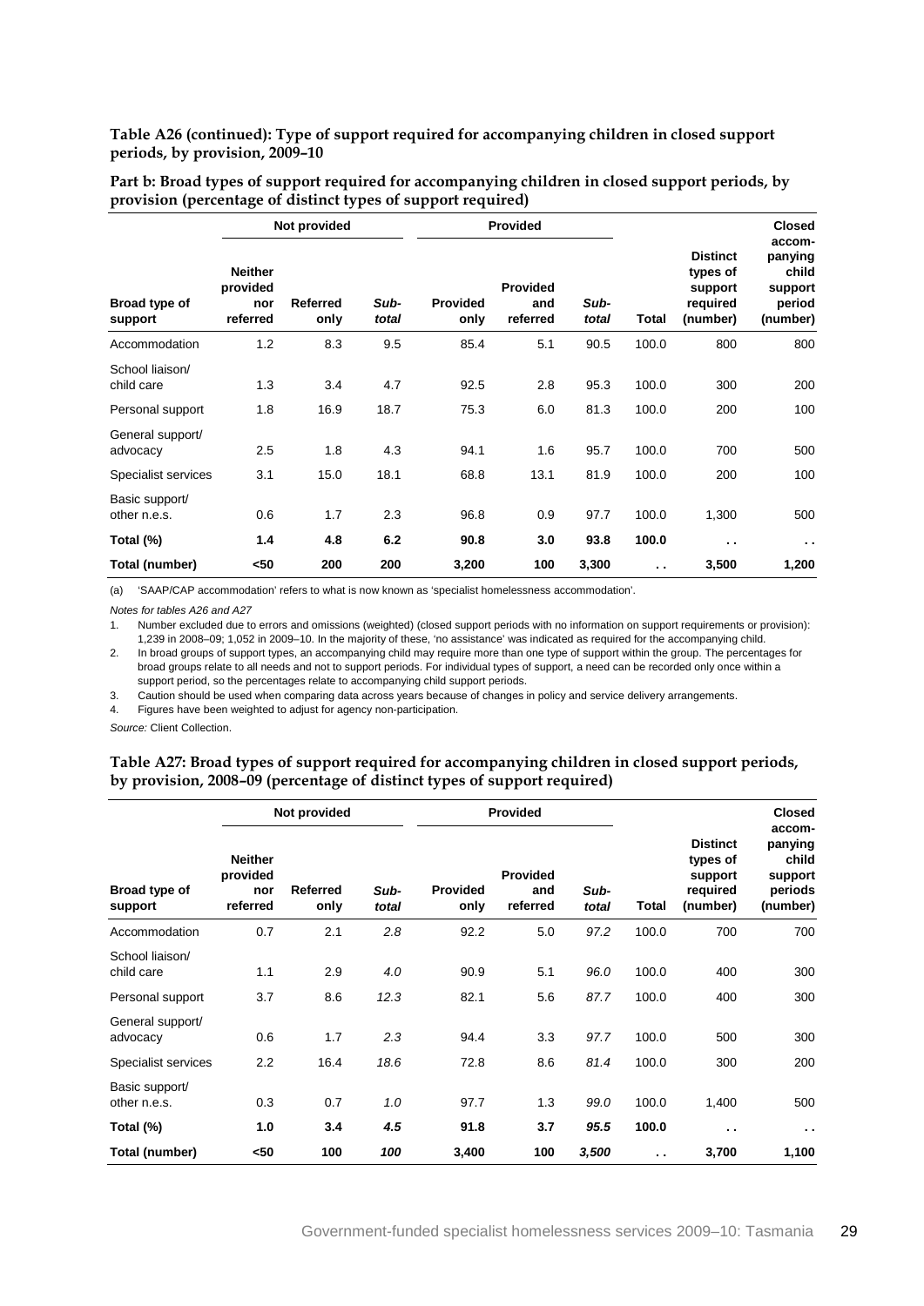**Table A26 (continued): Type of support required for accompanying children in closed support periods, by provision, 2009–10**

**Part b: Broad types of support required for accompanying children in closed support periods, by provision (percentage of distinct types of support required)**

| | Not provided | | | Provided | | | | | |
|---|---|---|---|---|---|---|---|---|---|
| Broad type of support | Neither provided nor referred | Referred only | *Sub-total* | Provided only | Provided and referred | *Sub-total* | Total | Distinct types of support required (number) | Closed accom-panying child support period (number) |
| Accommodation | 1.2 | 8.3 | 9.5 | 85.4 | 5.1 | 90.5 | 100.0 | 800 | 800 |
| School liaison/ child care | 1.3 | 3.4 | 4.7 | 92.5 | 2.8 | 95.3 | 100.0 | 300 | 200 |
| Personal support | 1.8 | 16.9 | 18.7 | 75.3 | 6.0 | 81.3 | 100.0 | 200 | 100 |
| General support/ advocacy | 2.5 | 1.8 | 4.3 | 94.1 | 1.6 | 95.7 | 100.0 | 700 | 500 |
| Specialist services | 3.1 | 15.0 | 18.1 | 68.8 | 13.1 | 81.9 | 100.0 | 200 | 100 |
| Basic support/ other n.e.s. | 0.6 | 1.7 | 2.3 | 96.8 | 0.9 | 97.7 | 100.0 | 1,300 | 500 |
| **Total (%)** | **1.4** | **4.8** | **6.2** | **90.8** | **3.0** | **93.8** | **100.0** | **. .** | **. .** |
| **Total (number)** | **<50** | **200** | **200** | **3,200** | **100** | **3,300** | **. .** | **3,500** | **1,200** |

(a) 'SAAP/CAP accommodation' refers to what is now known as 'specialist homelessness accommodation'.

*Notes for tables A26 and A27*

1. Number excluded due to errors and omissions (weighted) (closed support periods with no information on support requirements or provision): 1,239 in 2008–09; 1,052 in 2009–10. In the majority of these, 'no assistance' was indicated as required for the accompanying child.
2. In broad groups of support types, an accompanying child may require more than one type of support within the group. The percentages for broad groups relate to all needs and not to support periods. For individual types of support, a need can be recorded only once within a support period, so the percentages relate to accompanying child support periods.
3. Caution should be used when comparing data across years because of changes in policy and service delivery arrangements.
4. Figures have been weighted to adjust for agency non-participation.

*Source:* Client Collection.

**Table A27: Broad types of support required for accompanying children in closed support periods, by provision, 2008–09 (percentage of distinct types of support required)**

| | Not provided | | | Provided | | | | | |
|---|---|---|---|---|---|---|---|---|---|
| Broad type of support | Neither provided nor referred | Referred only | *Sub-total* | Provided only | Provided and referred | *Sub-total* | Total | Distinct types of support required (number) | Closed accom-panying child support periods (number) |
| Accommodation | 0.7 | 2.1 | *2.8* | 92.2 | 5.0 | *97.2* | 100.0 | 700 | 700 |
| School liaison/ child care | 1.1 | 2.9 | *4.0* | 90.9 | 5.1 | *96.0* | 100.0 | 400 | 300 |
| Personal support | 3.7 | 8.6 | *12.3* | 82.1 | 5.6 | *87.7* | 100.0 | 400 | 300 |
| General support/ advocacy | 0.6 | 1.7 | *2.3* | 94.4 | 3.3 | *97.7* | 100.0 | 500 | 300 |
| Specialist services | 2.2 | 16.4 | *18.6* | 72.8 | 8.6 | *81.4* | 100.0 | 300 | 200 |
| Basic support/ other n.e.s. | 0.3 | 0.7 | *1.0* | 97.7 | 1.3 | *99.0* | 100.0 | 1,400 | 500 |
| **Total (%)** | **1.0** | **3.4** | ***4.5*** | **91.8** | **3.7** | ***95.5*** | **100.0** | **. .** | **. .** |
| **Total (number)** | **<50** | **100** | ***100*** | **3,400** | **100** | ***3,500*** | **. .** | **3,700** | **1,100** |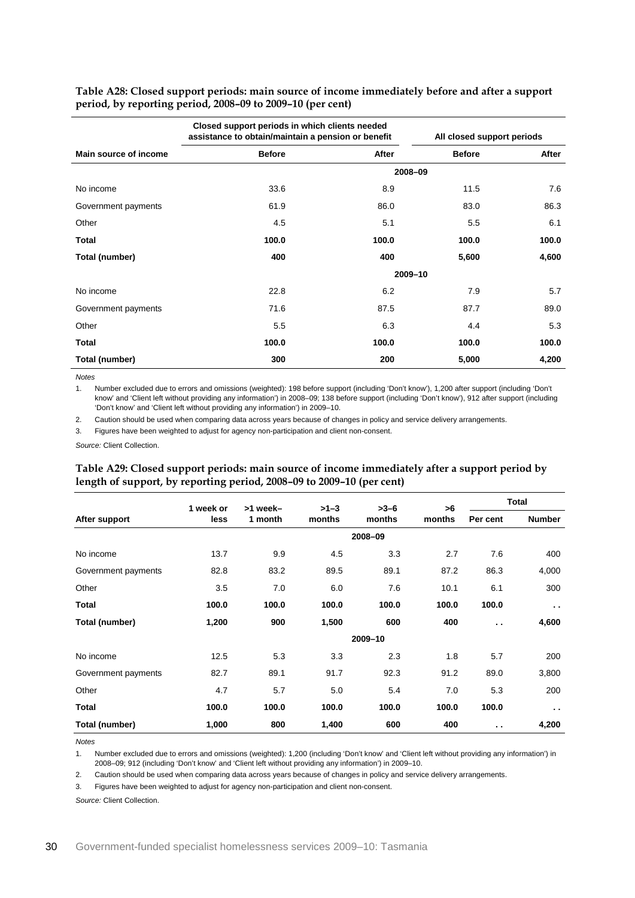**Table A28: Closed support periods: main source of income immediately before and after a support period, by reporting period, 2008–09 to 2009–10 (per cent)**

| Main source of income | Closed support periods in which clients needed assistance to obtain/maintain a pension or benefit | | All closed support periods | |
|---|---|---|---|---|
| | Before | After | Before | After |
| | | 2008–09 | | |
| No income | 33.6 | 8.9 | 11.5 | 7.6 |
| Government payments | 61.9 | 86.0 | 83.0 | 86.3 |
| Other | 4.5 | 5.1 | 5.5 | 6.1 |
| **Total** | **100.0** | **100.0** | **100.0** | **100.0** |
| **Total (number)** | **400** | **400** | **5,600** | **4,600** |
| | | 2009–10 | | |
| No income | 22.8 | 6.2 | 7.9 | 5.7 |
| Government payments | 71.6 | 87.5 | 87.7 | 89.0 |
| Other | 5.5 | 6.3 | 4.4 | 5.3 |
| **Total** | **100.0** | **100.0** | **100.0** | **100.0** |
| **Total (number)** | **300** | **200** | **5,000** | **4,200** |

*Notes*

1. Number excluded due to errors and omissions (weighted): 198 before support (including 'Don't know'), 1,200 after support (including 'Don't know' and 'Client left without providing any information') in 2008–09; 138 before support (including 'Don't know'), 912 after support (including 'Don't know' and 'Client left without providing any information') in 2009–10.
2. Caution should be used when comparing data across years because of changes in policy and service delivery arrangements.
3. Figures have been weighted to adjust for agency non-participation and client non-consent.

*Source:* Client Collection.

**Table A29: Closed support periods: main source of income immediately after a support period by length of support, by reporting period, 2008–09 to 2009–10 (per cent)**

| After support | 1 week or less | >1 week–1 month | >1–3 months | >3–6 months | >6 months | Total | |
|---|---|---|---|---|---|---|---|
| | | | | | | Per cent | Number |
| | | | | 2008–09 | | | |
| No income | 13.7 | 9.9 | 4.5 | 3.3 | 2.7 | 7.6 | 400 |
| Government payments | 82.8 | 83.2 | 89.5 | 89.1 | 87.2 | 86.3 | 4,000 |
| Other | 3.5 | 7.0 | 6.0 | 7.6 | 10.1 | 6.1 | 300 |
| **Total** | **100.0** | **100.0** | **100.0** | **100.0** | **100.0** | **100.0** | **. .** |
| **Total (number)** | **1,200** | **900** | **1,500** | **600** | **400** | **. .** | **4,600** |
| | | | | 2009–10 | | | |
| No income | 12.5 | 5.3 | 3.3 | 2.3 | 1.8 | 5.7 | 200 |
| Government payments | 82.7 | 89.1 | 91.7 | 92.3 | 91.2 | 89.0 | 3,800 |
| Other | 4.7 | 5.7 | 5.0 | 5.4 | 7.0 | 5.3 | 200 |
| **Total** | **100.0** | **100.0** | **100.0** | **100.0** | **100.0** | **100.0** | **. .** |
| **Total (number)** | **1,000** | **800** | **1,400** | **600** | **400** | **. .** | **4,200** |

*Notes*

1. Number excluded due to errors and omissions (weighted): 1,200 (including 'Don't know' and 'Client left without providing any information') in 2008–09; 912 (including 'Don't know' and 'Client left without providing any information') in 2009–10.
2. Caution should be used when comparing data across years because of changes in policy and service delivery arrangements.
3. Figures have been weighted to adjust for agency non-participation and client non-consent.

*Source:* Client Collection.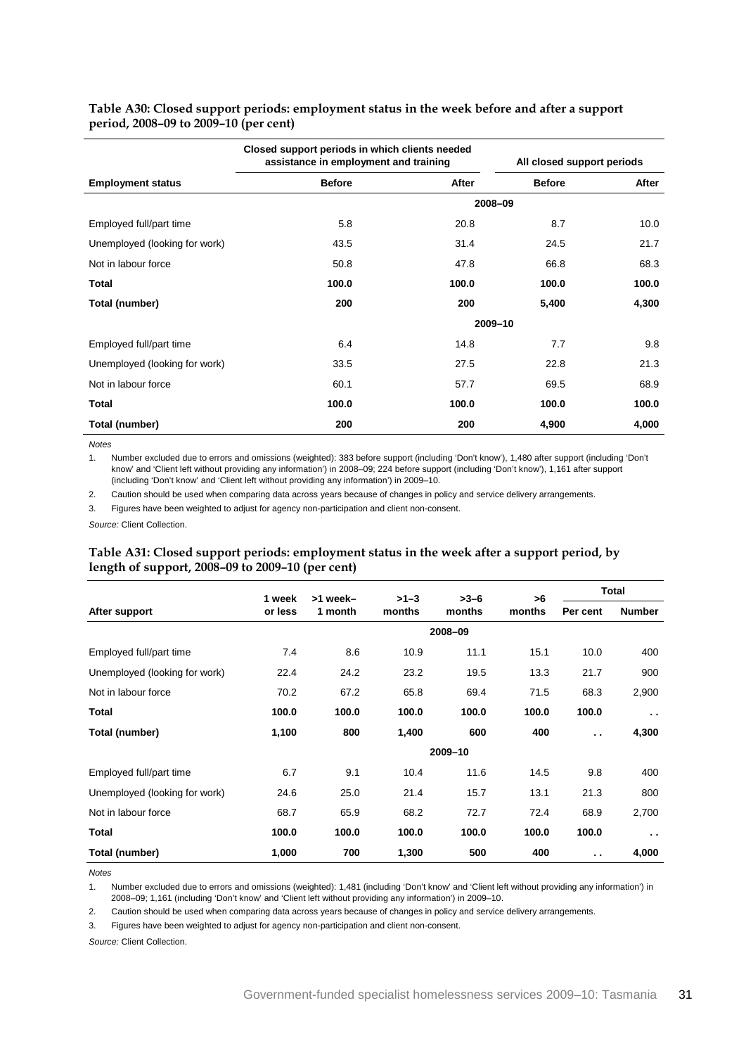**Table A30: Closed support periods: employment status in the week before and after a support period, 2008–09 to 2009–10 (per cent)**

| | Closed support periods in which clients needed assistance in employment and training | | All closed support periods | |
|---|---|---|---|---|
| **Employment status** | **Before** | **After** | **Before** | **After** |
| | | 2008–09 | | |
| Employed full/part time | 5.8 | 20.8 | 8.7 | 10.0 |
| Unemployed (looking for work) | 43.5 | 31.4 | 24.5 | 21.7 |
| Not in labour force | 50.8 | 47.8 | 66.8 | 68.3 |
| **Total** | **100.0** | **100.0** | **100.0** | **100.0** |
| **Total (number)** | **200** | **200** | **5,400** | **4,300** |
| | | 2009–10 | | |
| Employed full/part time | 6.4 | 14.8 | 7.7 | 9.8 |
| Unemployed (looking for work) | 33.5 | 27.5 | 22.8 | 21.3 |
| Not in labour force | 60.1 | 57.7 | 69.5 | 68.9 |
| **Total** | **100.0** | **100.0** | **100.0** | **100.0** |
| **Total (number)** | **200** | **200** | **4,900** | **4,000** |

*Notes*

1. Number excluded due to errors and omissions (weighted): 383 before support (including 'Don't know'), 1,480 after support (including 'Don't know' and 'Client left without providing any information') in 2008–09; 224 before support (including 'Don't know'), 1,161 after support (including 'Don't know' and 'Client left without providing any information') in 2009–10.
2. Caution should be used when comparing data across years because of changes in policy and service delivery arrangements.
3. Figures have been weighted to adjust for agency non-participation and client non-consent.

*Source:* Client Collection.

**Table A31: Closed support periods: employment status in the week after a support period, by length of support, 2008–09 to 2009–10 (per cent)**

| | | | | | | Total | |
|---|---|---|---|---|---|---|---|
| **After support** | **1 week or less** | **>1 week–1 month** | **>1–3 months** | **>3–6 months** | **>6 months** | **Per cent** | **Number** |
| | | | | 2008–09 | | | |
| Employed full/part time | 7.4 | 8.6 | 10.9 | 11.1 | 15.1 | 10.0 | 400 |
| Unemployed (looking for work) | 22.4 | 24.2 | 23.2 | 19.5 | 13.3 | 21.7 | 900 |
| Not in labour force | 70.2 | 67.2 | 65.8 | 69.4 | 71.5 | 68.3 | 2,900 |
| **Total** | **100.0** | **100.0** | **100.0** | **100.0** | **100.0** | **100.0** | **. .** |
| **Total (number)** | **1,100** | **800** | **1,400** | **600** | **400** | **. .** | **4,300** |
| | | | | 2009–10 | | | |
| Employed full/part time | 6.7 | 9.1 | 10.4 | 11.6 | 14.5 | 9.8 | 400 |
| Unemployed (looking for work) | 24.6 | 25.0 | 21.4 | 15.7 | 13.1 | 21.3 | 800 |
| Not in labour force | 68.7 | 65.9 | 68.2 | 72.7 | 72.4 | 68.9 | 2,700 |
| **Total** | **100.0** | **100.0** | **100.0** | **100.0** | **100.0** | **100.0** | **. .** |
| **Total (number)** | **1,000** | **700** | **1,300** | **500** | **400** | **. .** | **4,000** |

*Notes*

1. Number excluded due to errors and omissions (weighted): 1,481 (including 'Don't know' and 'Client left without providing any information') in 2008–09; 1,161 (including 'Don't know' and 'Client left without providing any information') in 2009–10.
2. Caution should be used when comparing data across years because of changes in policy and service delivery arrangements.
3. Figures have been weighted to adjust for agency non-participation and client non-consent.

*Source:* Client Collection.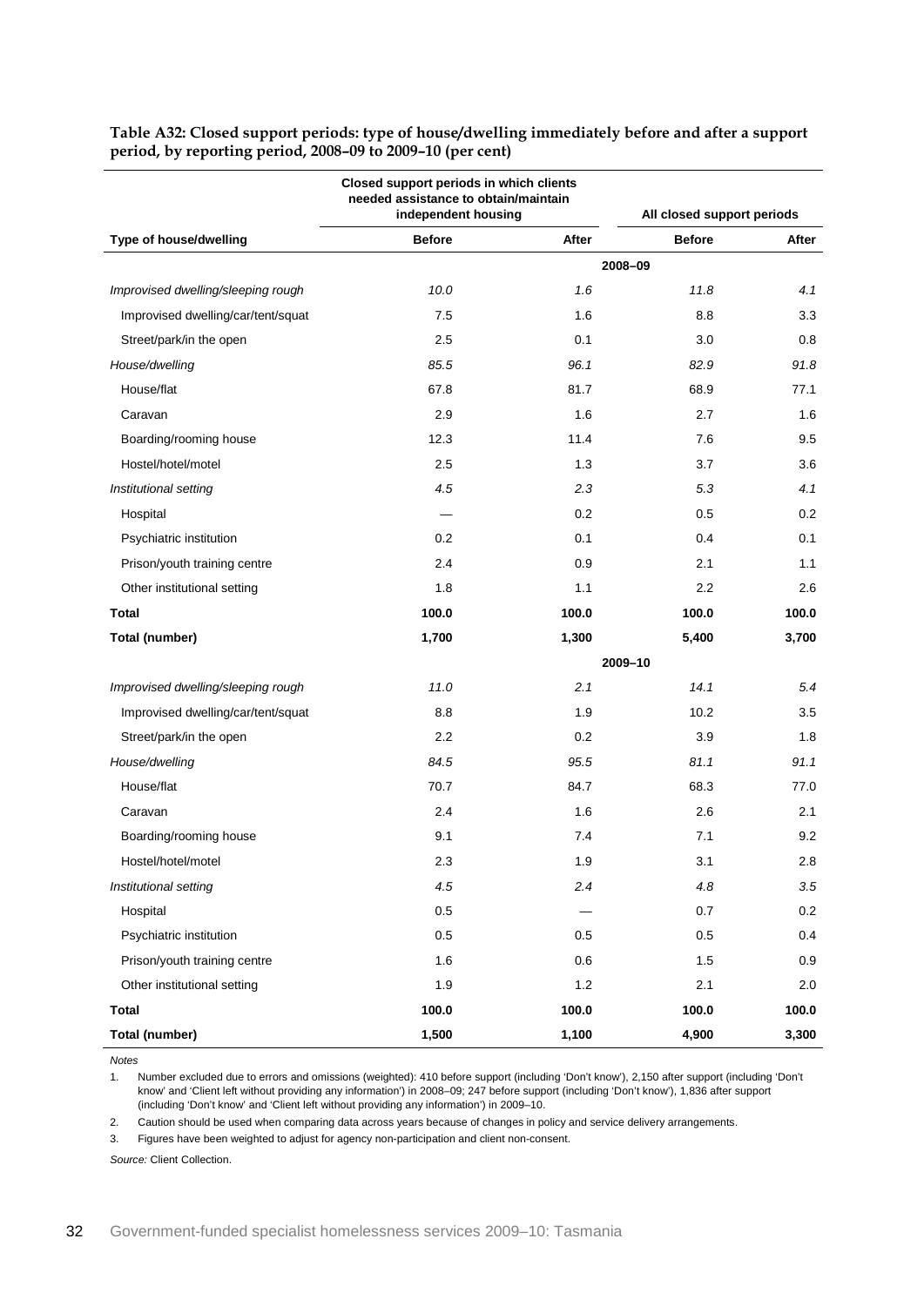**Table A32: Closed support periods: type of house/dwelling immediately before and after a support period, by reporting period, 2008–09 to 2009–10 (per cent)**

| | Closed support periods in which clients needed assistance to obtain/maintain independent housing | | All closed support periods | |
|---|---|---|---|---|
| **Type of house/dwelling** | **Before** | **After** | **Before** | **After** |
| | | **2008–09** | | |
| *Improvised dwelling/sleeping rough* | *10.0* | *1.6* | *11.8* | *4.1* |
| Improvised dwelling/car/tent/squat | 7.5 | 1.6 | 8.8 | 3.3 |
| Street/park/in the open | 2.5 | 0.1 | 3.0 | 0.8 |
| *House/dwelling* | *85.5* | *96.1* | *82.9* | *91.8* |
| House/flat | 67.8 | 81.7 | 68.9 | 77.1 |
| Caravan | 2.9 | 1.6 | 2.7 | 1.6 |
| Boarding/rooming house | 12.3 | 11.4 | 7.6 | 9.5 |
| Hostel/hotel/motel | 2.5 | 1.3 | 3.7 | 3.6 |
| *Institutional setting* | *4.5* | *2.3* | *5.3* | *4.1* |
| Hospital | — | 0.2 | 0.5 | 0.2 |
| Psychiatric institution | 0.2 | 0.1 | 0.4 | 0.1 |
| Prison/youth training centre | 2.4 | 0.9 | 2.1 | 1.1 |
| Other institutional setting | 1.8 | 1.1 | 2.2 | 2.6 |
| **Total** | **100.0** | **100.0** | **100.0** | **100.0** |
| **Total (number)** | **1,700** | **1,300** | **5,400** | **3,700** |
| | | **2009–10** | | |
| *Improvised dwelling/sleeping rough* | *11.0* | *2.1* | *14.1* | *5.4* |
| Improvised dwelling/car/tent/squat | 8.8 | 1.9 | 10.2 | 3.5 |
| Street/park/in the open | 2.2 | 0.2 | 3.9 | 1.8 |
| *House/dwelling* | *84.5* | *95.5* | *81.1* | *91.1* |
| House/flat | 70.7 | 84.7 | 68.3 | 77.0 |
| Caravan | 2.4 | 1.6 | 2.6 | 2.1 |
| Boarding/rooming house | 9.1 | 7.4 | 7.1 | 9.2 |
| Hostel/hotel/motel | 2.3 | 1.9 | 3.1 | 2.8 |
| *Institutional setting* | *4.5* | *2.4* | *4.8* | *3.5* |
| Hospital | 0.5 | — | 0.7 | 0.2 |
| Psychiatric institution | 0.5 | 0.5 | 0.5 | 0.4 |
| Prison/youth training centre | 1.6 | 0.6 | 1.5 | 0.9 |
| Other institutional setting | 1.9 | 1.2 | 2.1 | 2.0 |
| **Total** | **100.0** | **100.0** | **100.0** | **100.0** |
| **Total (number)** | **1,500** | **1,100** | **4,900** | **3,300** |

*Notes*

1. Number excluded due to errors and omissions (weighted): 410 before support (including 'Don't know'), 2,150 after support (including 'Don't know' and 'Client left without providing any information') in 2008–09; 247 before support (including 'Don't know'), 1,836 after support (including 'Don't know' and 'Client left without providing any information') in 2009–10.
2. Caution should be used when comparing data across years because of changes in policy and service delivery arrangements.
3. Figures have been weighted to adjust for agency non-participation and client non-consent.

*Source:* Client Collection.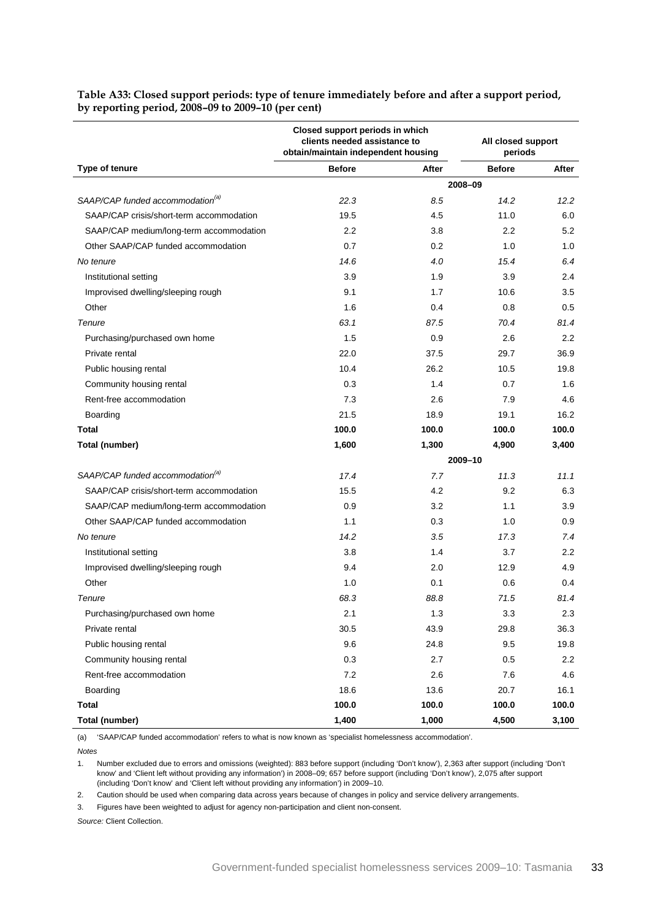**Table A33: Closed support periods: type of tenure immediately before and after a support period, by reporting period, 2008–09 to 2009–10 (per cent)**

| Type of tenure | Closed support periods in which clients needed assistance to obtain/maintain independent housing | | All closed support periods | |
|---|---|---|---|---|
| | **Before** | **After** | **Before** | **After** |
| | | **2008–09** | | |
| *SAAP/CAP funded accommodation[(a)]* | *22.3* | *8.5* | *14.2* | *12.2* |
| SAAP/CAP crisis/short-term accommodation | 19.5 | 4.5 | 11.0 | 6.0 |
| SAAP/CAP medium/long-term accommodation | 2.2 | 3.8 | 2.2 | 5.2 |
| Other SAAP/CAP funded accommodation | 0.7 | 0.2 | 1.0 | 1.0 |
| *No tenure* | *14.6* | *4.0* | *15.4* | *6.4* |
| Institutional setting | 3.9 | 1.9 | 3.9 | 2.4 |
| Improvised dwelling/sleeping rough | 9.1 | 1.7 | 10.6 | 3.5 |
| Other | 1.6 | 0.4 | 0.8 | 0.5 |
| *Tenure* | *63.1* | *87.5* | *70.4* | *81.4* |
| Purchasing/purchased own home | 1.5 | 0.9 | 2.6 | 2.2 |
| Private rental | 22.0 | 37.5 | 29.7 | 36.9 |
| Public housing rental | 10.4 | 26.2 | 10.5 | 19.8 |
| Community housing rental | 0.3 | 1.4 | 0.7 | 1.6 |
| Rent-free accommodation | 7.3 | 2.6 | 7.9 | 4.6 |
| Boarding | 21.5 | 18.9 | 19.1 | 16.2 |
| **Total** | **100.0** | **100.0** | **100.0** | **100.0** |
| **Total (number)** | **1,600** | **1,300** | **4,900** | **3,400** |
| | | **2009–10** | | |
| *SAAP/CAP funded accommodation[(a)]* | *17.4* | *7.7* | *11.3* | *11.1* |
| SAAP/CAP crisis/short-term accommodation | 15.5 | 4.2 | 9.2 | 6.3 |
| SAAP/CAP medium/long-term accommodation | 0.9 | 3.2 | 1.1 | 3.9 |
| Other SAAP/CAP funded accommodation | 1.1 | 0.3 | 1.0 | 0.9 |
| *No tenure* | *14.2* | *3.5* | *17.3* | *7.4* |
| Institutional setting | 3.8 | 1.4 | 3.7 | 2.2 |
| Improvised dwelling/sleeping rough | 9.4 | 2.0 | 12.9 | 4.9 |
| Other | 1.0 | 0.1 | 0.6 | 0.4 |
| *Tenure* | *68.3* | *88.8* | *71.5* | *81.4* |
| Purchasing/purchased own home | 2.1 | 1.3 | 3.3 | 2.3 |
| Private rental | 30.5 | 43.9 | 29.8 | 36.3 |
| Public housing rental | 9.6 | 24.8 | 9.5 | 19.8 |
| Community housing rental | 0.3 | 2.7 | 0.5 | 2.2 |
| Rent-free accommodation | 7.2 | 2.6 | 7.6 | 4.6 |
| Boarding | 18.6 | 13.6 | 20.7 | 16.1 |
| **Total** | **100.0** | **100.0** | **100.0** | **100.0** |
| **Total (number)** | **1,400** | **1,000** | **4,500** | **3,100** |

(a) 'SAAP/CAP funded accommodation' refers to what is now known as 'specialist homelessness accommodation'.

*Notes*

1. Number excluded due to errors and omissions (weighted): 883 before support (including 'Don't know'), 2,363 after support (including 'Don't know' and 'Client left without providing any information') in 2008–09; 657 before support (including 'Don't know'), 2,075 after support (including 'Don't know' and 'Client left without providing any information') in 2009–10.
2. Caution should be used when comparing data across years because of changes in policy and service delivery arrangements.
3. Figures have been weighted to adjust for agency non-participation and client non-consent.

*Source:* Client Collection.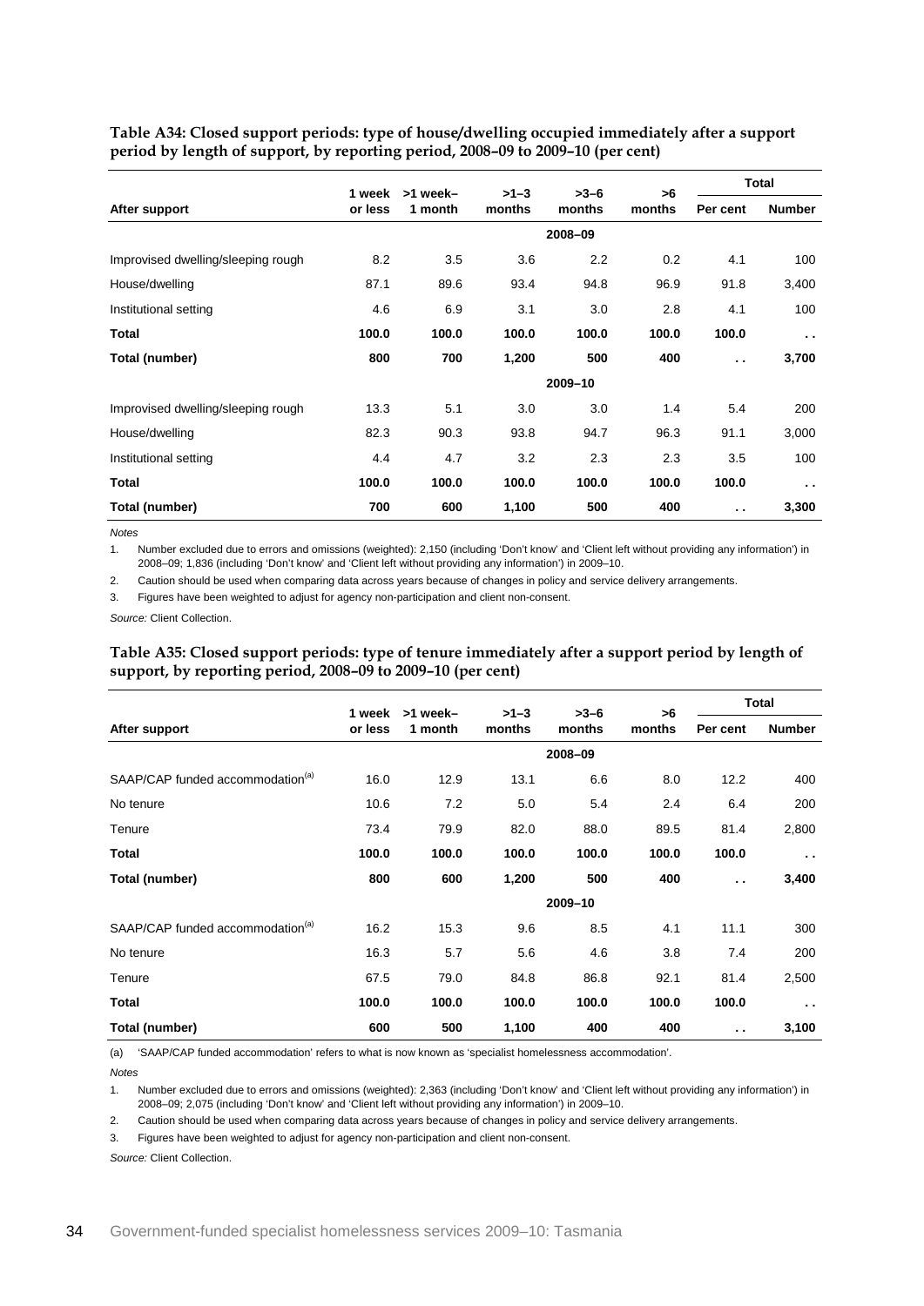**Table A34: Closed support periods: type of house/dwelling occupied immediately after a support period by length of support, by reporting period, 2008–09 to 2009–10 (per cent)**

| After support | 1 week or less | >1 week– 1 month | >1–3 months | >3–6 months | >6 months | Total | |
|---|---|---|---|---|---|---|---|
| | | | | | | Per cent | Number |
| | | | | 2008–09 | | | |
| Improvised dwelling/sleeping rough | 8.2 | 3.5 | 3.6 | 2.2 | 0.2 | 4.1 | 100 |
| House/dwelling | 87.1 | 89.6 | 93.4 | 94.8 | 96.9 | 91.8 | 3,400 |
| Institutional setting | 4.6 | 6.9 | 3.1 | 3.0 | 2.8 | 4.1 | 100 |
| **Total** | **100.0** | **100.0** | **100.0** | **100.0** | **100.0** | **100.0** | **. .** |
| **Total (number)** | **800** | **700** | **1,200** | **500** | **400** | **. .** | **3,700** |
| | | | | 2009–10 | | | |
| Improvised dwelling/sleeping rough | 13.3 | 5.1 | 3.0 | 3.0 | 1.4 | 5.4 | 200 |
| House/dwelling | 82.3 | 90.3 | 93.8 | 94.7 | 96.3 | 91.1 | 3,000 |
| Institutional setting | 4.4 | 4.7 | 3.2 | 2.3 | 2.3 | 3.5 | 100 |
| **Total** | **100.0** | **100.0** | **100.0** | **100.0** | **100.0** | **100.0** | **. .** |
| **Total (number)** | **700** | **600** | **1,100** | **500** | **400** | **. .** | **3,300** |

*Notes*

1. Number excluded due to errors and omissions (weighted): 2,150 (including 'Don't know' and 'Client left without providing any information') in 2008–09; 1,836 (including 'Don't know' and 'Client left without providing any information') in 2009–10.
2. Caution should be used when comparing data across years because of changes in policy and service delivery arrangements.
3. Figures have been weighted to adjust for agency non-participation and client non-consent.

*Source:* Client Collection.

**Table A35: Closed support periods: type of tenure immediately after a support period by length of support, by reporting period, 2008–09 to 2009–10 (per cent)**

| After support | 1 week or less | >1 week– 1 month | >1–3 months | >3–6 months | >6 months | Total | |
|---|---|---|---|---|---|---|---|
| | | | | | | Per cent | Number |
| | | | | 2008–09 | | | |
| SAAP/CAP funded accommodation[(a)] | 16.0 | 12.9 | 13.1 | 6.6 | 8.0 | 12.2 | 400 |
| No tenure | 10.6 | 7.2 | 5.0 | 5.4 | 2.4 | 6.4 | 200 |
| Tenure | 73.4 | 79.9 | 82.0 | 88.0 | 89.5 | 81.4 | 2,800 |
| **Total** | **100.0** | **100.0** | **100.0** | **100.0** | **100.0** | **100.0** | **. .** |
| **Total (number)** | **800** | **600** | **1,200** | **500** | **400** | **. .** | **3,400** |
| | | | | 2009–10 | | | |
| SAAP/CAP funded accommodation[(a)] | 16.2 | 15.3 | 9.6 | 8.5 | 4.1 | 11.1 | 300 |
| No tenure | 16.3 | 5.7 | 5.6 | 4.6 | 3.8 | 7.4 | 200 |
| Tenure | 67.5 | 79.0 | 84.8 | 86.8 | 92.1 | 81.4 | 2,500 |
| **Total** | **100.0** | **100.0** | **100.0** | **100.0** | **100.0** | **100.0** | **. .** |
| **Total (number)** | **600** | **500** | **1,100** | **400** | **400** | **. .** | **3,100** |

(a) 'SAAP/CAP funded accommodation' refers to what is now known as 'specialist homelessness accommodation'.

*Notes*

1. Number excluded due to errors and omissions (weighted): 2,363 (including 'Don't know' and 'Client left without providing any information') in 2008–09; 2,075 (including 'Don't know' and 'Client left without providing any information') in 2009–10.
2. Caution should be used when comparing data across years because of changes in policy and service delivery arrangements.
3. Figures have been weighted to adjust for agency non-participation and client non-consent.

*Source:* Client Collection.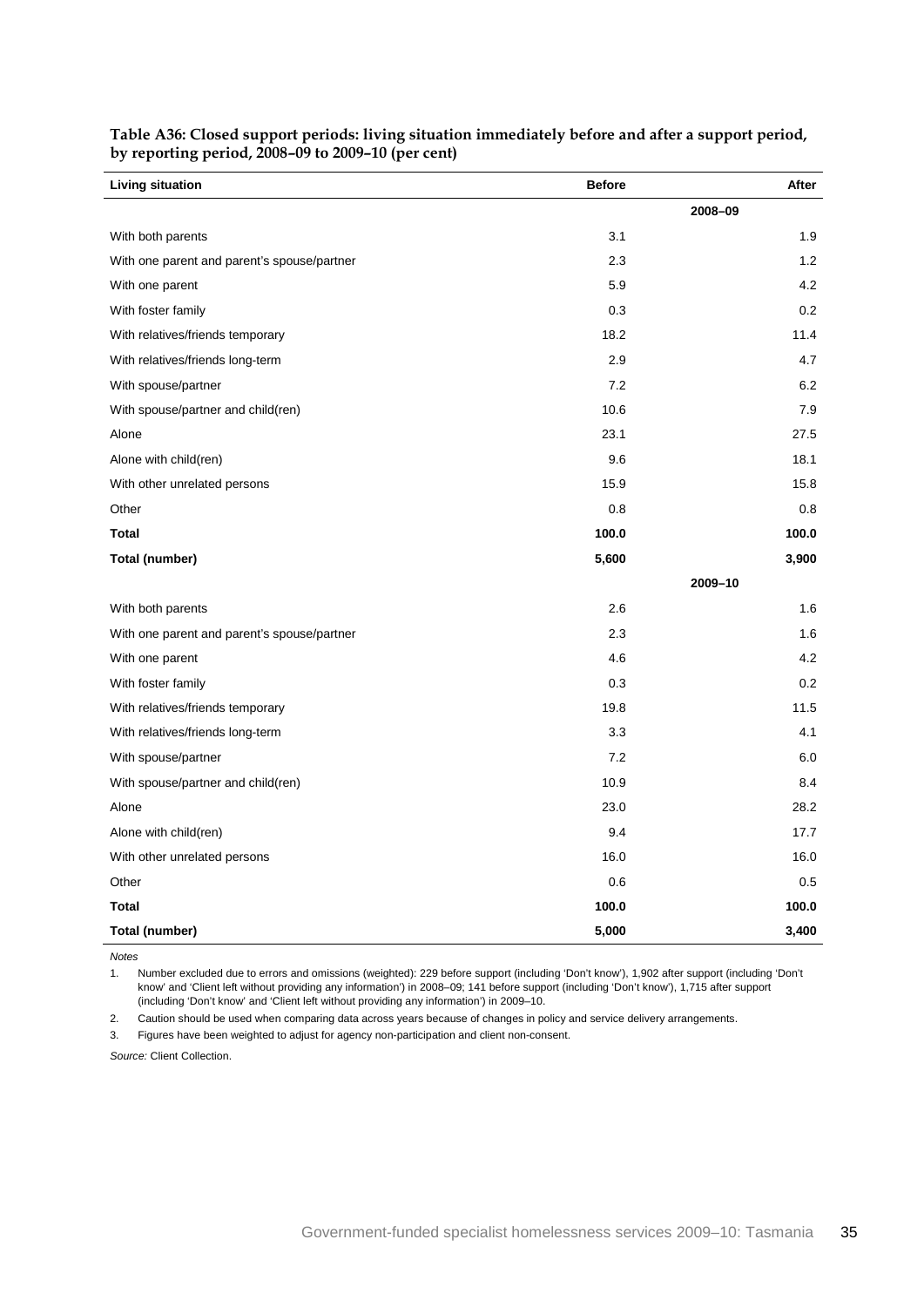**Table A36: Closed support periods: living situation immediately before and after a support period, by reporting period, 2008–09 to 2009–10 (per cent)**

| Living situation | Before | After |
|---|---|---|
| | 2008–09 | |
| With both parents | 3.1 | 1.9 |
| With one parent and parent's spouse/partner | 2.3 | 1.2 |
| With one parent | 5.9 | 4.2 |
| With foster family | 0.3 | 0.2 |
| With relatives/friends temporary | 18.2 | 11.4 |
| With relatives/friends long-term | 2.9 | 4.7 |
| With spouse/partner | 7.2 | 6.2 |
| With spouse/partner and child(ren) | 10.6 | 7.9 |
| Alone | 23.1 | 27.5 |
| Alone with child(ren) | 9.6 | 18.1 |
| With other unrelated persons | 15.9 | 15.8 |
| Other | 0.8 | 0.8 |
| **Total** | **100.0** | **100.0** |
| **Total (number)** | **5,600** | **3,900** |
| | 2009–10 | |
| With both parents | 2.6 | 1.6 |
| With one parent and parent's spouse/partner | 2.3 | 1.6 |
| With one parent | 4.6 | 4.2 |
| With foster family | 0.3 | 0.2 |
| With relatives/friends temporary | 19.8 | 11.5 |
| With relatives/friends long-term | 3.3 | 4.1 |
| With spouse/partner | 7.2 | 6.0 |
| With spouse/partner and child(ren) | 10.9 | 8.4 |
| Alone | 23.0 | 28.2 |
| Alone with child(ren) | 9.4 | 17.7 |
| With other unrelated persons | 16.0 | 16.0 |
| Other | 0.6 | 0.5 |
| **Total** | **100.0** | **100.0** |
| **Total (number)** | **5,000** | **3,400** |

*Notes*

1. Number excluded due to errors and omissions (weighted): 229 before support (including 'Don't know'), 1,902 after support (including 'Don't know' and 'Client left without providing any information') in 2008–09; 141 before support (including 'Don't know'), 1,715 after support (including 'Don't know' and 'Client left without providing any information') in 2009–10.
2. Caution should be used when comparing data across years because of changes in policy and service delivery arrangements.
3. Figures have been weighted to adjust for agency non-participation and client non-consent.

*Source:* Client Collection.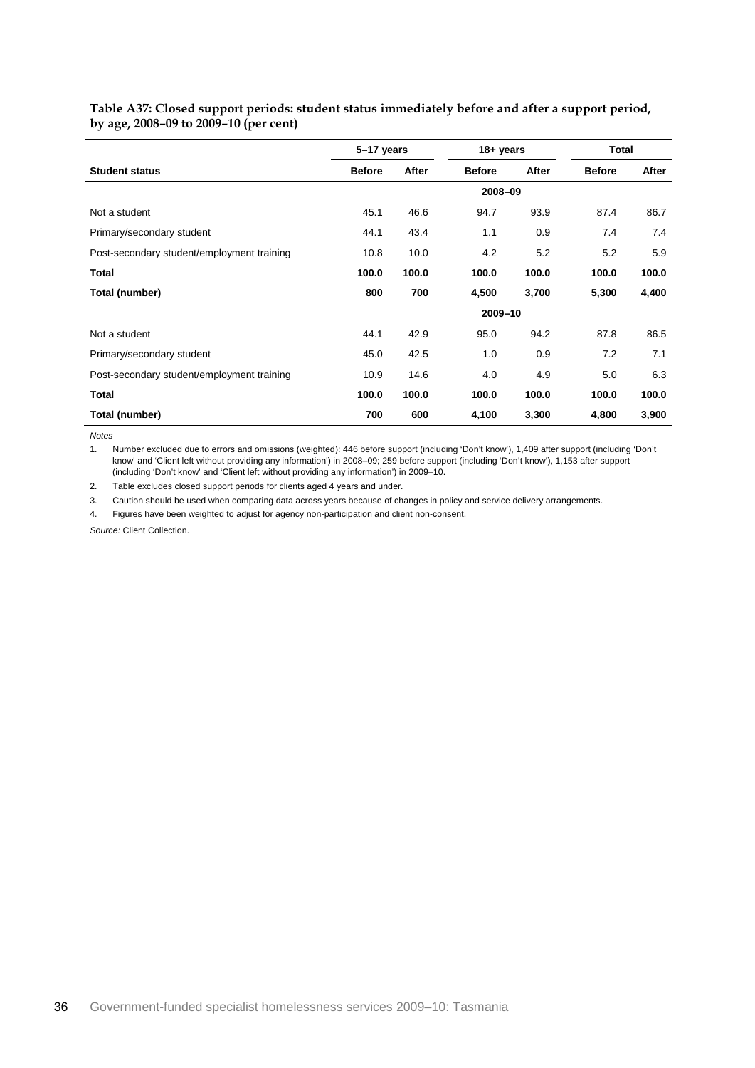**Table A37: Closed support periods: student status immediately before and after a support period, by age, 2008–09 to 2009–10 (per cent)**

| | 5–17 years | | 18+ years | | Total | |
|---|---|---|---|---|---|---|
| **Student status** | **Before** | **After** | **Before** | **After** | **Before** | **After** |
| | | | **2008–09** | | | |
| Not a student | 45.1 | 46.6 | 94.7 | 93.9 | 87.4 | 86.7 |
| Primary/secondary student | 44.1 | 43.4 | 1.1 | 0.9 | 7.4 | 7.4 |
| Post-secondary student/employment training | 10.8 | 10.0 | 4.2 | 5.2 | 5.2 | 5.9 |
| **Total** | **100.0** | **100.0** | **100.0** | **100.0** | **100.0** | **100.0** |
| **Total (number)** | **800** | **700** | **4,500** | **3,700** | **5,300** | **4,400** |
| | | | **2009–10** | | | |
| Not a student | 44.1 | 42.9 | 95.0 | 94.2 | 87.8 | 86.5 |
| Primary/secondary student | 45.0 | 42.5 | 1.0 | 0.9 | 7.2 | 7.1 |
| Post-secondary student/employment training | 10.9 | 14.6 | 4.0 | 4.9 | 5.0 | 6.3 |
| **Total** | **100.0** | **100.0** | **100.0** | **100.0** | **100.0** | **100.0** |
| **Total (number)** | **700** | **600** | **4,100** | **3,300** | **4,800** | **3,900** |

*Notes*

1. Number excluded due to errors and omissions (weighted): 446 before support (including 'Don't know'), 1,409 after support (including 'Don't know' and 'Client left without providing any information') in 2008–09; 259 before support (including 'Don't know'), 1,153 after support (including 'Don't know' and 'Client left without providing any information') in 2009–10.
2. Table excludes closed support periods for clients aged 4 years and under.
3. Caution should be used when comparing data across years because of changes in policy and service delivery arrangements.
4. Figures have been weighted to adjust for agency non-participation and client non-consent.

*Source:* Client Collection.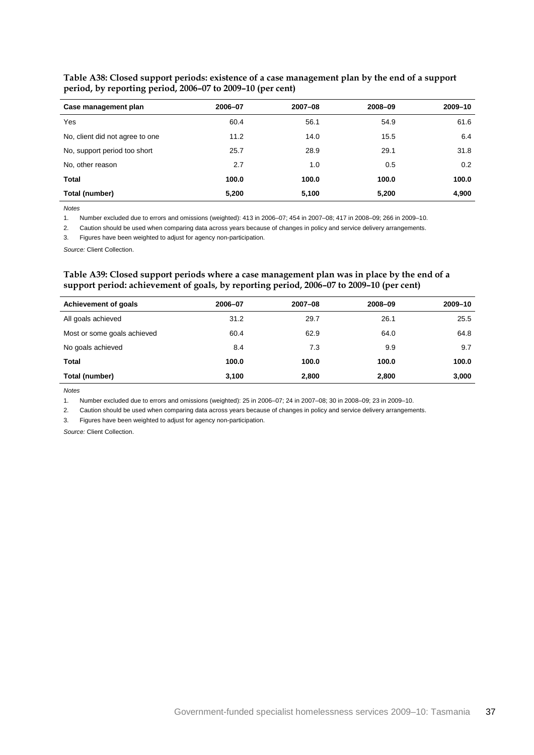**Table A38: Closed support periods: existence of a case management plan by the end of a support period, by reporting period, 2006–07 to 2009–10 (per cent)**

| Case management plan | 2006–07 | 2007–08 | 2008–09 | 2009–10 |
|---|---|---|---|---|
| Yes | 60.4 | 56.1 | 54.9 | 61.6 |
| No, client did not agree to one | 11.2 | 14.0 | 15.5 | 6.4 |
| No, support period too short | 25.7 | 28.9 | 29.1 | 31.8 |
| No, other reason | 2.7 | 1.0 | 0.5 | 0.2 |
| **Total** | **100.0** | **100.0** | **100.0** | **100.0** |
| **Total (number)** | **5,200** | **5,100** | **5,200** | **4,900** |

*Notes*

1. Number excluded due to errors and omissions (weighted): 413 in 2006–07; 454 in 2007–08; 417 in 2008–09; 266 in 2009–10.
2. Caution should be used when comparing data across years because of changes in policy and service delivery arrangements.
3. Figures have been weighted to adjust for agency non-participation.

*Source:* Client Collection.

**Table A39: Closed support periods where a case management plan was in place by the end of a support period: achievement of goals, by reporting period, 2006–07 to 2009–10 (per cent)**

| Achievement of goals | 2006–07 | 2007–08 | 2008–09 | 2009–10 |
|---|---|---|---|---|
| All goals achieved | 31.2 | 29.7 | 26.1 | 25.5 |
| Most or some goals achieved | 60.4 | 62.9 | 64.0 | 64.8 |
| No goals achieved | 8.4 | 7.3 | 9.9 | 9.7 |
| **Total** | **100.0** | **100.0** | **100.0** | **100.0** |
| **Total (number)** | **3,100** | **2,800** | **2,800** | **3,000** |

*Notes*

1. Number excluded due to errors and omissions (weighted): 25 in 2006–07; 24 in 2007–08; 30 in 2008–09; 23 in 2009–10.
2. Caution should be used when comparing data across years because of changes in policy and service delivery arrangements.
3. Figures have been weighted to adjust for agency non-participation.

*Source:* Client Collection.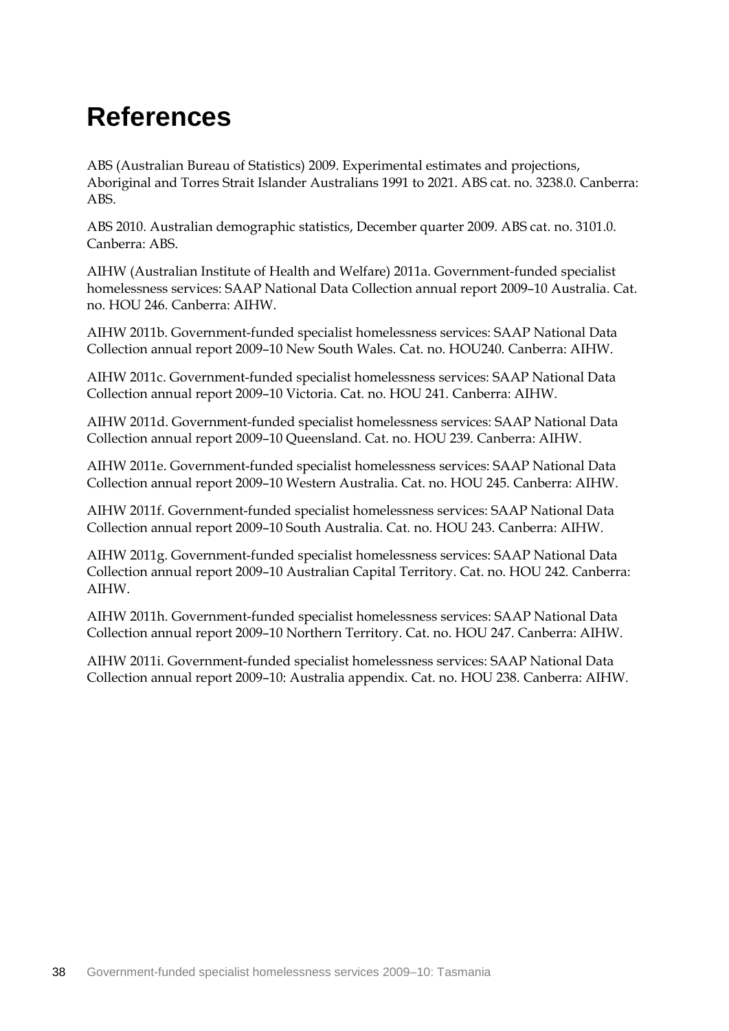# References

ABS (Australian Bureau of Statistics) 2009. Experimental estimates and projections, Aboriginal and Torres Strait Islander Australians 1991 to 2021. ABS cat. no. 3238.0. Canberra: ABS.

ABS 2010. Australian demographic statistics, December quarter 2009. ABS cat. no. 3101.0. Canberra: ABS.

AIHW (Australian Institute of Health and Welfare) 2011a. Government-funded specialist homelessness services: SAAP National Data Collection annual report 2009–10 Australia. Cat. no. HOU 246. Canberra: AIHW.

AIHW 2011b. Government-funded specialist homelessness services: SAAP National Data Collection annual report 2009–10 New South Wales. Cat. no. HOU240. Canberra: AIHW.

AIHW 2011c. Government-funded specialist homelessness services: SAAP National Data Collection annual report 2009–10 Victoria. Cat. no. HOU 241. Canberra: AIHW.

AIHW 2011d. Government-funded specialist homelessness services: SAAP National Data Collection annual report 2009–10 Queensland. Cat. no. HOU 239. Canberra: AIHW.

AIHW 2011e. Government-funded specialist homelessness services: SAAP National Data Collection annual report 2009–10 Western Australia. Cat. no. HOU 245. Canberra: AIHW.

AIHW 2011f. Government-funded specialist homelessness services: SAAP National Data Collection annual report 2009–10 South Australia. Cat. no. HOU 243. Canberra: AIHW.

AIHW 2011g. Government-funded specialist homelessness services: SAAP National Data Collection annual report 2009–10 Australian Capital Territory. Cat. no. HOU 242. Canberra: AIHW.

AIHW 2011h. Government-funded specialist homelessness services: SAAP National Data Collection annual report 2009–10 Northern Territory. Cat. no. HOU 247. Canberra: AIHW.

AIHW 2011i. Government-funded specialist homelessness services: SAAP National Data Collection annual report 2009–10: Australia appendix. Cat. no. HOU 238. Canberra: AIHW.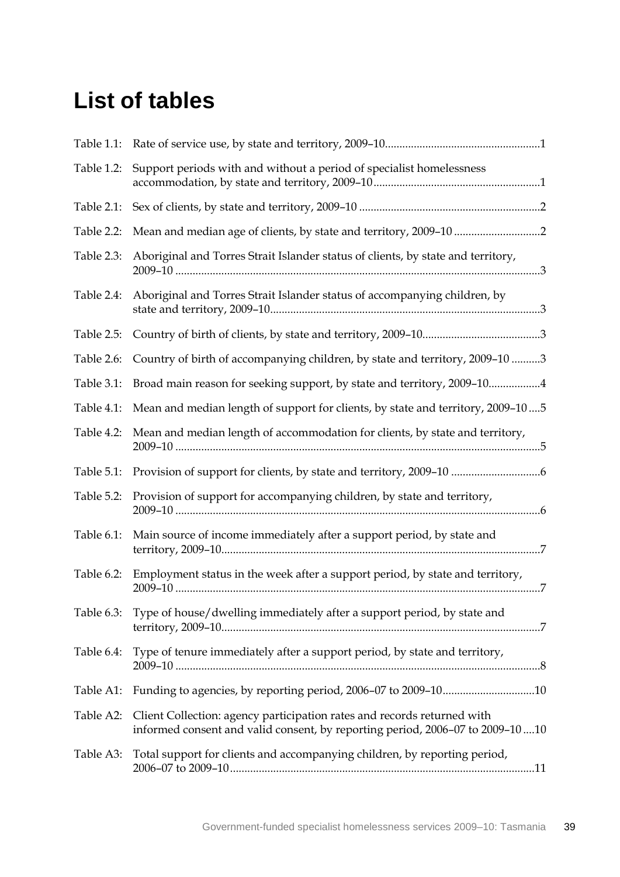# List of tables

| | | |
|---|---|---|
| Table 1.1: | Rate of service use, by state and territory, 2009–10 | 1 |
| Table 1.2: | Support periods with and without a period of specialist homelessness accommodation, by state and territory, 2009–10 | 1 |
| Table 2.1: | Sex of clients, by state and territory, 2009–10 | 2 |
| Table 2.2: | Mean and median age of clients, by state and territory, 2009–10 | 2 |
| Table 2.3: | Aboriginal and Torres Strait Islander status of clients, by state and territory, 2009–10 | 3 |
| Table 2.4: | Aboriginal and Torres Strait Islander status of accompanying children, by state and territory, 2009–10 | 3 |
| Table 2.5: | Country of birth of clients, by state and territory, 2009–10 | 3 |
| Table 2.6: | Country of birth of accompanying children, by state and territory, 2009–10 | 3 |
| Table 3.1: | Broad main reason for seeking support, by state and territory, 2009–10 | 4 |
| Table 4.1: | Mean and median length of support for clients, by state and territory, 2009–10 | 5 |
| Table 4.2: | Mean and median length of accommodation for clients, by state and territory, 2009–10 | 5 |
| Table 5.1: | Provision of support for clients, by state and territory, 2009–10 | 6 |
| Table 5.2: | Provision of support for accompanying children, by state and territory, 2009–10 | 6 |
| Table 6.1: | Main source of income immediately after a support period, by state and territory, 2009–10 | 7 |
| Table 6.2: | Employment status in the week after a support period, by state and territory, 2009–10 | 7 |
| Table 6.3: | Type of house/dwelling immediately after a support period, by state and territory, 2009–10 | 7 |
| Table 6.4: | Type of tenure immediately after a support period, by state and territory, 2009–10 | 8 |
| Table A1: | Funding to agencies, by reporting period, 2006–07 to 2009–10 | 10 |
| Table A2: | Client Collection: agency participation rates and records returned with informed consent and valid consent, by reporting period, 2006–07 to 2009–10 | 10 |
| Table A3: | Total support for clients and accompanying children, by reporting period, 2006–07 to 2009–10 | 11 |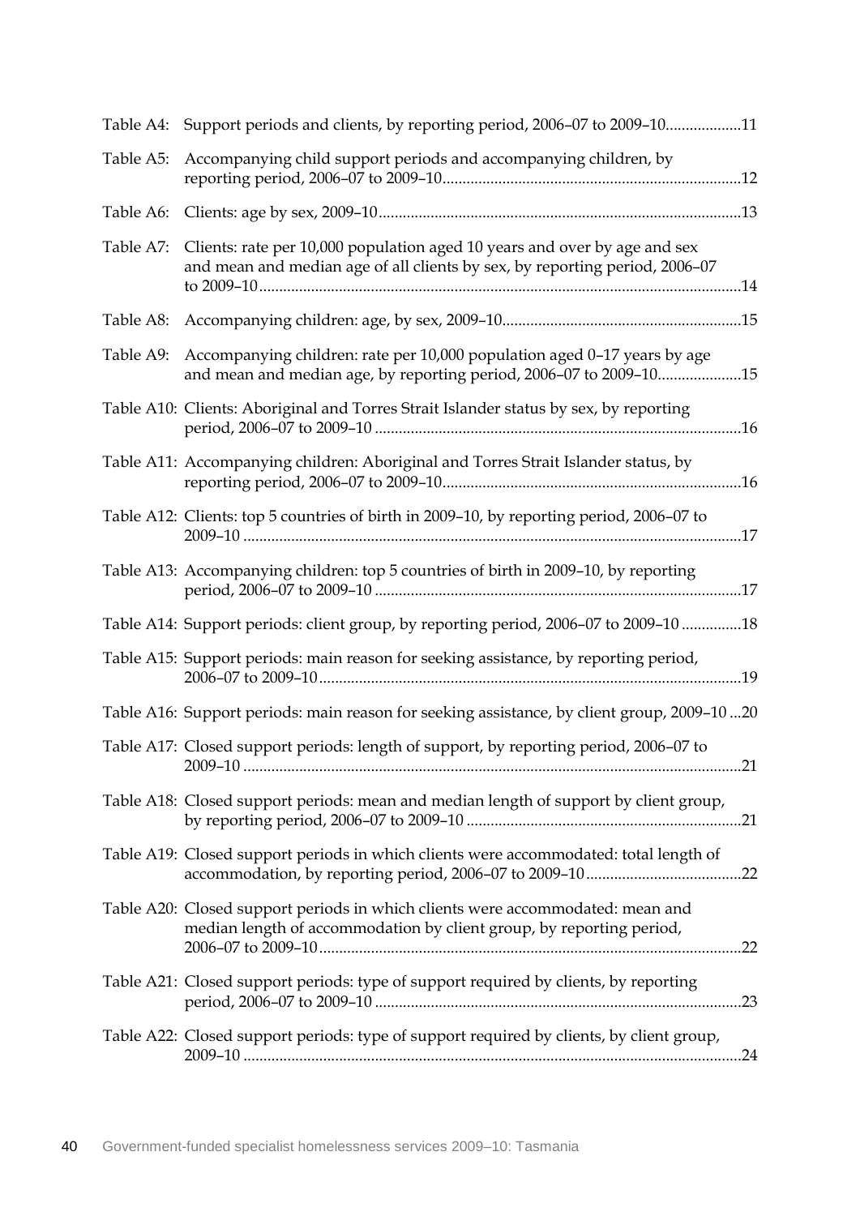Table A4: Support periods and clients, by reporting period, 2006–07 to 2009–10...................11

Table A5: Accompanying child support periods and accompanying children, by reporting period, 2006–07 to 2009–10...........................................................................12

Table A6: Clients: age by sex, 2009–10...........................................................................................13

Table A7: Clients: rate per 10,000 population aged 10 years and over by age and sex and mean and median age of all clients by sex, by reporting period, 2006–07 to 2009–10.........................................................................................................................14

Table A8: Accompanying children: age, by sex, 2009–10............................................................15

Table A9: Accompanying children: rate per 10,000 population aged 0–17 years by age and mean and median age, by reporting period, 2006–07 to 2009–10.....................15

Table A10: Clients: Aboriginal and Torres Strait Islander status by sex, by reporting period, 2006–07 to 2009–10 ...........................................................................................16

Table A11: Accompanying children: Aboriginal and Torres Strait Islander status, by reporting period, 2006–07 to 2009–10...........................................................................16

Table A12: Clients: top 5 countries of birth in 2009–10, by reporting period, 2006–07 to 2009–10 ............................................................................................................................17

Table A13: Accompanying children: top 5 countries of birth in 2009–10, by reporting period, 2006–07 to 2009–10 ...........................................................................................17

Table A14: Support periods: client group, by reporting period, 2006–07 to 2009–10 ...............18

Table A15: Support periods: main reason for seeking assistance, by reporting period, 2006–07 to 2009–10.........................................................................................................19

Table A16: Support periods: main reason for seeking assistance, by client group, 2009–10 ...20

Table A17: Closed support periods: length of support, by reporting period, 2006–07 to 2009–10 ............................................................................................................................21

Table A18: Closed support periods: mean and median length of support by client group, by reporting period, 2006–07 to 2009–10 .....................................................................21

Table A19: Closed support periods in which clients were accommodated: total length of accommodation, by reporting period, 2006–07 to 2009–10.......................................22

Table A20: Closed support periods in which clients were accommodated: mean and median length of accommodation by client group, by reporting period, 2006–07 to 2009–10.........................................................................................................22

Table A21: Closed support periods: type of support required by clients, by reporting period, 2006–07 to 2009–10 ...........................................................................................23

Table A22: Closed support periods: type of support required by clients, by client group, 2009–10 ............................................................................................................................24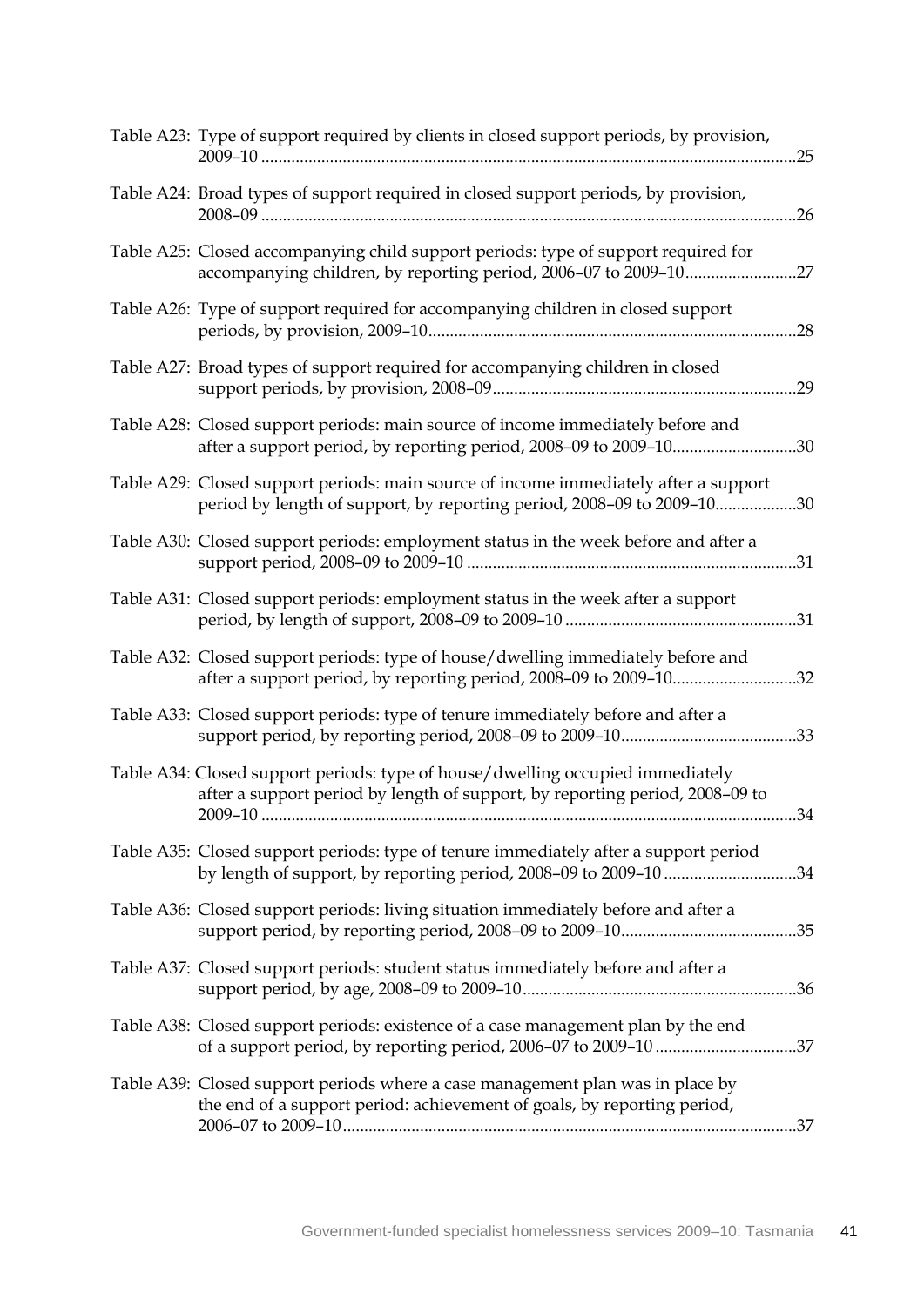Table A23: Type of support required by clients in closed support periods, by provision, 2009–10 ...........................................................................................................................25

Table A24: Broad types of support required in closed support periods, by provision, 2008–09 ...........................................................................................................................26

Table A25: Closed accompanying child support periods: type of support required for accompanying children, by reporting period, 2006–07 to 2009–10..........................27

Table A26: Type of support required for accompanying children in closed support periods, by provision, 2009–10.....................................................................................28

Table A27: Broad types of support required for accompanying children in closed support periods, by provision, 2008–09......................................................................29

Table A28: Closed support periods: main source of income immediately before and after a support period, by reporting period, 2008–09 to 2009–10............................30

Table A29: Closed support periods: main source of income immediately after a support period by length of support, by reporting period, 2008–09 to 2009–10...................30

Table A30: Closed support periods: employment status in the week before and after a support period, 2008–09 to 2009–10 ............................................................................31

Table A31: Closed support periods: employment status in the week after a support period, by length of support, 2008–09 to 2009–10 .....................................................31

Table A32: Closed support periods: type of house/dwelling immediately before and after a support period, by reporting period, 2008–09 to 2009–10............................32

Table A33: Closed support periods: type of tenure immediately before and after a support period, by reporting period, 2008–09 to 2009–10.........................................33

Table A34: Closed support periods: type of house/dwelling occupied immediately after a support period by length of support, by reporting period, 2008–09 to 2009–10 ...........................................................................................................................34

Table A35: Closed support periods: type of tenure immediately after a support period by length of support, by reporting period, 2008–09 to 2009–10 ..............................34

Table A36: Closed support periods: living situation immediately before and after a support period, by reporting period, 2008–09 to 2009–10.........................................35

Table A37: Closed support periods: student status immediately before and after a support period, by age, 2008–09 to 2009–10...............................................................36

Table A38: Closed support periods: existence of a case management plan by the end of a support period, by reporting period, 2006–07 to 2009–10 ................................37

Table A39: Closed support periods where a case management plan was in place by the end of a support period: achievement of goals, by reporting period, 2006–07 to 2009–10.........................................................................................................37